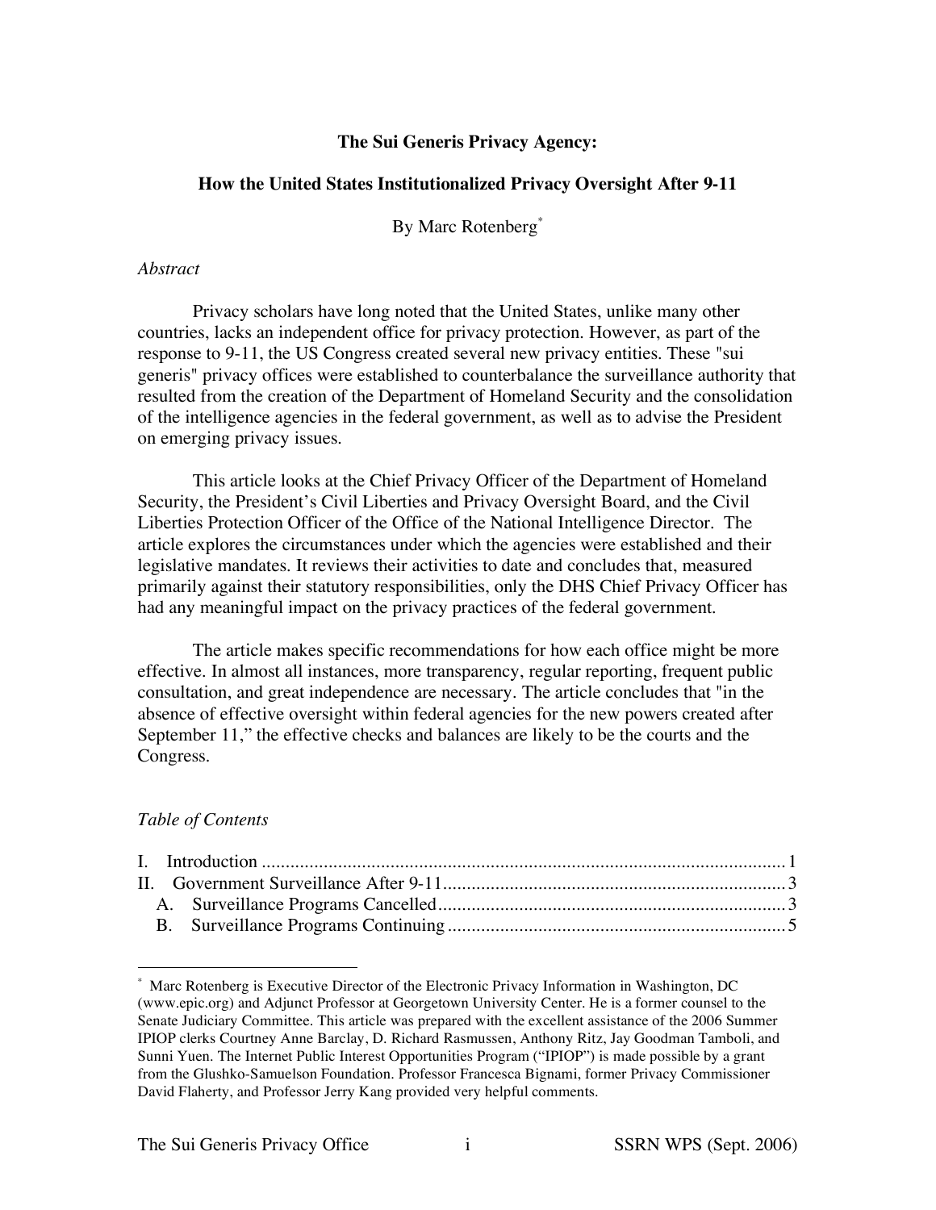# The Sui Generis Privacy Agency:

## How the United States Institutionalized Privacy Oversight After 9-11

By Marc Rotenberg[*]

*Abstract*

Privacy scholars have long noted that the United States, unlike many other countries, lacks an independent office for privacy protection. However, as part of the response to 9-11, the US Congress created several new privacy entities. These "sui generis" privacy offices were established to counterbalance the surveillance authority that resulted from the creation of the Department of Homeland Security and the consolidation of the intelligence agencies in the federal government, as well as to advise the President on emerging privacy issues.

This article looks at the Chief Privacy Officer of the Department of Homeland Security, the President's Civil Liberties and Privacy Oversight Board, and the Civil Liberties Protection Officer of the Office of the National Intelligence Director. The article explores the circumstances under which the agencies were established and their legislative mandates. It reviews their activities to date and concludes that, measured primarily against their statutory responsibilities, only the DHS Chief Privacy Officer has had any meaningful impact on the privacy practices of the federal government.

The article makes specific recommendations for how each office might be more effective. In almost all instances, more transparency, regular reporting, frequent public consultation, and great independence are necessary. The article concludes that "in the absence of effective oversight within federal agencies for the new powers created after September 11," the effective checks and balances are likely to be the courts and the Congress.

*Table of Contents*

I. Introduction .......... 1
II. Government Surveillance After 9-11 .......... 3
   A. Surveillance Programs Cancelled .......... 3
   B. Surveillance Programs Continuing .......... 5

---

[*] Marc Rotenberg is Executive Director of the Electronic Privacy Information in Washington, DC (www.epic.org) and Adjunct Professor at Georgetown University Center. He is a former counsel to the Senate Judiciary Committee. This article was prepared with the excellent assistance of the 2006 Summer IPIOP clerks Courtney Anne Barclay, D. Richard Rasmussen, Anthony Ritz, Jay Goodman Tamboli, and Sunni Yuen. The Internet Public Interest Opportunities Program ("IPIOP") is made possible by a grant from the Glushko-Samuelson Foundation. Professor Francesca Bignami, former Privacy Commissioner David Flaherty, and Professor Jerry Kang provided very helpful comments.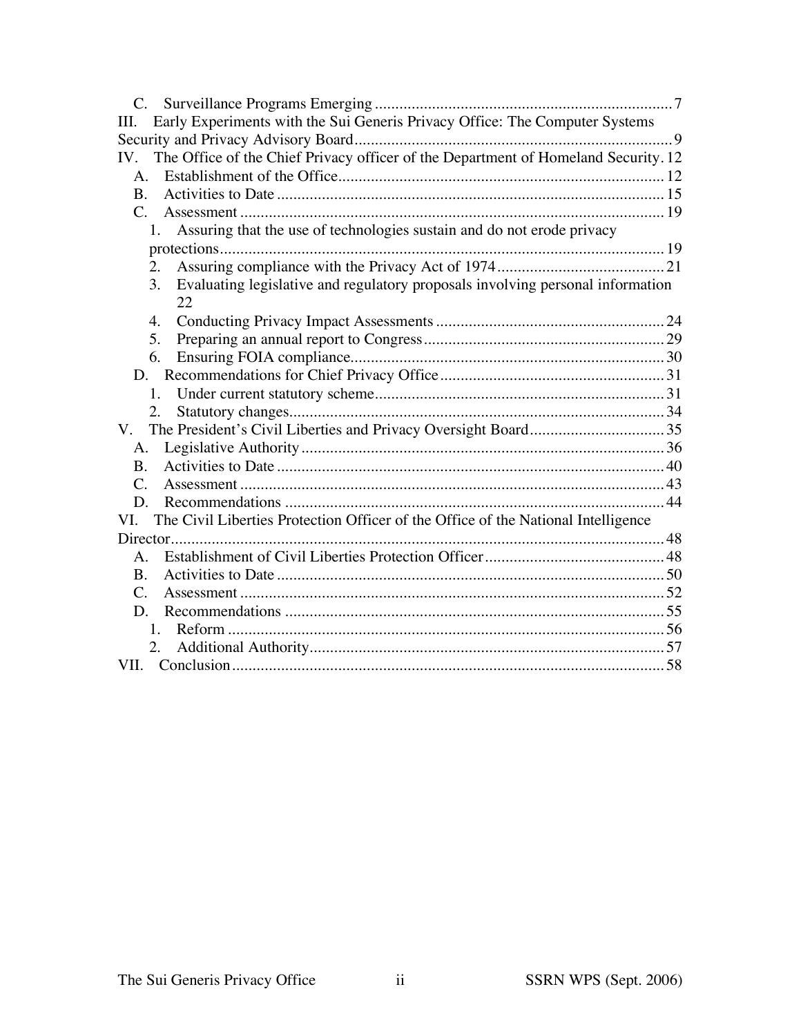C. Surveillance Programs Emerging ........................................................................ 7

III. Early Experiments with the Sui Generis Privacy Office: The Computer Systems Security and Privacy Advisory Board ............................................................................. 9

IV. The Office of the Chief Privacy officer of the Department of Homeland Security. 12

A. Establishment of the Office................................................................................ 12

B. Activities to Date .............................................................................................. 15

C. Assessment ....................................................................................................... 19

1. Assuring that the use of technologies sustain and do not erode privacy protections............................................................................................................ 19

2. Assuring compliance with the Privacy Act of 1974......................................... 21

3. Evaluating legislative and regulatory proposals involving personal information 22

4. Conducting Privacy Impact Assessments ........................................................ 24

5. Preparing an annual report to Congress........................................................... 29

6. Ensuring FOIA compliance.............................................................................. 30

D. Recommendations for Chief Privacy Office ...................................................... 31

1. Under current statutory scheme....................................................................... 31

2. Statutory changes............................................................................................. 34

V. The President's Civil Liberties and Privacy Oversight Board................................. 35

A. Legislative Authority ......................................................................................... 36

B. Activities to Date ............................................................................................... 40

C. Assessment ........................................................................................................ 43

D. Recommendations ............................................................................................. 44

VI. The Civil Liberties Protection Officer of the Office of the National Intelligence Director.......................................................................................................................... 48

A. Establishment of Civil Liberties Protection Officer ............................................ 48

B. Activities to Date ............................................................................................... 50

C. Assessment ........................................................................................................ 52

D. Recommendations ............................................................................................. 55

1. Reform ............................................................................................................. 56

2. Additional Authority........................................................................................ 57

VII. Conclusion .......................................................................................................... 58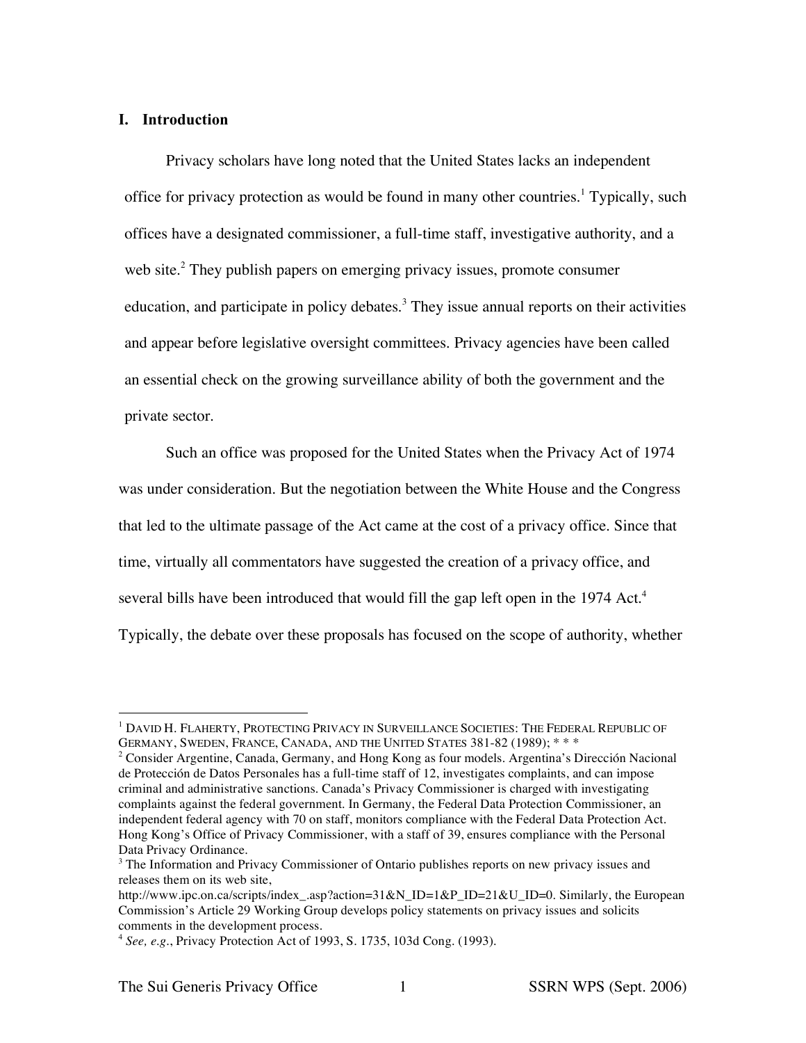## I. Introduction

Privacy scholars have long noted that the United States lacks an independent office for privacy protection as would be found in many other countries.[1] Typically, such offices have a designated commissioner, a full-time staff, investigative authority, and a web site.[2] They publish papers on emerging privacy issues, promote consumer education, and participate in policy debates.[3] They issue annual reports on their activities and appear before legislative oversight committees. Privacy agencies have been called an essential check on the growing surveillance ability of both the government and the private sector.

Such an office was proposed for the United States when the Privacy Act of 1974 was under consideration. But the negotiation between the White House and the Congress that led to the ultimate passage of the Act came at the cost of a privacy office. Since that time, virtually all commentators have suggested the creation of a privacy office, and several bills have been introduced that would fill the gap left open in the 1974 Act.[4] Typically, the debate over these proposals has focused on the scope of authority, whether

---

[1] DAVID H. FLAHERTY, PROTECTING PRIVACY IN SURVEILLANCE SOCIETIES: THE FEDERAL REPUBLIC OF GERMANY, SWEDEN, FRANCE, CANADA, AND THE UNITED STATES 381-82 (1989); * * *

[2] Consider Argentine, Canada, Germany, and Hong Kong as four models. Argentina's Dirección Nacional de Protección de Datos Personales has a full-time staff of 12, investigates complaints, and can impose criminal and administrative sanctions. Canada's Privacy Commissioner is charged with investigating complaints against the federal government. In Germany, the Federal Data Protection Commissioner, an independent federal agency with 70 on staff, monitors compliance with the Federal Data Protection Act. Hong Kong's Office of Privacy Commissioner, with a staff of 39, ensures compliance with the Personal Data Privacy Ordinance.

[3] The Information and Privacy Commissioner of Ontario publishes reports on new privacy issues and releases them on its web site, http://www.ipc.on.ca/scripts/index_.asp?action=31&N_ID=1&P_ID=21&U_ID=0. Similarly, the European Commission's Article 29 Working Group develops policy statements on privacy issues and solicits comments in the development process.

[4] *See, e.g.*, Privacy Protection Act of 1993, S. 1735, 103d Cong. (1993).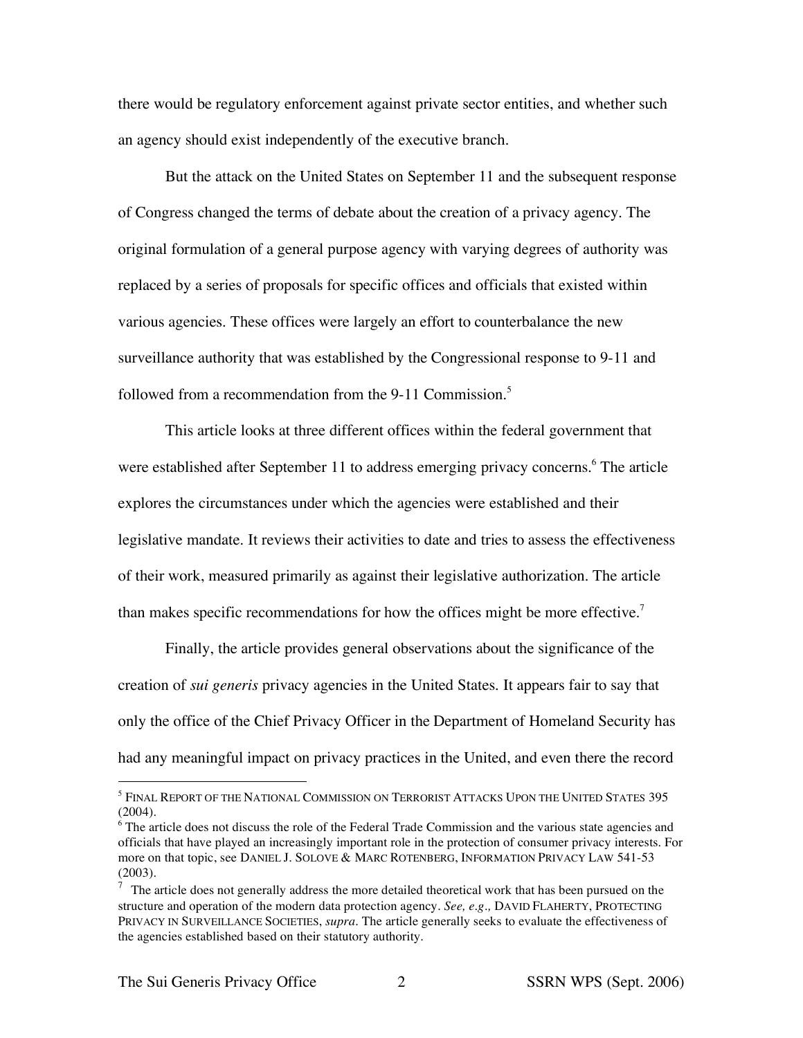there would be regulatory enforcement against private sector entities, and whether such an agency should exist independently of the executive branch.

But the attack on the United States on September 11 and the subsequent response of Congress changed the terms of debate about the creation of a privacy agency. The original formulation of a general purpose agency with varying degrees of authority was replaced by a series of proposals for specific offices and officials that existed within various agencies. These offices were largely an effort to counterbalance the new surveillance authority that was established by the Congressional response to 9-11 and followed from a recommendation from the 9-11 Commission.[5]

This article looks at three different offices within the federal government that were established after September 11 to address emerging privacy concerns.[6] The article explores the circumstances under which the agencies were established and their legislative mandate. It reviews their activities to date and tries to assess the effectiveness of their work, measured primarily as against their legislative authorization. The article than makes specific recommendations for how the offices might be more effective.[7]

Finally, the article provides general observations about the significance of the creation of *sui generis* privacy agencies in the United States. It appears fair to say that only the office of the Chief Privacy Officer in the Department of Homeland Security has had any meaningful impact on privacy practices in the United, and even there the record

---

[5] FINAL REPORT OF THE NATIONAL COMMISSION ON TERRORIST ATTACKS UPON THE UNITED STATES 395 (2004).

[6] The article does not discuss the role of the Federal Trade Commission and the various state agencies and officials that have played an increasingly important role in the protection of consumer privacy interests. For more on that topic, see DANIEL J. SOLOVE & MARC ROTENBERG, INFORMATION PRIVACY LAW 541-53 (2003).

[7] The article does not generally address the more detailed theoretical work that has been pursued on the structure and operation of the modern data protection agency. *See, e.g.,* DAVID FLAHERTY, PROTECTING PRIVACY IN SURVEILLANCE SOCIETIES, *supra*. The article generally seeks to evaluate the effectiveness of the agencies established based on their statutory authority.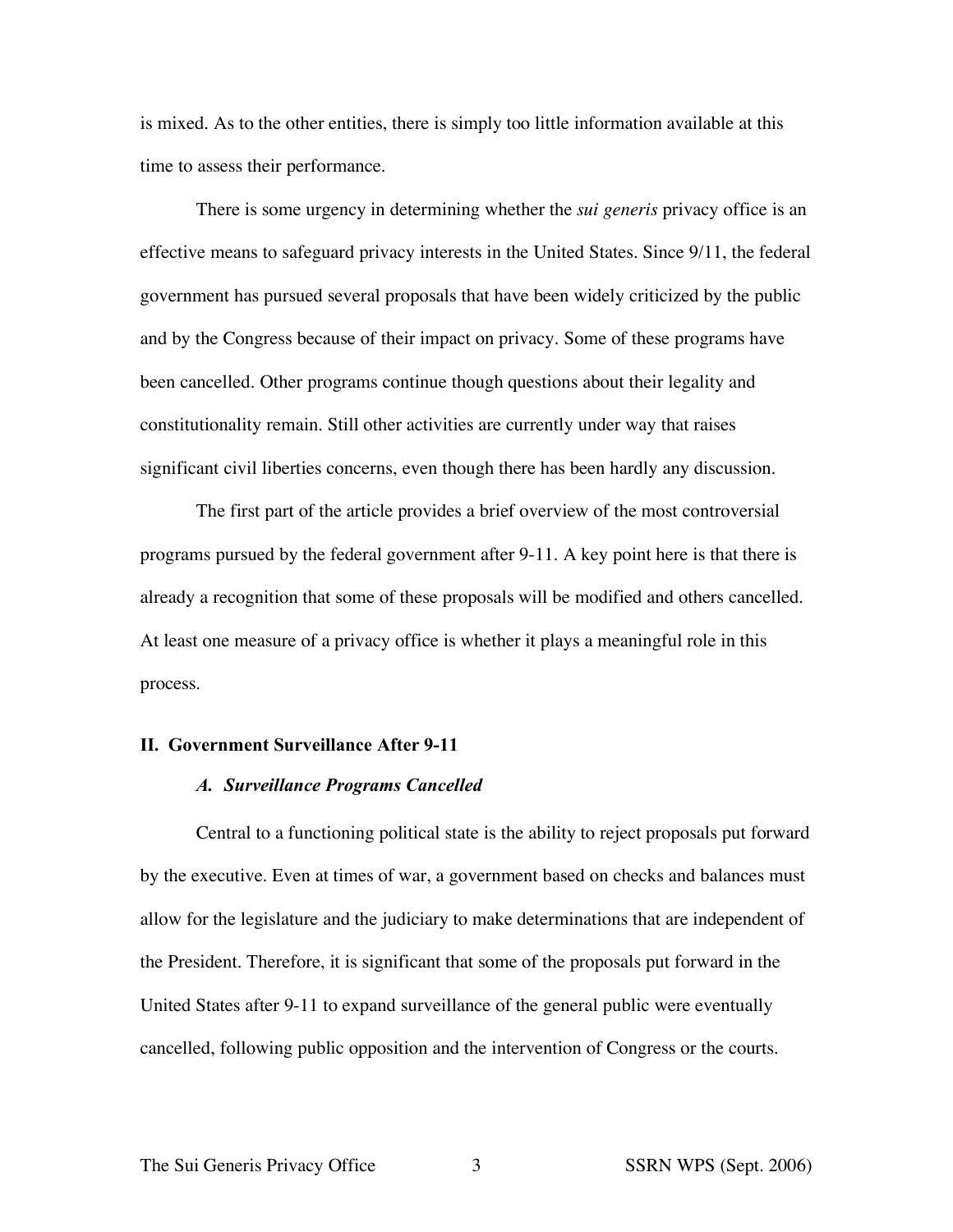is mixed. As to the other entities, there is simply too little information available at this time to assess their performance.

There is some urgency in determining whether the *sui generis* privacy office is an effective means to safeguard privacy interests in the United States. Since 9/11, the federal government has pursued several proposals that have been widely criticized by the public and by the Congress because of their impact on privacy. Some of these programs have been cancelled. Other programs continue though questions about their legality and constitutionality remain. Still other activities are currently under way that raises significant civil liberties concerns, even though there has been hardly any discussion.

The first part of the article provides a brief overview of the most controversial programs pursued by the federal government after 9-11. A key point here is that there is already a recognition that some of these proposals will be modified and others cancelled. At least one measure of a privacy office is whether it plays a meaningful role in this process.

## II. Government Surveillance After 9-11

### *A. Surveillance Programs Cancelled*

Central to a functioning political state is the ability to reject proposals put forward by the executive. Even at times of war, a government based on checks and balances must allow for the legislature and the judiciary to make determinations that are independent of the President. Therefore, it is significant that some of the proposals put forward in the United States after 9-11 to expand surveillance of the general public were eventually cancelled, following public opposition and the intervention of Congress or the courts.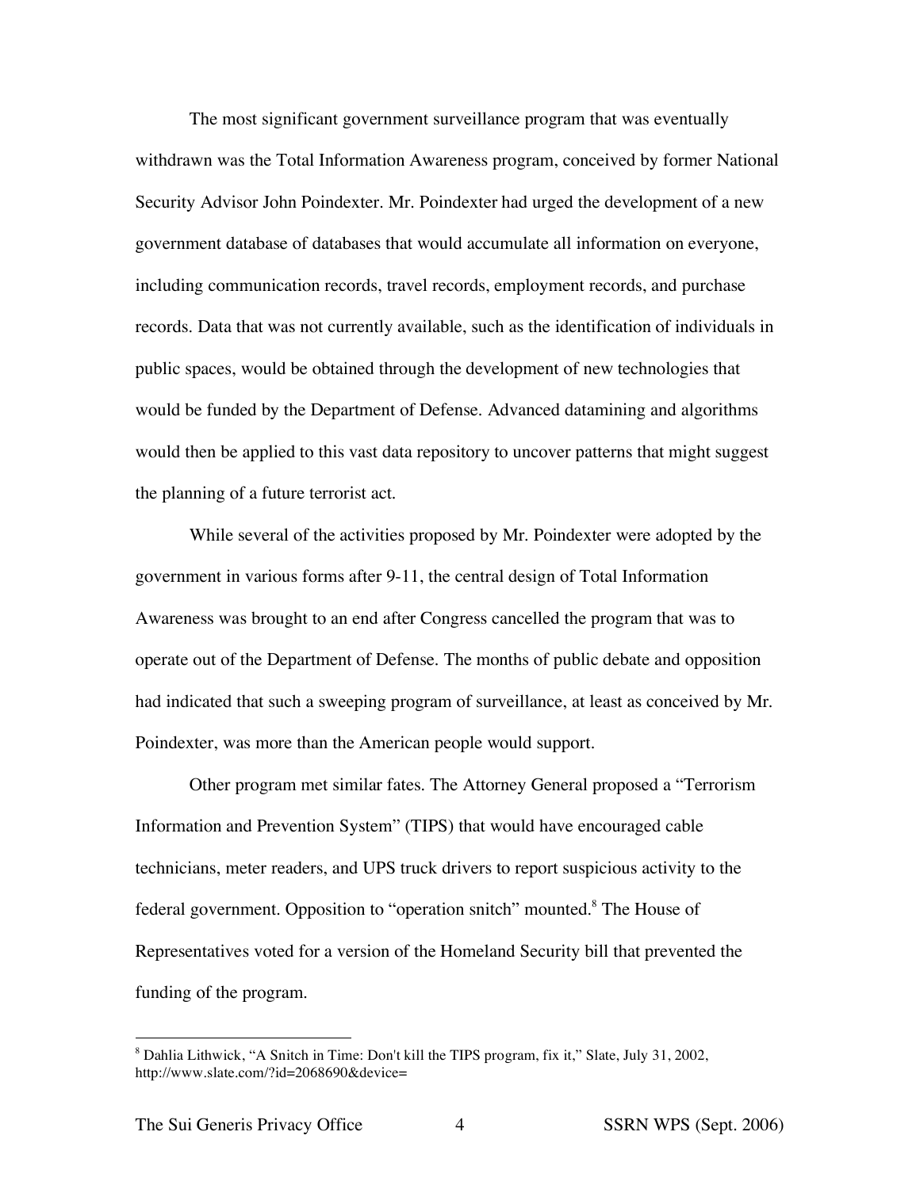The most significant government surveillance program that was eventually withdrawn was the Total Information Awareness program, conceived by former National Security Advisor John Poindexter. Mr. Poindexter had urged the development of a new government database of databases that would accumulate all information on everyone, including communication records, travel records, employment records, and purchase records. Data that was not currently available, such as the identification of individuals in public spaces, would be obtained through the development of new technologies that would be funded by the Department of Defense. Advanced datamining and algorithms would then be applied to this vast data repository to uncover patterns that might suggest the planning of a future terrorist act.

While several of the activities proposed by Mr. Poindexter were adopted by the government in various forms after 9-11, the central design of Total Information Awareness was brought to an end after Congress cancelled the program that was to operate out of the Department of Defense. The months of public debate and opposition had indicated that such a sweeping program of surveillance, at least as conceived by Mr. Poindexter, was more than the American people would support.

Other program met similar fates. The Attorney General proposed a "Terrorism Information and Prevention System" (TIPS) that would have encouraged cable technicians, meter readers, and UPS truck drivers to report suspicious activity to the federal government. Opposition to "operation snitch" mounted.[8] The House of Representatives voted for a version of the Homeland Security bill that prevented the funding of the program.

---

[8] Dahlia Lithwick, "A Snitch in Time: Don't kill the TIPS program, fix it," Slate, July 31, 2002, http://www.slate.com/?id=2068690&device=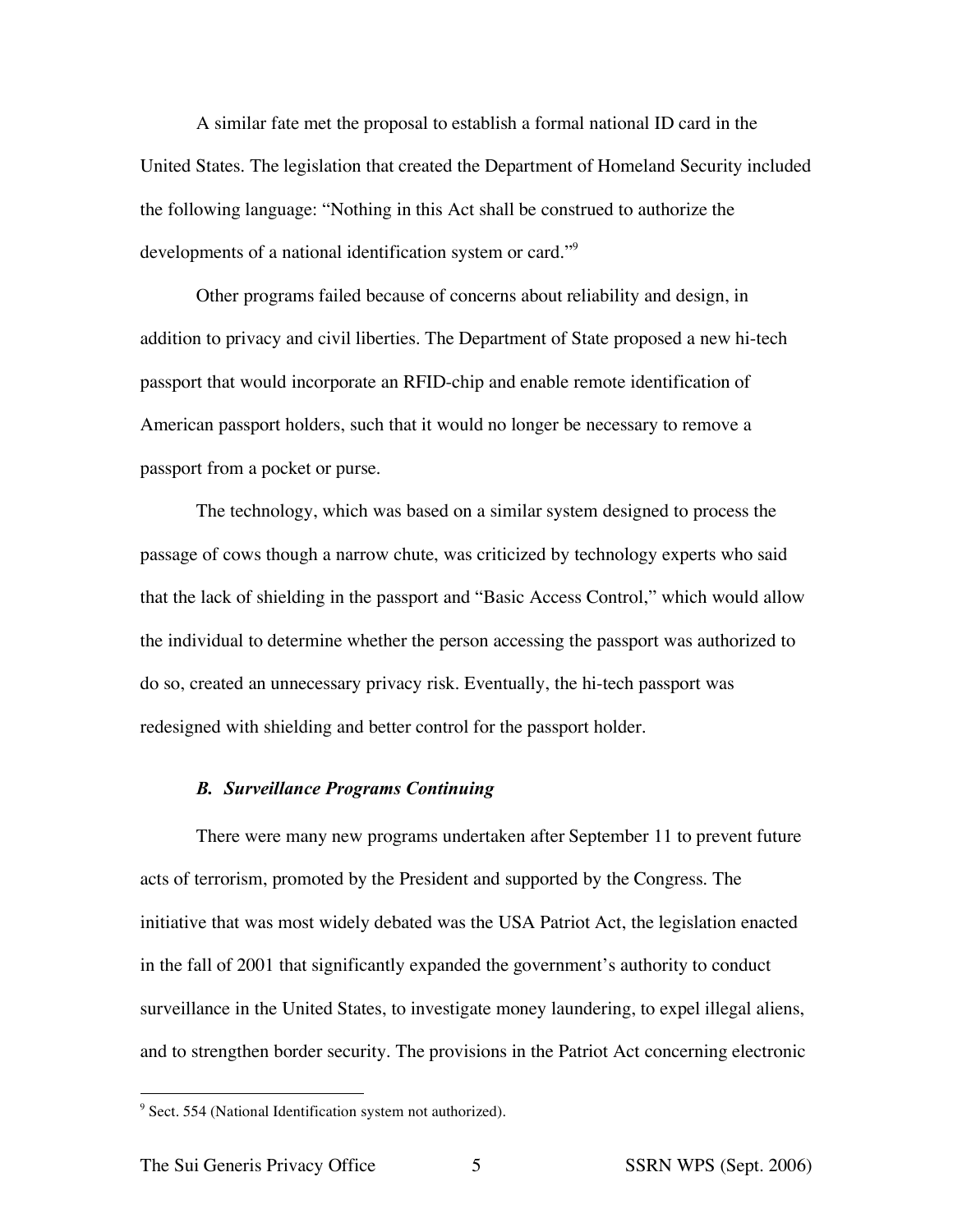A similar fate met the proposal to establish a formal national ID card in the United States. The legislation that created the Department of Homeland Security included the following language: "Nothing in this Act shall be construed to authorize the developments of a national identification system or card."[9]

Other programs failed because of concerns about reliability and design, in addition to privacy and civil liberties. The Department of State proposed a new hi-tech passport that would incorporate an RFID-chip and enable remote identification of American passport holders, such that it would no longer be necessary to remove a passport from a pocket or purse.

The technology, which was based on a similar system designed to process the passage of cows though a narrow chute, was criticized by technology experts who said that the lack of shielding in the passport and "Basic Access Control," which would allow the individual to determine whether the person accessing the passport was authorized to do so, created an unnecessary privacy risk. Eventually, the hi-tech passport was redesigned with shielding and better control for the passport holder.

### *B. Surveillance Programs Continuing*

There were many new programs undertaken after September 11 to prevent future acts of terrorism, promoted by the President and supported by the Congress. The initiative that was most widely debated was the USA Patriot Act, the legislation enacted in the fall of 2001 that significantly expanded the government's authority to conduct surveillance in the United States, to investigate money laundering, to expel illegal aliens, and to strengthen border security. The provisions in the Patriot Act concerning electronic

[9] Sect. 554 (National Identification system not authorized).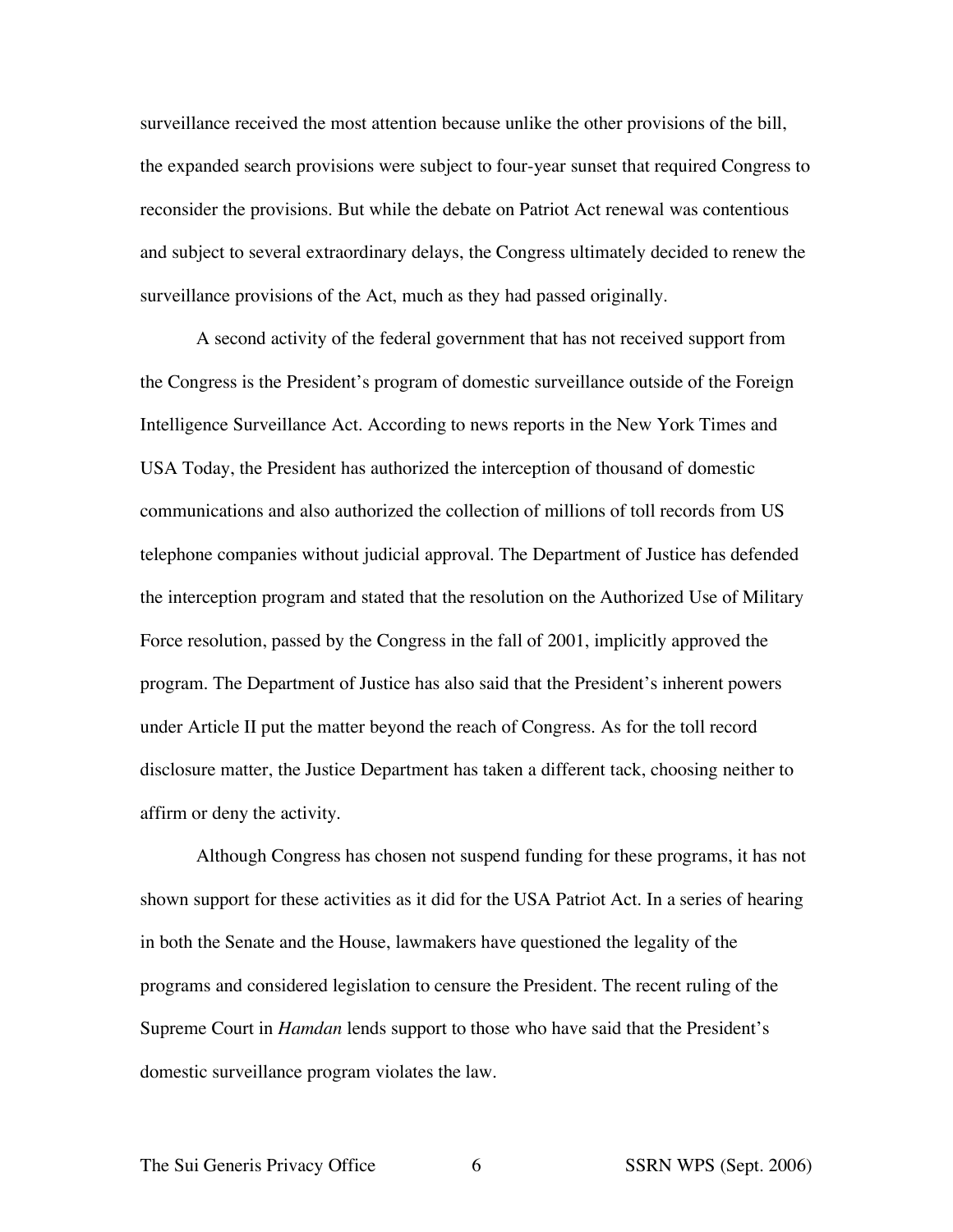surveillance received the most attention because unlike the other provisions of the bill, the expanded search provisions were subject to four-year sunset that required Congress to reconsider the provisions. But while the debate on Patriot Act renewal was contentious and subject to several extraordinary delays, the Congress ultimately decided to renew the surveillance provisions of the Act, much as they had passed originally.

A second activity of the federal government that has not received support from the Congress is the President's program of domestic surveillance outside of the Foreign Intelligence Surveillance Act. According to news reports in the New York Times and USA Today, the President has authorized the interception of thousand of domestic communications and also authorized the collection of millions of toll records from US telephone companies without judicial approval. The Department of Justice has defended the interception program and stated that the resolution on the Authorized Use of Military Force resolution, passed by the Congress in the fall of 2001, implicitly approved the program. The Department of Justice has also said that the President's inherent powers under Article II put the matter beyond the reach of Congress. As for the toll record disclosure matter, the Justice Department has taken a different tack, choosing neither to affirm or deny the activity.

Although Congress has chosen not suspend funding for these programs, it has not shown support for these activities as it did for the USA Patriot Act. In a series of hearing in both the Senate and the House, lawmakers have questioned the legality of the programs and considered legislation to censure the President. The recent ruling of the Supreme Court in *Hamdan* lends support to those who have said that the President's domestic surveillance program violates the law.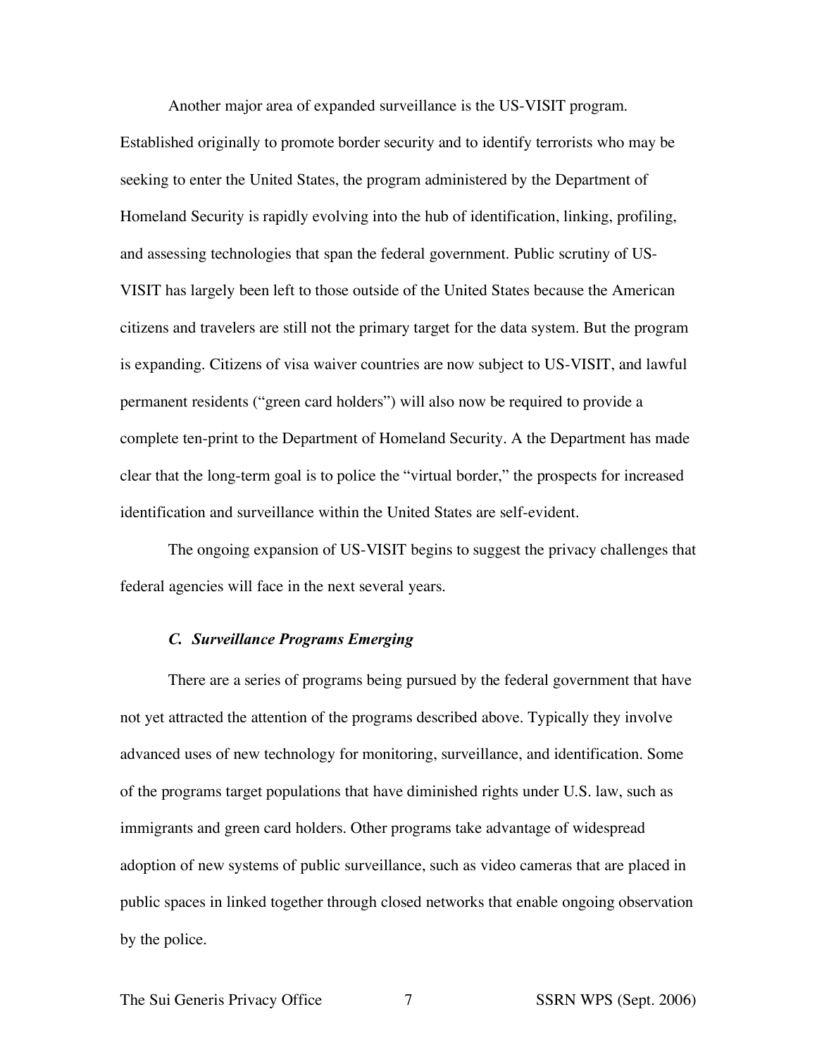Another major area of expanded surveillance is the US-VISIT program. Established originally to promote border security and to identify terrorists who may be seeking to enter the United States, the program administered by the Department of Homeland Security is rapidly evolving into the hub of identification, linking, profiling, and assessing technologies that span the federal government. Public scrutiny of US-VISIT has largely been left to those outside of the United States because the American citizens and travelers are still not the primary target for the data system. But the program is expanding. Citizens of visa waiver countries are now subject to US-VISIT, and lawful permanent residents ("green card holders") will also now be required to provide a complete ten-print to the Department of Homeland Security. A the Department has made clear that the long-term goal is to police the "virtual border," the prospects for increased identification and surveillance within the United States are self-evident.

The ongoing expansion of US-VISIT begins to suggest the privacy challenges that federal agencies will face in the next several years.

### *C. Surveillance Programs Emerging*

There are a series of programs being pursued by the federal government that have not yet attracted the attention of the programs described above. Typically they involve advanced uses of new technology for monitoring, surveillance, and identification. Some of the programs target populations that have diminished rights under U.S. law, such as immigrants and green card holders. Other programs take advantage of widespread adoption of new systems of public surveillance, such as video cameras that are placed in public spaces in linked together through closed networks that enable ongoing observation by the police.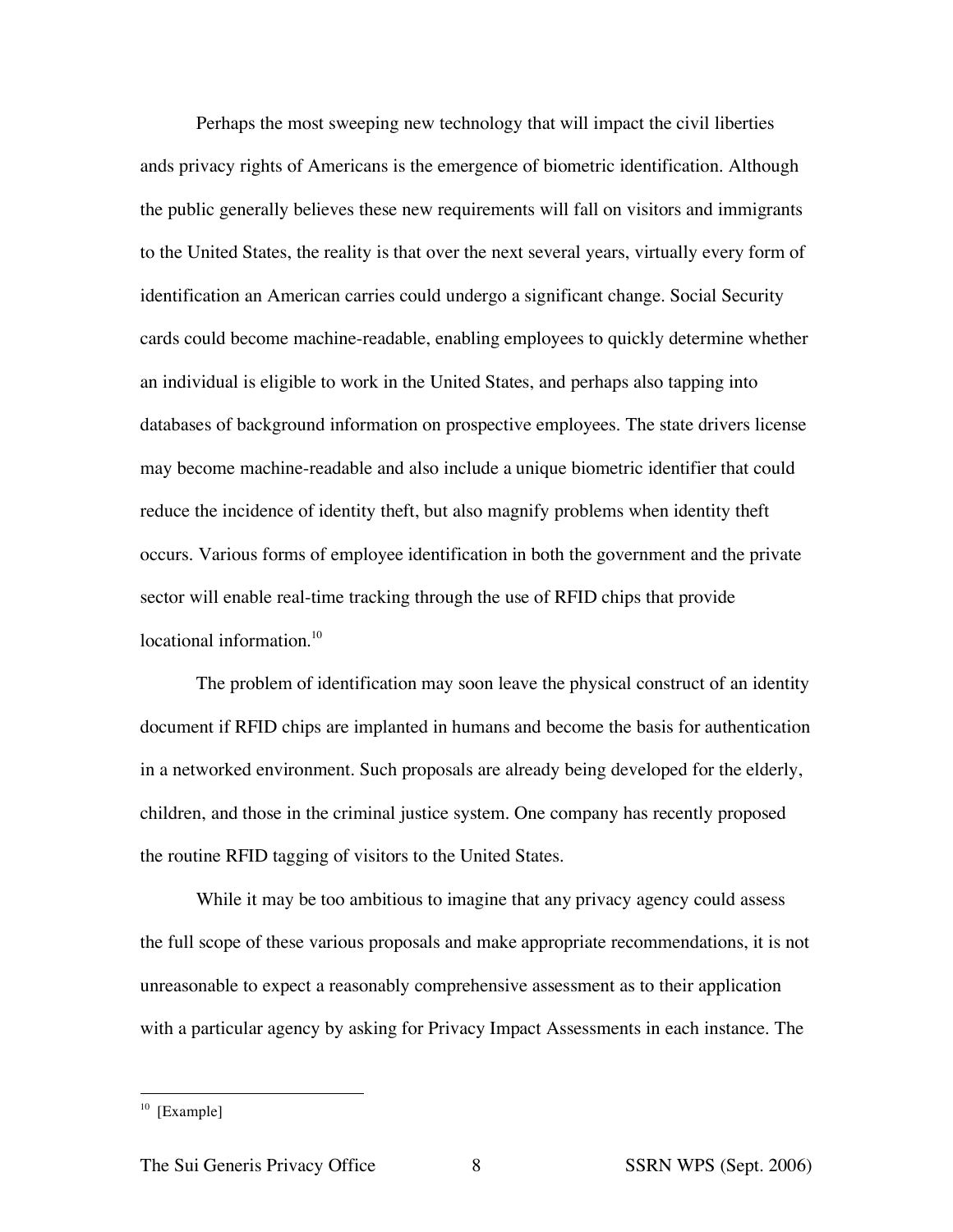Perhaps the most sweeping new technology that will impact the civil liberties ands privacy rights of Americans is the emergence of biometric identification. Although the public generally believes these new requirements will fall on visitors and immigrants to the United States, the reality is that over the next several years, virtually every form of identification an American carries could undergo a significant change. Social Security cards could become machine-readable, enabling employees to quickly determine whether an individual is eligible to work in the United States, and perhaps also tapping into databases of background information on prospective employees. The state drivers license may become machine-readable and also include a unique biometric identifier that could reduce the incidence of identity theft, but also magnify problems when identity theft occurs. Various forms of employee identification in both the government and the private sector will enable real-time tracking through the use of RFID chips that provide locational information.[10]

The problem of identification may soon leave the physical construct of an identity document if RFID chips are implanted in humans and become the basis for authentication in a networked environment. Such proposals are already being developed for the elderly, children, and those in the criminal justice system. One company has recently proposed the routine RFID tagging of visitors to the United States.

While it may be too ambitious to imagine that any privacy agency could assess the full scope of these various proposals and make appropriate recommendations, it is not unreasonable to expect a reasonably comprehensive assessment as to their application with a particular agency by asking for Privacy Impact Assessments in each instance. The

---

[10] [Example]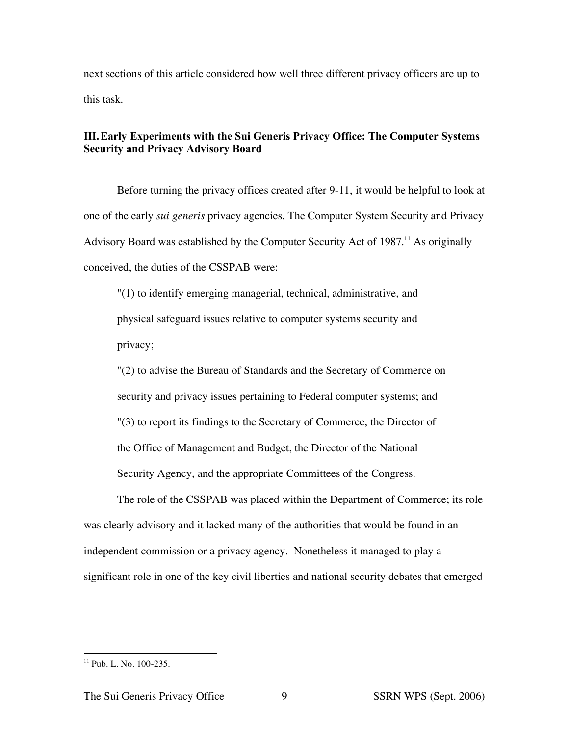next sections of this article considered how well three different privacy officers are up to this task.

## III. Early Experiments with the Sui Generis Privacy Office: The Computer Systems Security and Privacy Advisory Board

Before turning the privacy offices created after 9-11, it would be helpful to look at one of the early *sui generis* privacy agencies. The Computer System Security and Privacy Advisory Board was established by the Computer Security Act of 1987.[11] As originally conceived, the duties of the CSSPAB were:

> "(1) to identify emerging managerial, technical, administrative, and physical safeguard issues relative to computer systems security and privacy;
>
> "(2) to advise the Bureau of Standards and the Secretary of Commerce on security and privacy issues pertaining to Federal computer systems; and
>
> "(3) to report its findings to the Secretary of Commerce, the Director of the Office of Management and Budget, the Director of the National Security Agency, and the appropriate Committees of the Congress.

The role of the CSSPAB was placed within the Department of Commerce; its role was clearly advisory and it lacked many of the authorities that would be found in an independent commission or a privacy agency. Nonetheless it managed to play a significant role in one of the key civil liberties and national security debates that emerged

---

[11] Pub. L. No. 100-235.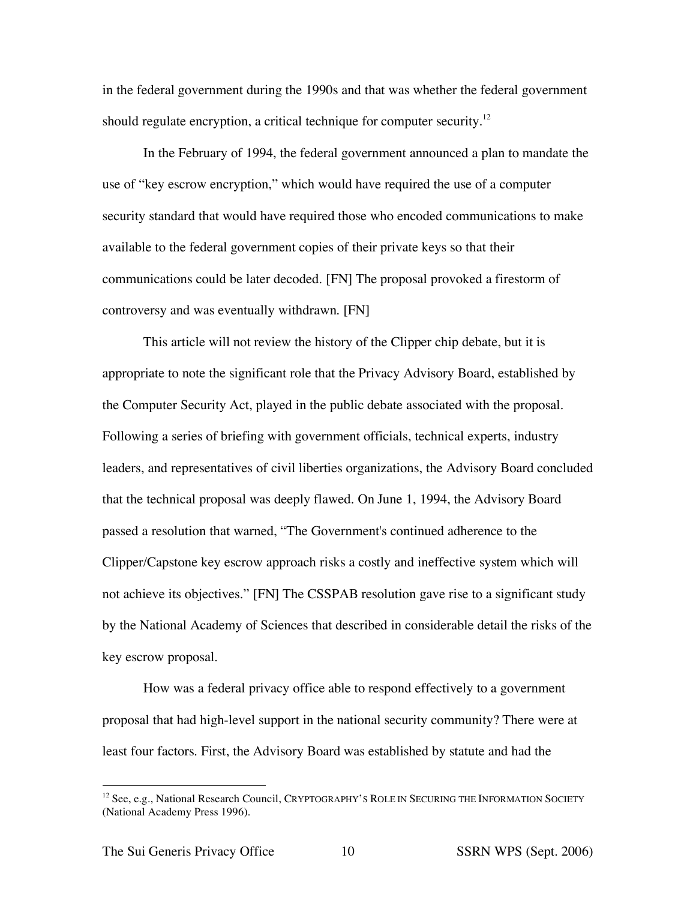in the federal government during the 1990s and that was whether the federal government should regulate encryption, a critical technique for computer security.[12]

In the February of 1994, the federal government announced a plan to mandate the use of "key escrow encryption," which would have required the use of a computer security standard that would have required those who encoded communications to make available to the federal government copies of their private keys so that their communications could be later decoded. [FN] The proposal provoked a firestorm of controversy and was eventually withdrawn. [FN]

This article will not review the history of the Clipper chip debate, but it is appropriate to note the significant role that the Privacy Advisory Board, established by the Computer Security Act, played in the public debate associated with the proposal. Following a series of briefing with government officials, technical experts, industry leaders, and representatives of civil liberties organizations, the Advisory Board concluded that the technical proposal was deeply flawed. On June 1, 1994, the Advisory Board passed a resolution that warned, "The Government's continued adherence to the Clipper/Capstone key escrow approach risks a costly and ineffective system which will not achieve its objectives." [FN] The CSSPAB resolution gave rise to a significant study by the National Academy of Sciences that described in considerable detail the risks of the key escrow proposal.

How was a federal privacy office able to respond effectively to a government proposal that had high-level support in the national security community? There were at least four factors. First, the Advisory Board was established by statute and had the

---

[12] See, e.g., National Research Council, CRYPTOGRAPHY'S ROLE IN SECURING THE INFORMATION SOCIETY (National Academy Press 1996).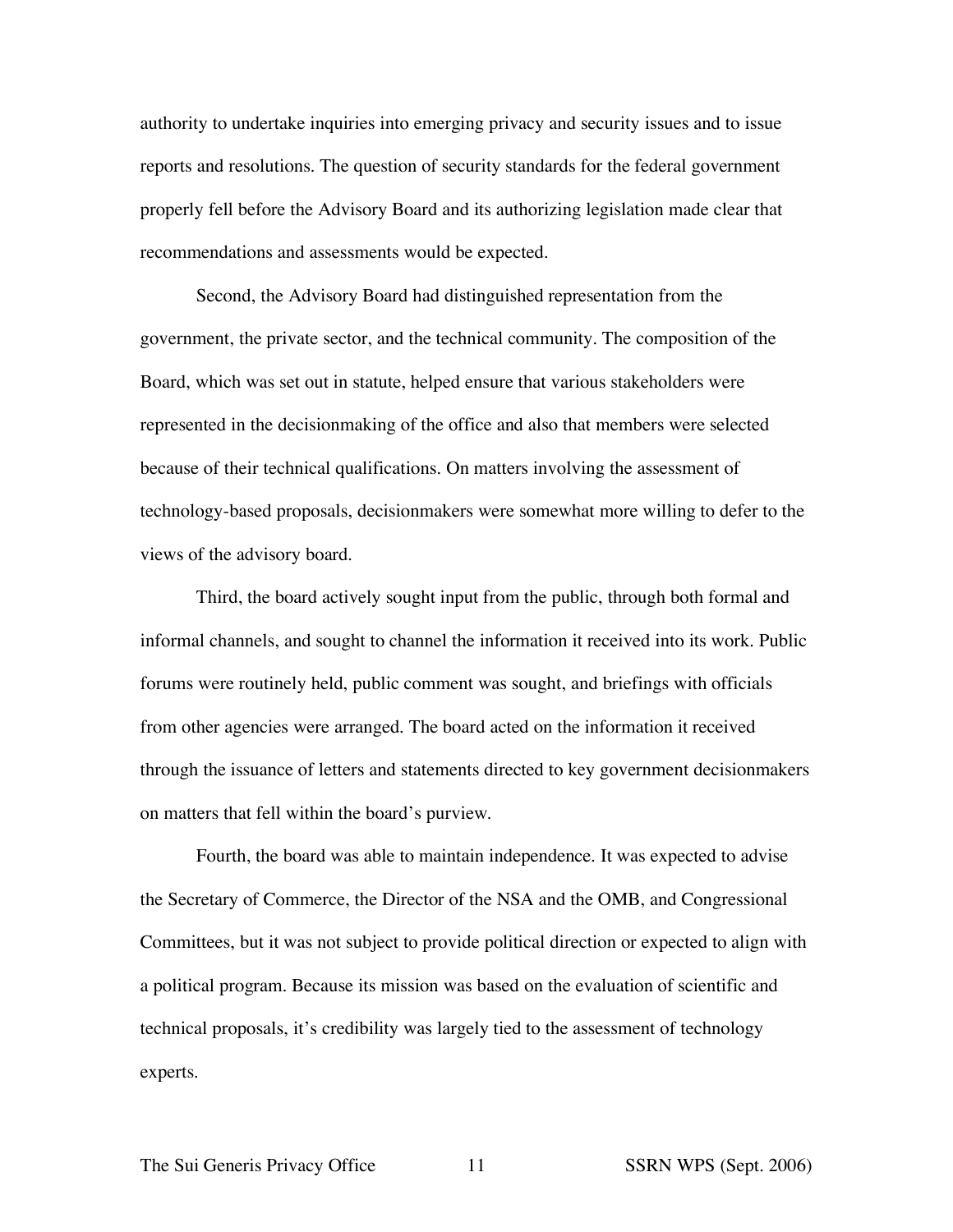authority to undertake inquiries into emerging privacy and security issues and to issue reports and resolutions. The question of security standards for the federal government properly fell before the Advisory Board and its authorizing legislation made clear that recommendations and assessments would be expected.

Second, the Advisory Board had distinguished representation from the government, the private sector, and the technical community. The composition of the Board, which was set out in statute, helped ensure that various stakeholders were represented in the decisionmaking of the office and also that members were selected because of their technical qualifications. On matters involving the assessment of technology-based proposals, decisionmakers were somewhat more willing to defer to the views of the advisory board.

Third, the board actively sought input from the public, through both formal and informal channels, and sought to channel the information it received into its work. Public forums were routinely held, public comment was sought, and briefings with officials from other agencies were arranged. The board acted on the information it received through the issuance of letters and statements directed to key government decisionmakers on matters that fell within the board's purview.

Fourth, the board was able to maintain independence. It was expected to advise the Secretary of Commerce, the Director of the NSA and the OMB, and Congressional Committees, but it was not subject to provide political direction or expected to align with a political program. Because its mission was based on the evaluation of scientific and technical proposals, it's credibility was largely tied to the assessment of technology experts.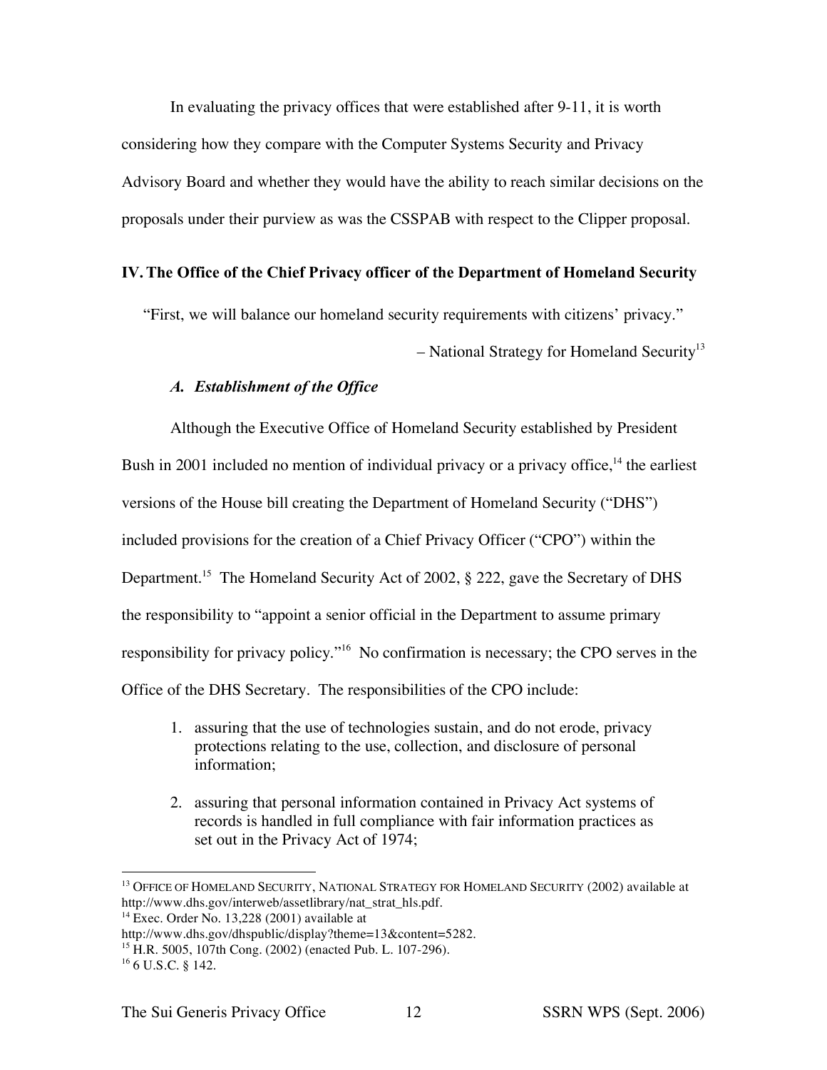In evaluating the privacy offices that were established after 9-11, it is worth considering how they compare with the Computer Systems Security and Privacy Advisory Board and whether they would have the ability to reach similar decisions on the proposals under their purview as was the CSSPAB with respect to the Clipper proposal.

## IV. The Office of the Chief Privacy officer of the Department of Homeland Security

"First, we will balance our homeland security requirements with citizens' privacy."

– National Strategy for Homeland Security[13]

### *A. Establishment of the Office*

Although the Executive Office of Homeland Security established by President Bush in 2001 included no mention of individual privacy or a privacy office,[14] the earliest versions of the House bill creating the Department of Homeland Security ("DHS") included provisions for the creation of a Chief Privacy Officer ("CPO") within the Department.[15] The Homeland Security Act of 2002, § 222, gave the Secretary of DHS the responsibility to "appoint a senior official in the Department to assume primary responsibility for privacy policy."[16] No confirmation is necessary; the CPO serves in the Office of the DHS Secretary. The responsibilities of the CPO include:

1. assuring that the use of technologies sustain, and do not erode, privacy protections relating to the use, collection, and disclosure of personal information;

2. assuring that personal information contained in Privacy Act systems of records is handled in full compliance with fair information practices as set out in the Privacy Act of 1974;

---

[13] OFFICE OF HOMELAND SECURITY, NATIONAL STRATEGY FOR HOMELAND SECURITY (2002) available at http://www.dhs.gov/interweb/assetlibrary/nat_strat_hls.pdf.

[14] Exec. Order No. 13,228 (2001) available at http://www.dhs.gov/dhspublic/display?theme=13&content=5282.

[15] H.R. 5005, 107th Cong. (2002) (enacted Pub. L. 107-296).

[16] 6 U.S.C. § 142.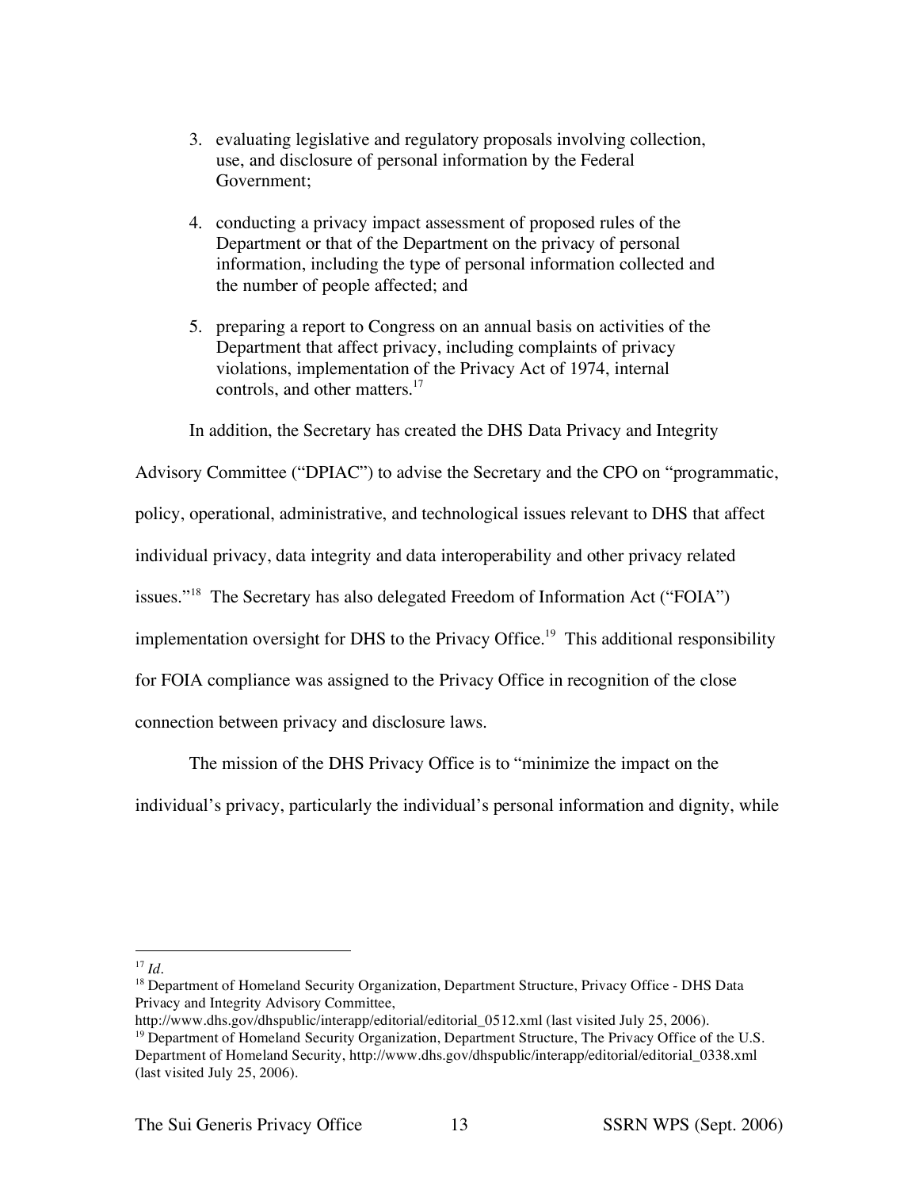3. evaluating legislative and regulatory proposals involving collection, use, and disclosure of personal information by the Federal Government;

4. conducting a privacy impact assessment of proposed rules of the Department or that of the Department on the privacy of personal information, including the type of personal information collected and the number of people affected; and

5. preparing a report to Congress on an annual basis on activities of the Department that affect privacy, including complaints of privacy violations, implementation of the Privacy Act of 1974, internal controls, and other matters.[17]

In addition, the Secretary has created the DHS Data Privacy and Integrity Advisory Committee ("DPIAC") to advise the Secretary and the CPO on "programmatic, policy, operational, administrative, and technological issues relevant to DHS that affect individual privacy, data integrity and data interoperability and other privacy related issues."[18] The Secretary has also delegated Freedom of Information Act ("FOIA") implementation oversight for DHS to the Privacy Office.[19] This additional responsibility for FOIA compliance was assigned to the Privacy Office in recognition of the close connection between privacy and disclosure laws.

The mission of the DHS Privacy Office is to "minimize the impact on the individual's privacy, particularly the individual's personal information and dignity, while

---

[17] *Id*.

[18] Department of Homeland Security Organization, Department Structure, Privacy Office - DHS Data Privacy and Integrity Advisory Committee, http://www.dhs.gov/dhspublic/interapp/editorial/editorial_0512.xml (last visited July 25, 2006).

[19] Department of Homeland Security Organization, Department Structure, The Privacy Office of the U.S. Department of Homeland Security, http://www.dhs.gov/dhspublic/interapp/editorial/editorial_0338.xml (last visited July 25, 2006).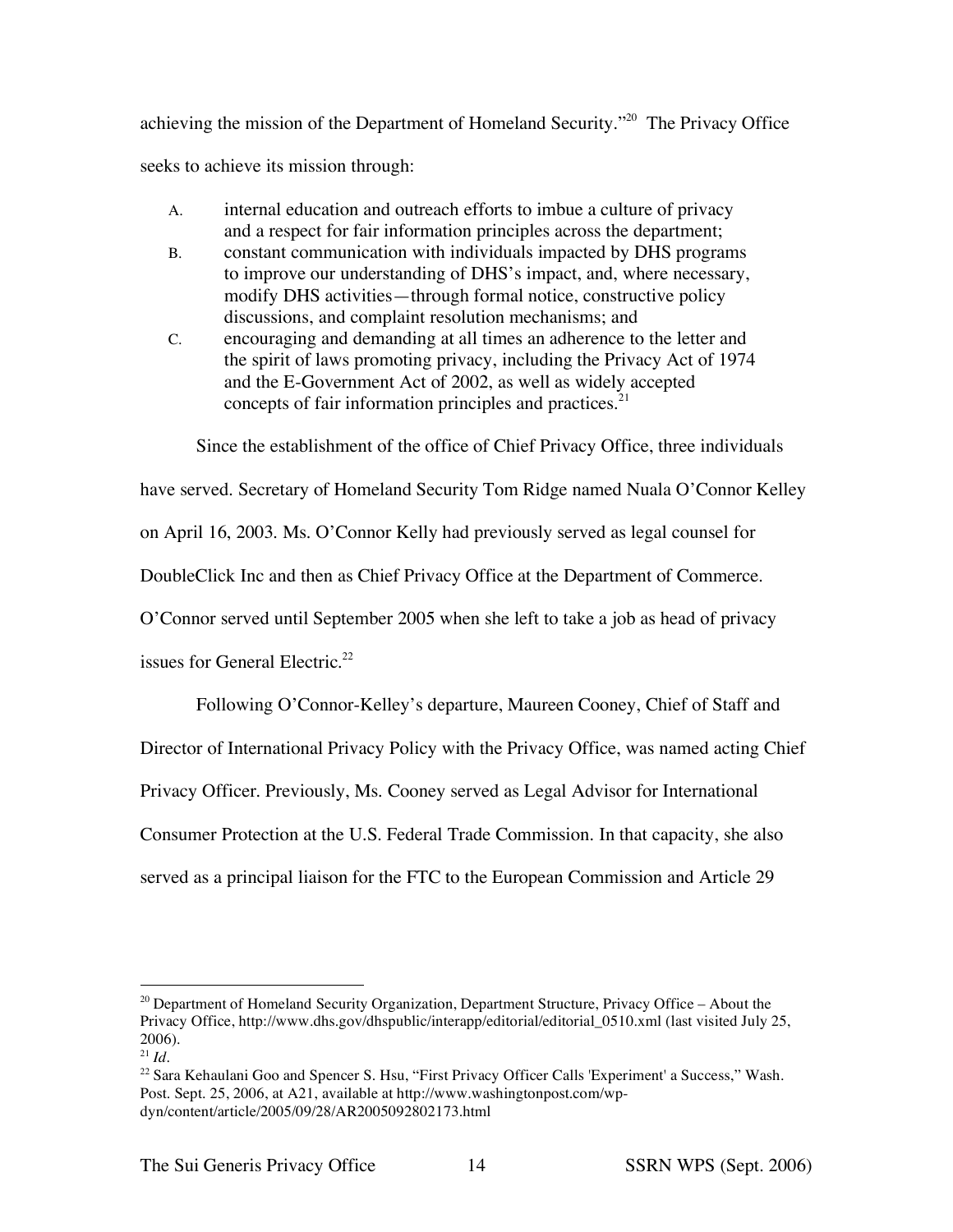achieving the mission of the Department of Homeland Security."[20] The Privacy Office seeks to achieve its mission through:

A. internal education and outreach efforts to imbue a culture of privacy and a respect for fair information principles across the department;

B. constant communication with individuals impacted by DHS programs to improve our understanding of DHS's impact, and, where necessary, modify DHS activities—through formal notice, constructive policy discussions, and complaint resolution mechanisms; and

C. encouraging and demanding at all times an adherence to the letter and the spirit of laws promoting privacy, including the Privacy Act of 1974 and the E-Government Act of 2002, as well as widely accepted concepts of fair information principles and practices.[21]

Since the establishment of the office of Chief Privacy Office, three individuals have served. Secretary of Homeland Security Tom Ridge named Nuala O'Connor Kelley on April 16, 2003. Ms. O'Connor Kelly had previously served as legal counsel for DoubleClick Inc and then as Chief Privacy Office at the Department of Commerce. O'Connor served until September 2005 when she left to take a job as head of privacy issues for General Electric.[22]

Following O'Connor-Kelley's departure, Maureen Cooney, Chief of Staff and Director of International Privacy Policy with the Privacy Office, was named acting Chief Privacy Officer. Previously, Ms. Cooney served as Legal Advisor for International Consumer Protection at the U.S. Federal Trade Commission. In that capacity, she also served as a principal liaison for the FTC to the European Commission and Article 29

---

[20] Department of Homeland Security Organization, Department Structure, Privacy Office – About the Privacy Office, http://www.dhs.gov/dhspublic/interapp/editorial/editorial_0510.xml (last visited July 25, 2006).

[21] *Id*.

[22] Sara Kehaulani Goo and Spencer S. Hsu, "First Privacy Officer Calls 'Experiment' a Success," Wash. Post. Sept. 25, 2006, at A21, available at http://www.washingtonpost.com/wp-dyn/content/article/2005/09/28/AR2005092802173.html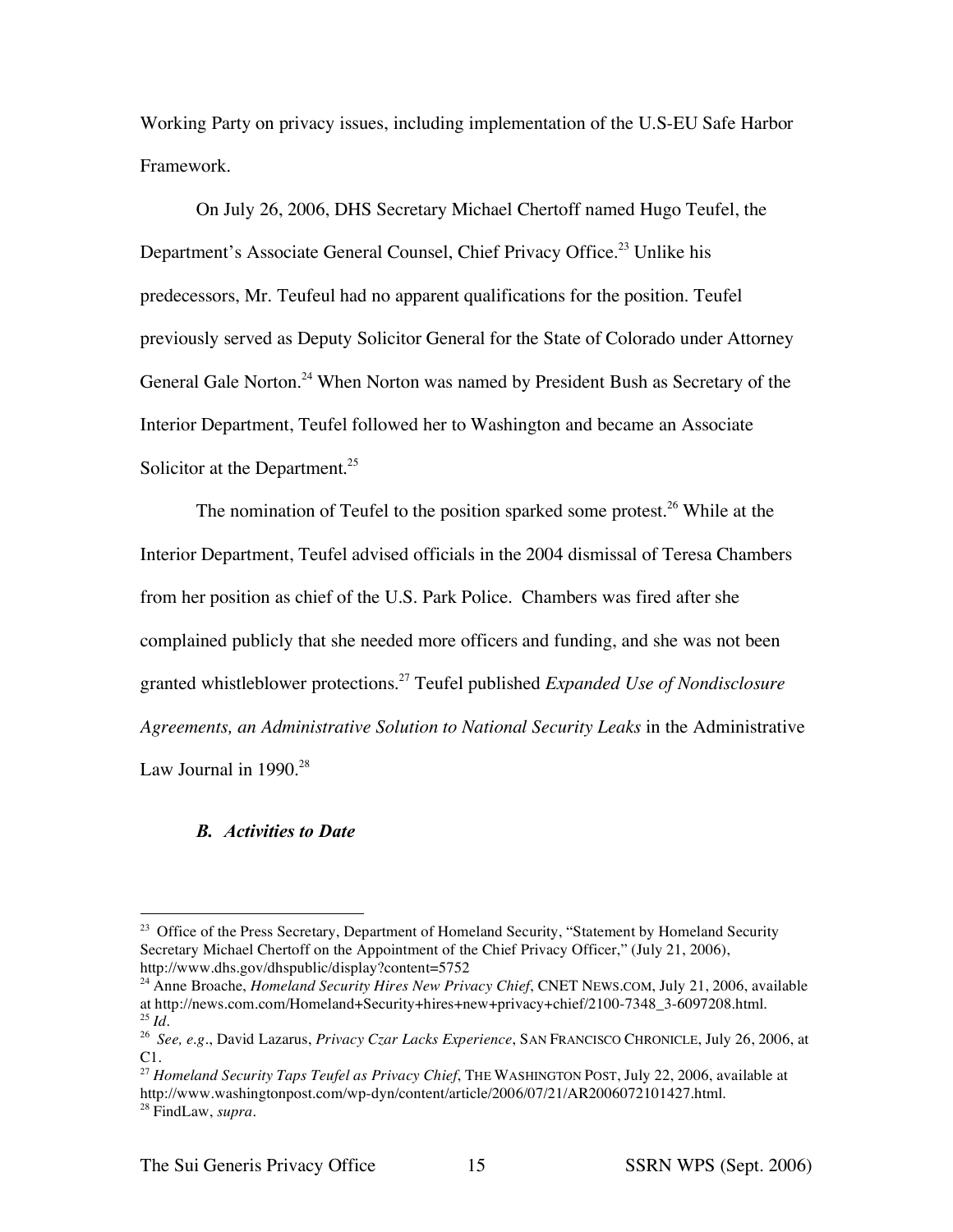Working Party on privacy issues, including implementation of the U.S-EU Safe Harbor Framework.

On July 26, 2006, DHS Secretary Michael Chertoff named Hugo Teufel, the Department's Associate General Counsel, Chief Privacy Office.[23] Unlike his predecessors, Mr. Teufeul had no apparent qualifications for the position. Teufel previously served as Deputy Solicitor General for the State of Colorado under Attorney General Gale Norton.[24] When Norton was named by President Bush as Secretary of the Interior Department, Teufel followed her to Washington and became an Associate Solicitor at the Department.[25]

The nomination of Teufel to the position sparked some protest.[26] While at the Interior Department, Teufel advised officials in the 2004 dismissal of Teresa Chambers from her position as chief of the U.S. Park Police. Chambers was fired after she complained publicly that she needed more officers and funding, and she was not been granted whistleblower protections.[27] Teufel published *Expanded Use of Nondisclosure Agreements, an Administrative Solution to National Security Leaks* in the Administrative Law Journal in 1990.[28]

### *B. Activities to Date*

---

[23] Office of the Press Secretary, Department of Homeland Security, "Statement by Homeland Security Secretary Michael Chertoff on the Appointment of the Chief Privacy Officer," (July 21, 2006), http://www.dhs.gov/dhspublic/display?content=5752

[24] Anne Broache, *Homeland Security Hires New Privacy Chief*, CNET NEWS.COM, July 21, 2006, available at http://news.com.com/Homeland+Security+hires+new+privacy+chief/2100-7348_3-6097208.html.

[25] *Id.*

[26] *See, e.g.*, David Lazarus, *Privacy Czar Lacks Experience*, SAN FRANCISCO CHRONICLE, July 26, 2006, at C1.

[27] *Homeland Security Taps Teufel as Privacy Chief*, THE WASHINGTON POST, July 22, 2006, available at http://www.washingtonpost.com/wp-dyn/content/article/2006/07/21/AR2006072101427.html.

[28] FindLaw, *supra*.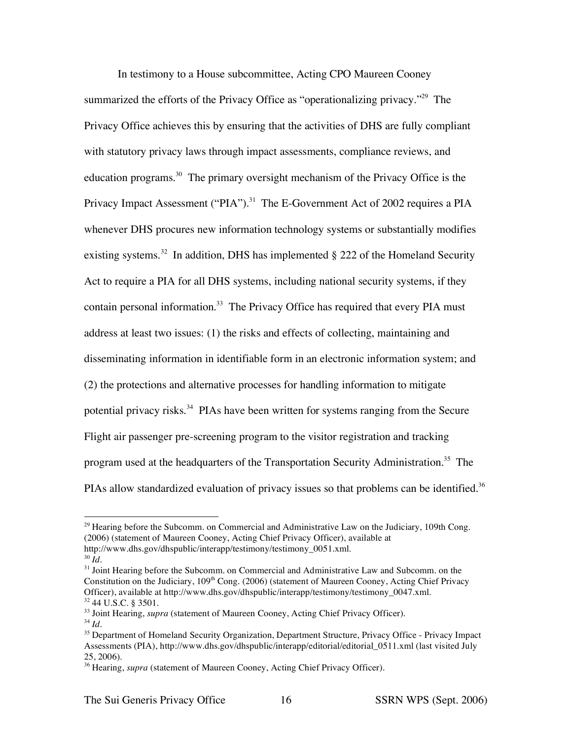In testimony to a House subcommittee, Acting CPO Maureen Cooney summarized the efforts of the Privacy Office as "operationalizing privacy."[29] The Privacy Office achieves this by ensuring that the activities of DHS are fully compliant with statutory privacy laws through impact assessments, compliance reviews, and education programs.[30] The primary oversight mechanism of the Privacy Office is the Privacy Impact Assessment ("PIA").[31] The E-Government Act of 2002 requires a PIA whenever DHS procures new information technology systems or substantially modifies existing systems.[32] In addition, DHS has implemented § 222 of the Homeland Security Act to require a PIA for all DHS systems, including national security systems, if they contain personal information.[33] The Privacy Office has required that every PIA must address at least two issues: (1) the risks and effects of collecting, maintaining and disseminating information in identifiable form in an electronic information system; and (2) the protections and alternative processes for handling information to mitigate potential privacy risks.[34] PIAs have been written for systems ranging from the Secure Flight air passenger pre-screening program to the visitor registration and tracking program used at the headquarters of the Transportation Security Administration.[35] The PIAs allow standardized evaluation of privacy issues so that problems can be identified.[36]

---

[29] Hearing before the Subcomm. on Commercial and Administrative Law on the Judiciary, 109th Cong. (2006) (statement of Maureen Cooney, Acting Chief Privacy Officer), available at http://www.dhs.gov/dhspublic/interapp/testimony/testimony_0051.xml.

[30] *Id*.

[31] Joint Hearing before the Subcomm. on Commercial and Administrative Law and Subcomm. on the Constitution on the Judiciary, 109th Cong. (2006) (statement of Maureen Cooney, Acting Chief Privacy Officer), available at http://www.dhs.gov/dhspublic/interapp/testimony/testimony_0047.xml.

[32] 44 U.S.C. § 3501.

[33] Joint Hearing, *supra* (statement of Maureen Cooney, Acting Chief Privacy Officer).

[34] *Id*.

[35] Department of Homeland Security Organization, Department Structure, Privacy Office - Privacy Impact Assessments (PIA), http://www.dhs.gov/dhspublic/interapp/editorial/editorial_0511.xml (last visited July 25, 2006).

[36] Hearing, *supra* (statement of Maureen Cooney, Acting Chief Privacy Officer).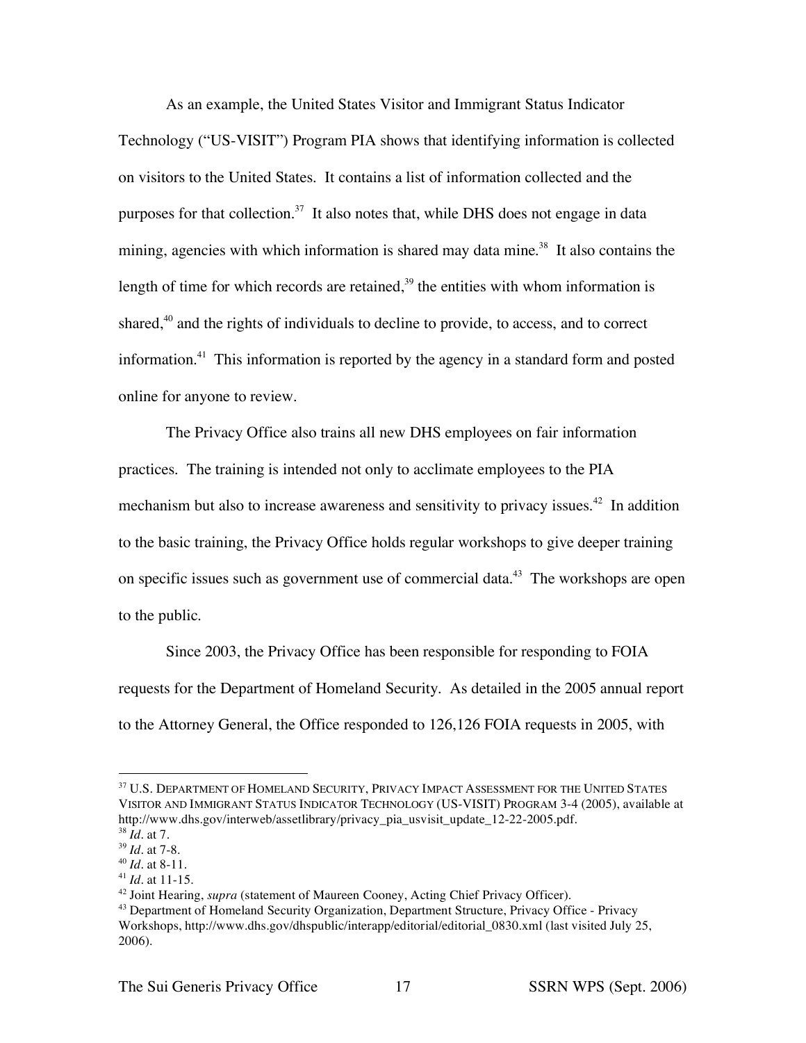As an example, the United States Visitor and Immigrant Status Indicator Technology ("US-VISIT") Program PIA shows that identifying information is collected on visitors to the United States. It contains a list of information collected and the purposes for that collection.[37] It also notes that, while DHS does not engage in data mining, agencies with which information is shared may data mine.[38] It also contains the length of time for which records are retained,[39] the entities with whom information is shared,[40] and the rights of individuals to decline to provide, to access, and to correct information.[41] This information is reported by the agency in a standard form and posted online for anyone to review.

The Privacy Office also trains all new DHS employees on fair information practices. The training is intended not only to acclimate employees to the PIA mechanism but also to increase awareness and sensitivity to privacy issues.[42] In addition to the basic training, the Privacy Office holds regular workshops to give deeper training on specific issues such as government use of commercial data.[43] The workshops are open to the public.

Since 2003, the Privacy Office has been responsible for responding to FOIA requests for the Department of Homeland Security. As detailed in the 2005 annual report to the Attorney General, the Office responded to 126,126 FOIA requests in 2005, with

---

[37] U.S. DEPARTMENT OF HOMELAND SECURITY, PRIVACY IMPACT ASSESSMENT FOR THE UNITED STATES VISITOR AND IMMIGRANT STATUS INDICATOR TECHNOLOGY (US-VISIT) PROGRAM 3-4 (2005), available at http://www.dhs.gov/interweb/assetlibrary/privacy_pia_usvisit_update_12-22-2005.pdf.

[38] *Id*. at 7.

[39] *Id*. at 7-8.

[40] *Id*. at 8-11.

[41] *Id*. at 11-15.

[42] Joint Hearing, *supra* (statement of Maureen Cooney, Acting Chief Privacy Officer).

[43] Department of Homeland Security Organization, Department Structure, Privacy Office - Privacy Workshops, http://www.dhs.gov/dhspublic/interapp/editorial/editorial_0830.xml (last visited July 25, 2006).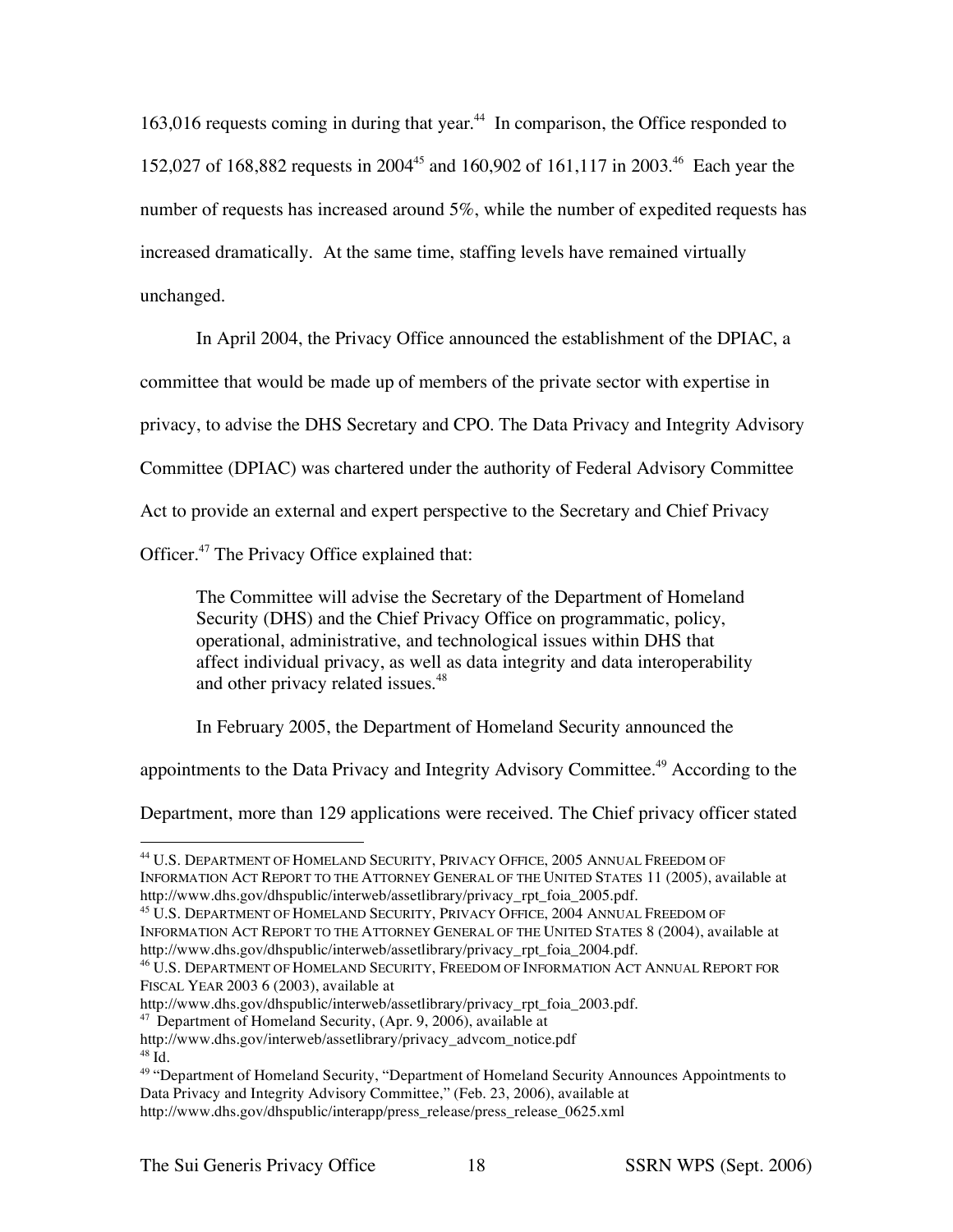163,016 requests coming in during that year.[44] In comparison, the Office responded to 152,027 of 168,882 requests in 2004[45] and 160,902 of 161,117 in 2003.[46] Each year the number of requests has increased around 5%, while the number of expedited requests has increased dramatically. At the same time, staffing levels have remained virtually unchanged.

In April 2004, the Privacy Office announced the establishment of the DPIAC, a committee that would be made up of members of the private sector with expertise in privacy, to advise the DHS Secretary and CPO. The Data Privacy and Integrity Advisory Committee (DPIAC) was chartered under the authority of Federal Advisory Committee Act to provide an external and expert perspective to the Secretary and Chief Privacy Officer.[47] The Privacy Office explained that:

> The Committee will advise the Secretary of the Department of Homeland Security (DHS) and the Chief Privacy Office on programmatic, policy, operational, administrative, and technological issues within DHS that affect individual privacy, as well as data integrity and data interoperability and other privacy related issues.[48]

In February 2005, the Department of Homeland Security announced the appointments to the Data Privacy and Integrity Advisory Committee.[49] According to the Department, more than 129 applications were received. The Chief privacy officer stated

---

[44] U.S. DEPARTMENT OF HOMELAND SECURITY, PRIVACY OFFICE, 2005 ANNUAL FREEDOM OF INFORMATION ACT REPORT TO THE ATTORNEY GENERAL OF THE UNITED STATES 11 (2005), available at http://www.dhs.gov/dhspublic/interweb/assetlibrary/privacy_rpt_foia_2005.pdf.

[45] U.S. DEPARTMENT OF HOMELAND SECURITY, PRIVACY OFFICE, 2004 ANNUAL FREEDOM OF INFORMATION ACT REPORT TO THE ATTORNEY GENERAL OF THE UNITED STATES 8 (2004), available at http://www.dhs.gov/dhspublic/interweb/assetlibrary/privacy_rpt_foia_2004.pdf.

[46] U.S. DEPARTMENT OF HOMELAND SECURITY, FREEDOM OF INFORMATION ACT ANNUAL REPORT FOR FISCAL YEAR 2003 6 (2003), available at http://www.dhs.gov/dhspublic/interweb/assetlibrary/privacy_rpt_foia_2003.pdf.

[47] Department of Homeland Security, (Apr. 9, 2006), available at http://www.dhs.gov/interweb/assetlibrary/privacy_advcom_notice.pdf

[48] Id.

[49] "Department of Homeland Security, "Department of Homeland Security Announces Appointments to Data Privacy and Integrity Advisory Committee," (Feb. 23, 2006), available at http://www.dhs.gov/dhspublic/interapp/press_release/press_release_0625.xml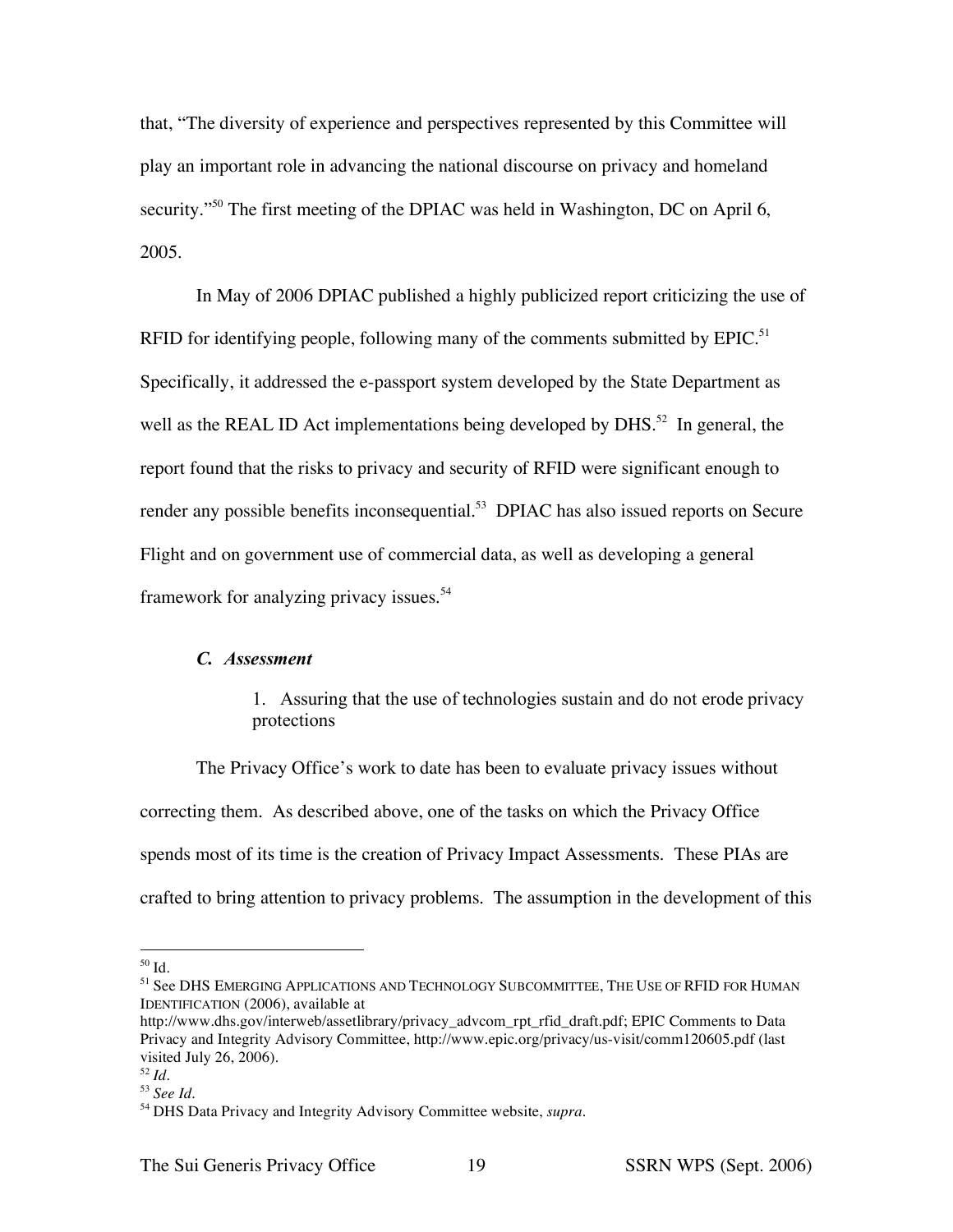that, "The diversity of experience and perspectives represented by this Committee will play an important role in advancing the national discourse on privacy and homeland security."[50] The first meeting of the DPIAC was held in Washington, DC on April 6, 2005.

In May of 2006 DPIAC published a highly publicized report criticizing the use of RFID for identifying people, following many of the comments submitted by EPIC.[51] Specifically, it addressed the e-passport system developed by the State Department as well as the REAL ID Act implementations being developed by DHS.[52] In general, the report found that the risks to privacy and security of RFID were significant enough to render any possible benefits inconsequential.[53] DPIAC has also issued reports on Secure Flight and on government use of commercial data, as well as developing a general framework for analyzing privacy issues.[54]

### *C. Assessment*

1. Assuring that the use of technologies sustain and do not erode privacy protections

The Privacy Office's work to date has been to evaluate privacy issues without correcting them. As described above, one of the tasks on which the Privacy Office spends most of its time is the creation of Privacy Impact Assessments. These PIAs are crafted to bring attention to privacy problems. The assumption in the development of this

---

[50] Id.

[51] See DHS EMERGING APPLICATIONS AND TECHNOLOGY SUBCOMMITTEE, THE USE OF RFID FOR HUMAN IDENTIFICATION (2006), available at http://www.dhs.gov/interweb/assetlibrary/privacy_advcom_rpt_rfid_draft.pdf; EPIC Comments to Data Privacy and Integrity Advisory Committee, http://www.epic.org/privacy/us-visit/comm120605.pdf (last visited July 26, 2006).

[52] *Id*.

[53] *See Id*.

[54] DHS Data Privacy and Integrity Advisory Committee website, *supra*.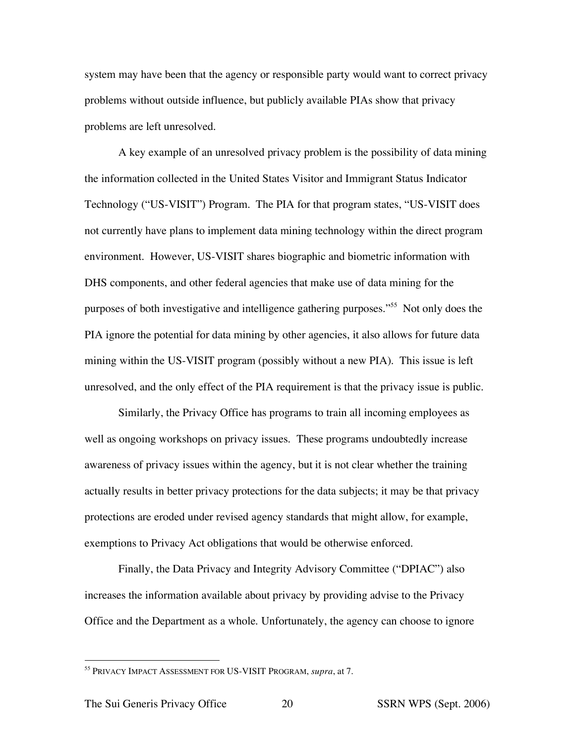system may have been that the agency or responsible party would want to correct privacy problems without outside influence, but publicly available PIAs show that privacy problems are left unresolved.

A key example of an unresolved privacy problem is the possibility of data mining the information collected in the United States Visitor and Immigrant Status Indicator Technology ("US-VISIT") Program. The PIA for that program states, "US-VISIT does not currently have plans to implement data mining technology within the direct program environment. However, US-VISIT shares biographic and biometric information with DHS components, and other federal agencies that make use of data mining for the purposes of both investigative and intelligence gathering purposes."[55] Not only does the PIA ignore the potential for data mining by other agencies, it also allows for future data mining within the US-VISIT program (possibly without a new PIA). This issue is left unresolved, and the only effect of the PIA requirement is that the privacy issue is public.

Similarly, the Privacy Office has programs to train all incoming employees as well as ongoing workshops on privacy issues. These programs undoubtedly increase awareness of privacy issues within the agency, but it is not clear whether the training actually results in better privacy protections for the data subjects; it may be that privacy protections are eroded under revised agency standards that might allow, for example, exemptions to Privacy Act obligations that would be otherwise enforced.

Finally, the Data Privacy and Integrity Advisory Committee ("DPIAC") also increases the information available about privacy by providing advise to the Privacy Office and the Department as a whole. Unfortunately, the agency can choose to ignore

---

[55] PRIVACY IMPACT ASSESSMENT FOR US-VISIT PROGRAM, *supra*, at 7.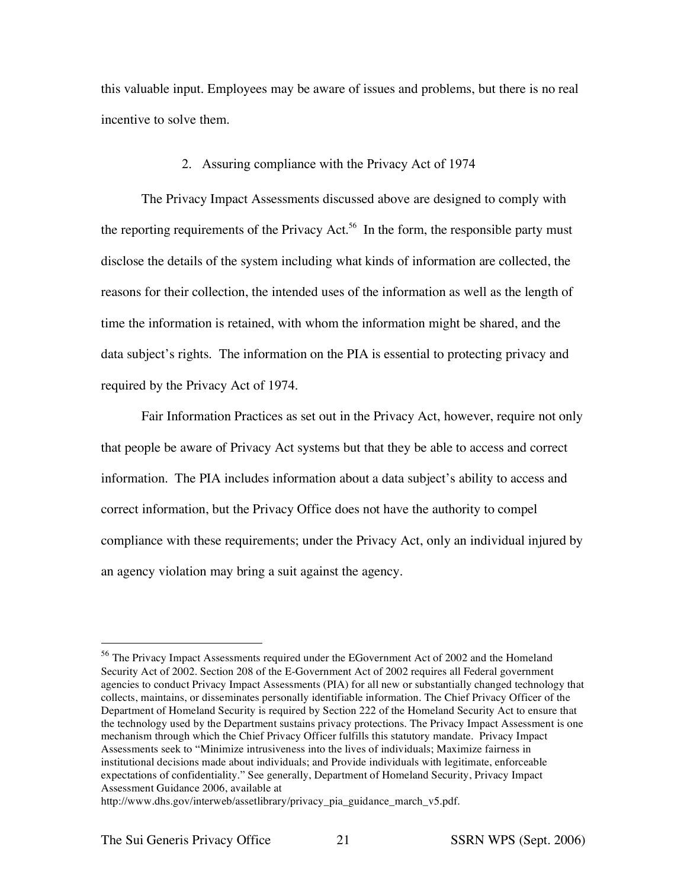this valuable input. Employees may be aware of issues and problems, but there is no real incentive to solve them.

### 2. Assuring compliance with the Privacy Act of 1974

The Privacy Impact Assessments discussed above are designed to comply with the reporting requirements of the Privacy Act.[56] In the form, the responsible party must disclose the details of the system including what kinds of information are collected, the reasons for their collection, the intended uses of the information as well as the length of time the information is retained, with whom the information might be shared, and the data subject's rights. The information on the PIA is essential to protecting privacy and required by the Privacy Act of 1974.

Fair Information Practices as set out in the Privacy Act, however, require not only that people be aware of Privacy Act systems but that they be able to access and correct information. The PIA includes information about a data subject's ability to access and correct information, but the Privacy Office does not have the authority to compel compliance with these requirements; under the Privacy Act, only an individual injured by an agency violation may bring a suit against the agency.

---

[56] The Privacy Impact Assessments required under the EGovernment Act of 2002 and the Homeland Security Act of 2002. Section 208 of the E-Government Act of 2002 requires all Federal government agencies to conduct Privacy Impact Assessments (PIA) for all new or substantially changed technology that collects, maintains, or disseminates personally identifiable information. The Chief Privacy Officer of the Department of Homeland Security is required by Section 222 of the Homeland Security Act to ensure that the technology used by the Department sustains privacy protections. The Privacy Impact Assessment is one mechanism through which the Chief Privacy Officer fulfills this statutory mandate. Privacy Impact Assessments seek to "Minimize intrusiveness into the lives of individuals; Maximize fairness in institutional decisions made about individuals; and Provide individuals with legitimate, enforceable expectations of confidentiality." See generally, Department of Homeland Security, Privacy Impact Assessment Guidance 2006, available at http://www.dhs.gov/interweb/assetlibrary/privacy_pia_guidance_march_v5.pdf.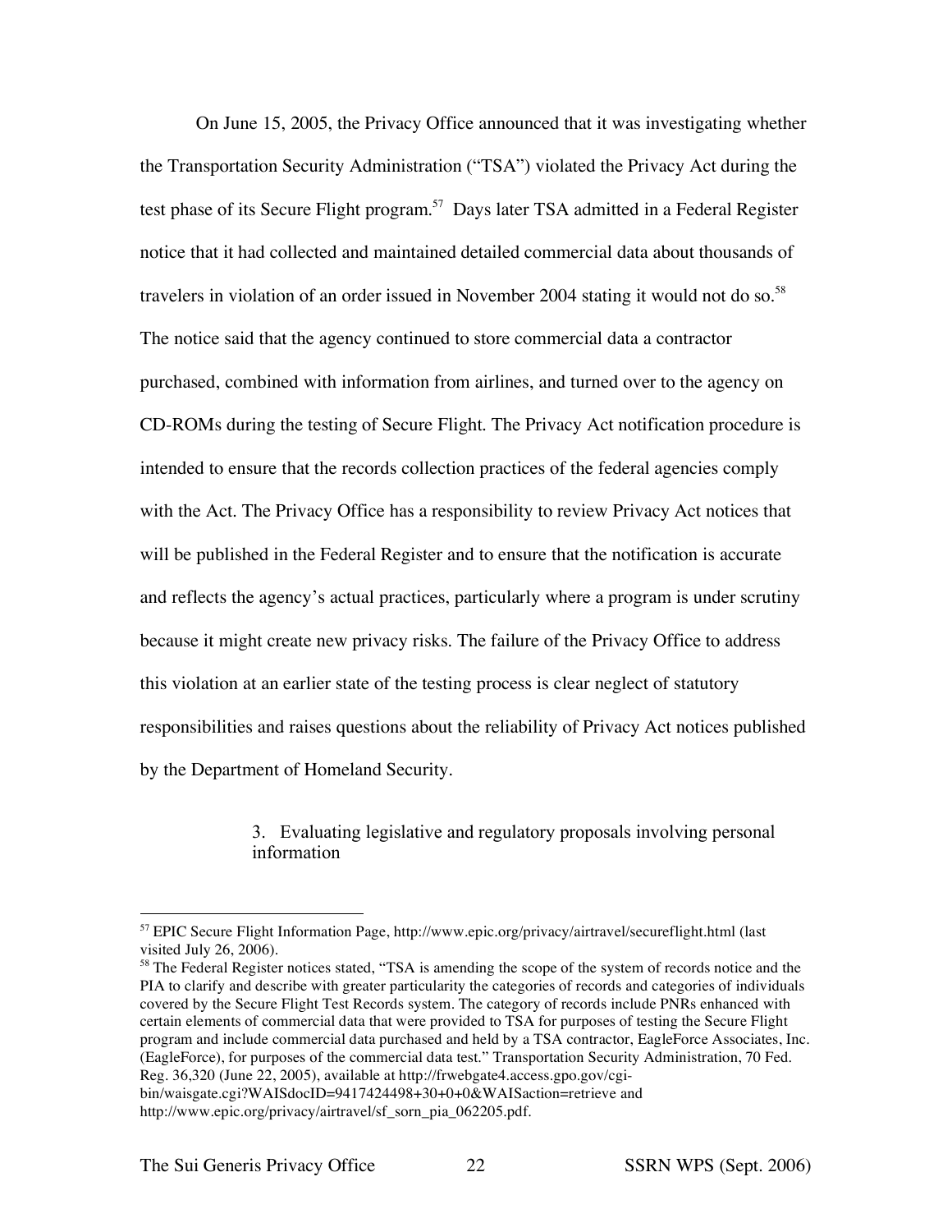On June 15, 2005, the Privacy Office announced that it was investigating whether the Transportation Security Administration ("TSA") violated the Privacy Act during the test phase of its Secure Flight program.[57] Days later TSA admitted in a Federal Register notice that it had collected and maintained detailed commercial data about thousands of travelers in violation of an order issued in November 2004 stating it would not do so.[58] The notice said that the agency continued to store commercial data a contractor purchased, combined with information from airlines, and turned over to the agency on CD-ROMs during the testing of Secure Flight. The Privacy Act notification procedure is intended to ensure that the records collection practices of the federal agencies comply with the Act. The Privacy Office has a responsibility to review Privacy Act notices that will be published in the Federal Register and to ensure that the notification is accurate and reflects the agency's actual practices, particularly where a program is under scrutiny because it might create new privacy risks. The failure of the Privacy Office to address this violation at an earlier state of the testing process is clear neglect of statutory responsibilities and raises questions about the reliability of Privacy Act notices published by the Department of Homeland Security.

### 3. Evaluating legislative and regulatory proposals involving personal information

---

[57] EPIC Secure Flight Information Page, http://www.epic.org/privacy/airtravel/secureflight.html (last visited July 26, 2006).

[58] The Federal Register notices stated, "TSA is amending the scope of the system of records notice and the PIA to clarify and describe with greater particularity the categories of records and categories of individuals covered by the Secure Flight Test Records system. The category of records include PNRs enhanced with certain elements of commercial data that were provided to TSA for purposes of testing the Secure Flight program and include commercial data purchased and held by a TSA contractor, EagleForce Associates, Inc. (EagleForce), for purposes of the commercial data test." Transportation Security Administration, 70 Fed. Reg. 36,320 (June 22, 2005), available at http://frwebgate4.access.gpo.gov/cgi-bin/waisgate.cgi?WAISdocID=9417424498+30+0+0&WAISaction=retrieve and http://www.epic.org/privacy/airtravel/sf_sorn_pia_062205.pdf.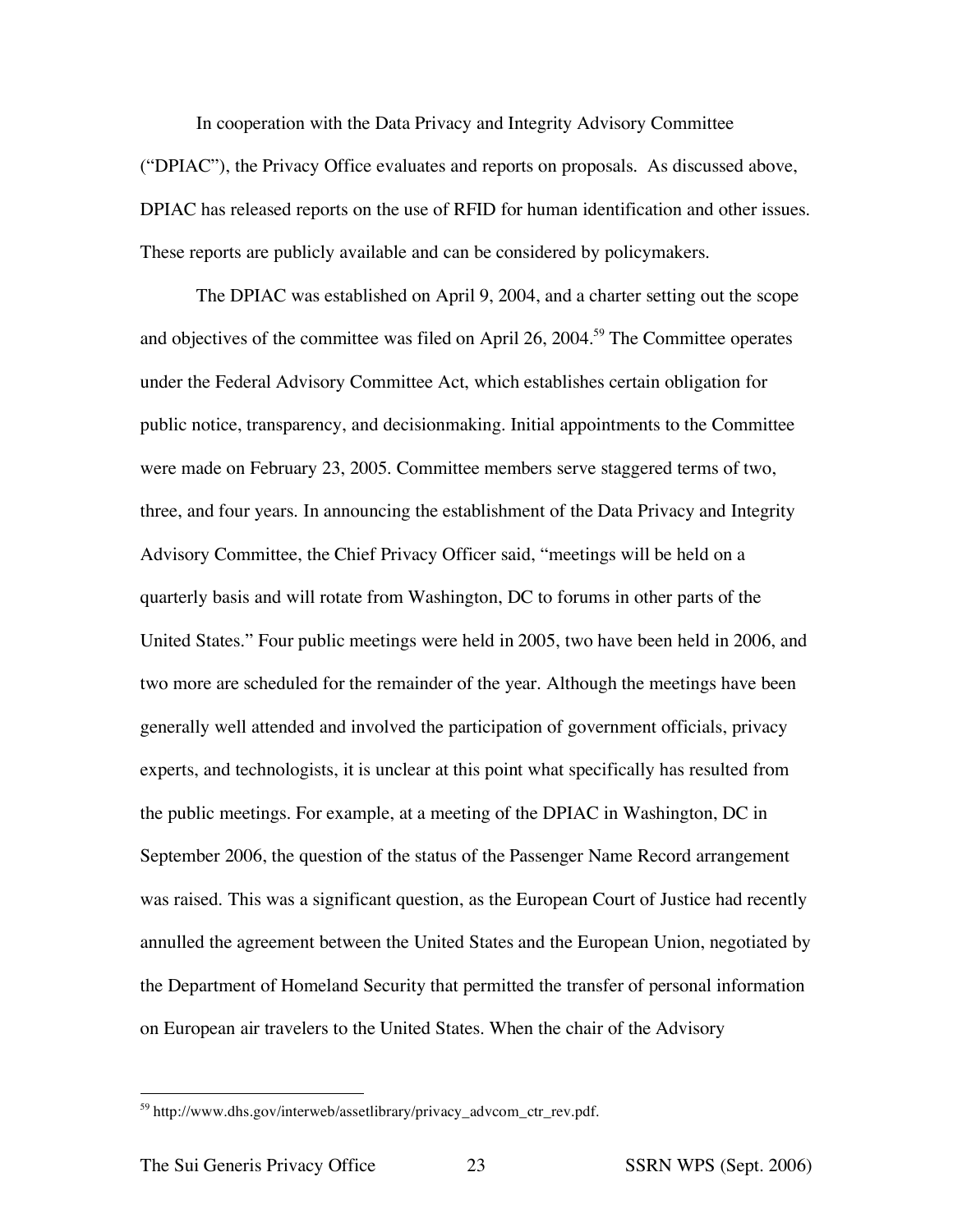In cooperation with the Data Privacy and Integrity Advisory Committee ("DPIAC"), the Privacy Office evaluates and reports on proposals. As discussed above, DPIAC has released reports on the use of RFID for human identification and other issues. These reports are publicly available and can be considered by policymakers.

The DPIAC was established on April 9, 2004, and a charter setting out the scope and objectives of the committee was filed on April 26, 2004.[59] The Committee operates under the Federal Advisory Committee Act, which establishes certain obligation for public notice, transparency, and decisionmaking. Initial appointments to the Committee were made on February 23, 2005. Committee members serve staggered terms of two, three, and four years. In announcing the establishment of the Data Privacy and Integrity Advisory Committee, the Chief Privacy Officer said, "meetings will be held on a quarterly basis and will rotate from Washington, DC to forums in other parts of the United States." Four public meetings were held in 2005, two have been held in 2006, and two more are scheduled for the remainder of the year. Although the meetings have been generally well attended and involved the participation of government officials, privacy experts, and technologists, it is unclear at this point what specifically has resulted from the public meetings. For example, at a meeting of the DPIAC in Washington, DC in September 2006, the question of the status of the Passenger Name Record arrangement was raised. This was a significant question, as the European Court of Justice had recently annulled the agreement between the United States and the European Union, negotiated by the Department of Homeland Security that permitted the transfer of personal information on European air travelers to the United States. When the chair of the Advisory

[59] http://www.dhs.gov/interweb/assetlibrary/privacy_advcom_ctr_rev.pdf.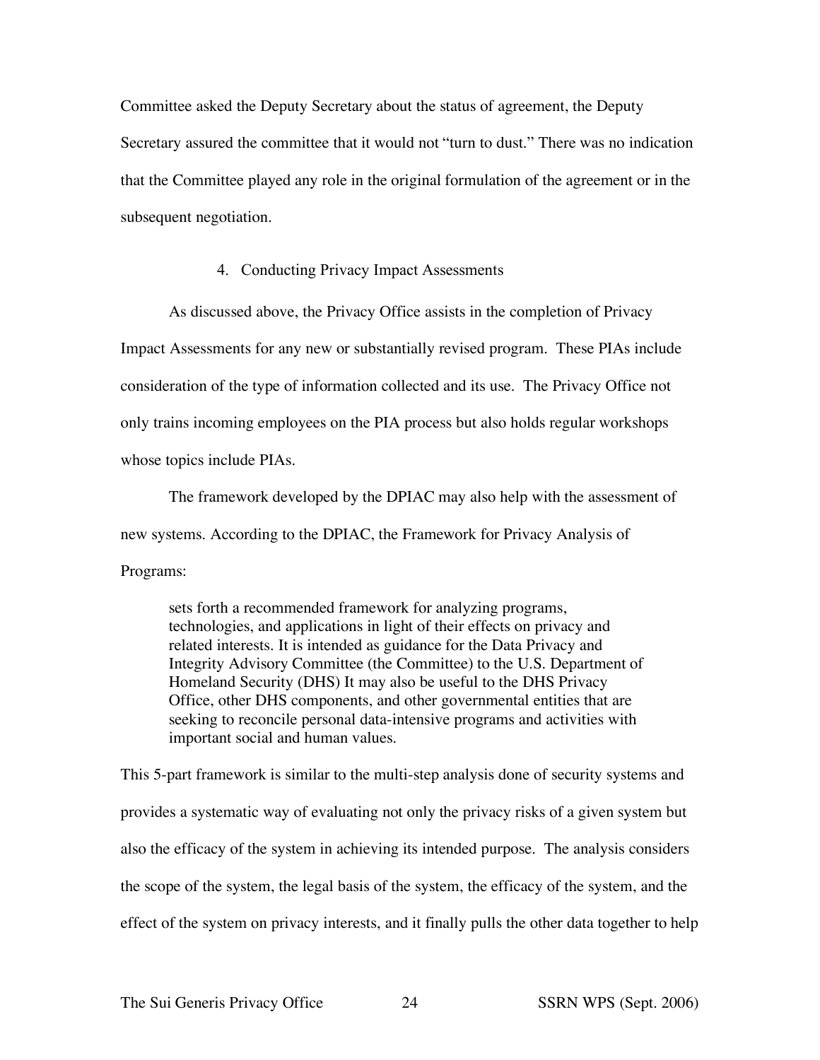Committee asked the Deputy Secretary about the status of agreement, the Deputy Secretary assured the committee that it would not "turn to dust." There was no indication that the Committee played any role in the original formulation of the agreement or in the subsequent negotiation.

### 4. Conducting Privacy Impact Assessments

As discussed above, the Privacy Office assists in the completion of Privacy Impact Assessments for any new or substantially revised program. These PIAs include consideration of the type of information collected and its use. The Privacy Office not only trains incoming employees on the PIA process but also holds regular workshops whose topics include PIAs.

The framework developed by the DPIAC may also help with the assessment of new systems. According to the DPIAC, the Framework for Privacy Analysis of Programs:

> sets forth a recommended framework for analyzing programs, technologies, and applications in light of their effects on privacy and related interests. It is intended as guidance for the Data Privacy and Integrity Advisory Committee (the Committee) to the U.S. Department of Homeland Security (DHS) It may also be useful to the DHS Privacy Office, other DHS components, and other governmental entities that are seeking to reconcile personal data-intensive programs and activities with important social and human values.

This 5-part framework is similar to the multi-step analysis done of security systems and provides a systematic way of evaluating not only the privacy risks of a given system but also the efficacy of the system in achieving its intended purpose. The analysis considers the scope of the system, the legal basis of the system, the efficacy of the system, and the effect of the system on privacy interests, and it finally pulls the other data together to help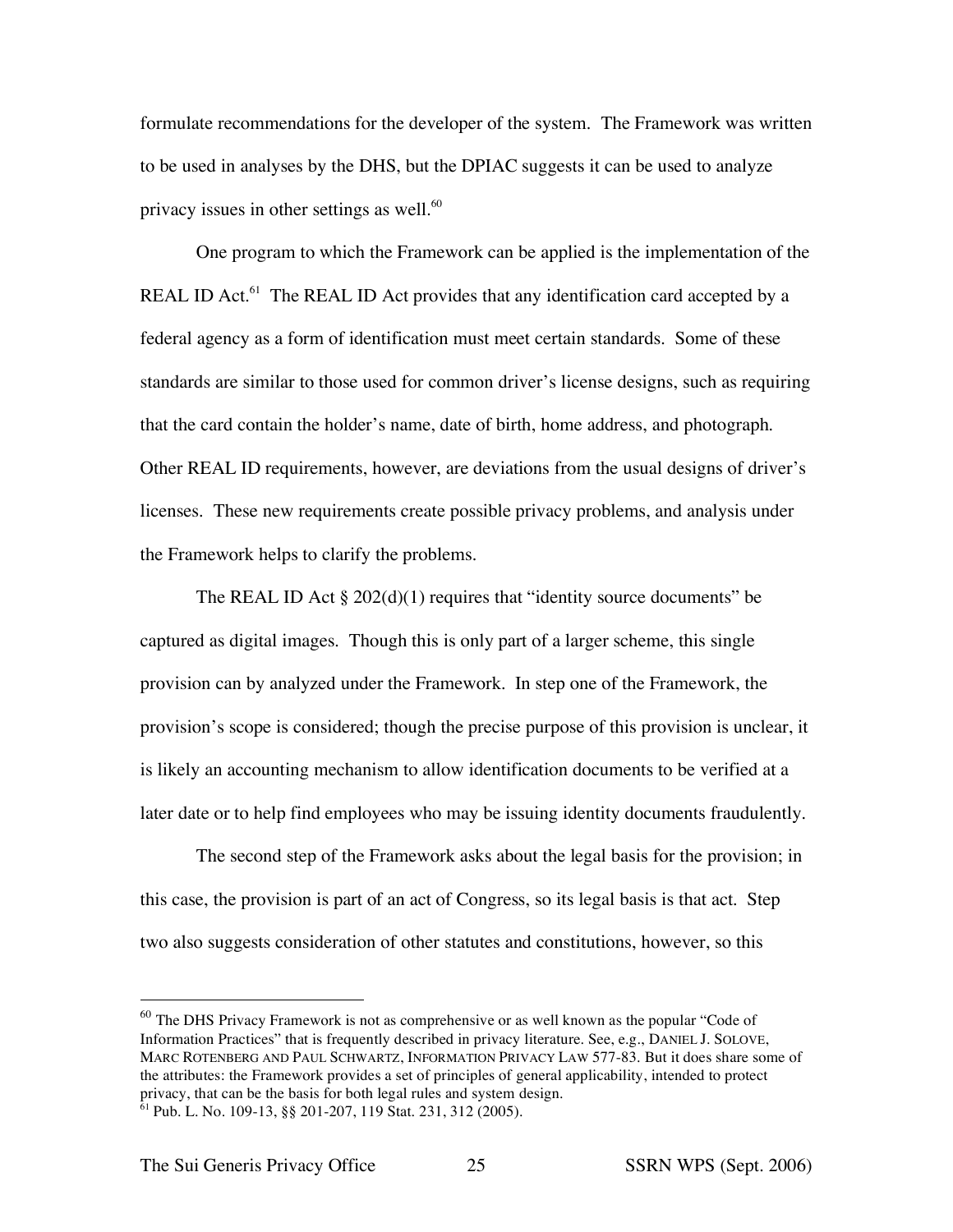formulate recommendations for the developer of the system. The Framework was written to be used in analyses by the DHS, but the DPIAC suggests it can be used to analyze privacy issues in other settings as well.[60]

One program to which the Framework can be applied is the implementation of the REAL ID Act.[61] The REAL ID Act provides that any identification card accepted by a federal agency as a form of identification must meet certain standards. Some of these standards are similar to those used for common driver's license designs, such as requiring that the card contain the holder's name, date of birth, home address, and photograph. Other REAL ID requirements, however, are deviations from the usual designs of driver's licenses. These new requirements create possible privacy problems, and analysis under the Framework helps to clarify the problems.

The REAL ID Act § 202(d)(1) requires that "identity source documents" be captured as digital images. Though this is only part of a larger scheme, this single provision can by analyzed under the Framework. In step one of the Framework, the provision's scope is considered; though the precise purpose of this provision is unclear, it is likely an accounting mechanism to allow identification documents to be verified at a later date or to help find employees who may be issuing identity documents fraudulently.

The second step of the Framework asks about the legal basis for the provision; in this case, the provision is part of an act of Congress, so its legal basis is that act. Step two also suggests consideration of other statutes and constitutions, however, so this

---

[60] The DHS Privacy Framework is not as comprehensive or as well known as the popular "Code of Information Practices" that is frequently described in privacy literature. See, e.g., DANIEL J. SOLOVE, MARC ROTENBERG AND PAUL SCHWARTZ, INFORMATION PRIVACY LAW 577-83. But it does share some of the attributes: the Framework provides a set of principles of general applicability, intended to protect privacy, that can be the basis for both legal rules and system design.

[61] Pub. L. No. 109-13, §§ 201-207, 119 Stat. 231, 312 (2005).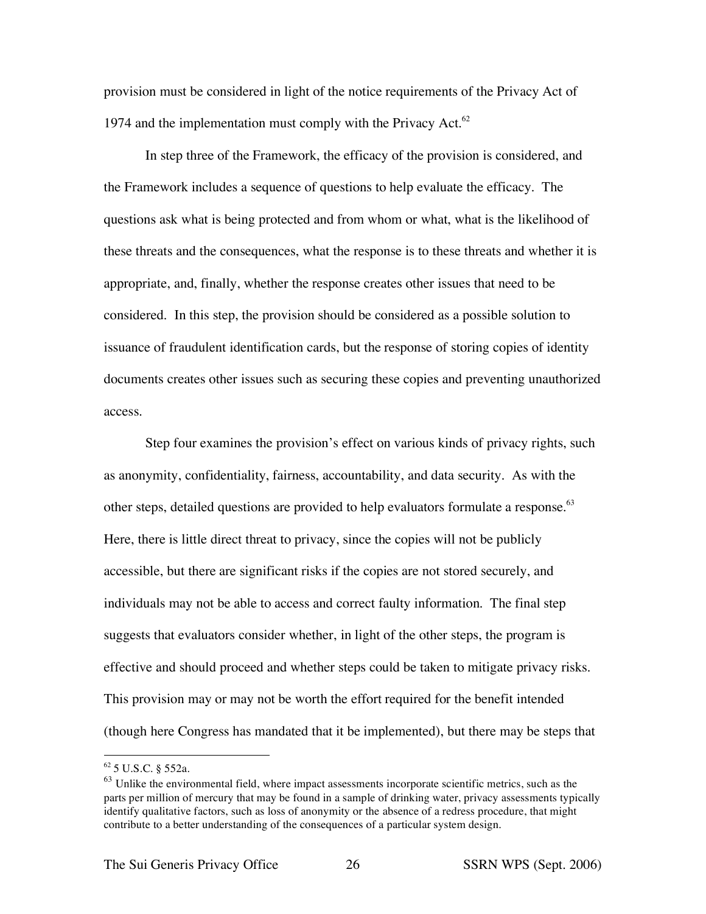provision must be considered in light of the notice requirements of the Privacy Act of 1974 and the implementation must comply with the Privacy Act.[62]

In step three of the Framework, the efficacy of the provision is considered, and the Framework includes a sequence of questions to help evaluate the efficacy. The questions ask what is being protected and from whom or what, what is the likelihood of these threats and the consequences, what the response is to these threats and whether it is appropriate, and, finally, whether the response creates other issues that need to be considered. In this step, the provision should be considered as a possible solution to issuance of fraudulent identification cards, but the response of storing copies of identity documents creates other issues such as securing these copies and preventing unauthorized access.

Step four examines the provision's effect on various kinds of privacy rights, such as anonymity, confidentiality, fairness, accountability, and data security. As with the other steps, detailed questions are provided to help evaluators formulate a response.[63] Here, there is little direct threat to privacy, since the copies will not be publicly accessible, but there are significant risks if the copies are not stored securely, and individuals may not be able to access and correct faulty information. The final step suggests that evaluators consider whether, in light of the other steps, the program is effective and should proceed and whether steps could be taken to mitigate privacy risks. This provision may or may not be worth the effort required for the benefit intended (though here Congress has mandated that it be implemented), but there may be steps that

---

[62] 5 U.S.C. § 552a.

[63] Unlike the environmental field, where impact assessments incorporate scientific metrics, such as the parts per million of mercury that may be found in a sample of drinking water, privacy assessments typically identify qualitative factors, such as loss of anonymity or the absence of a redress procedure, that might contribute to a better understanding of the consequences of a particular system design.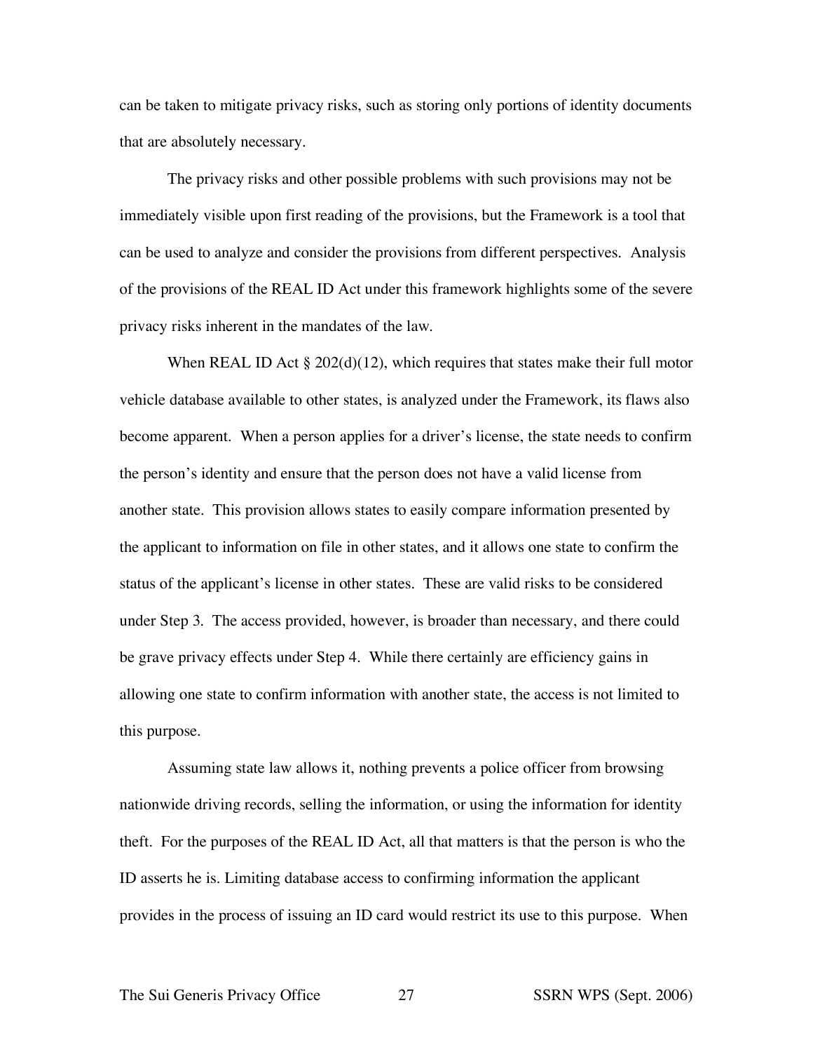can be taken to mitigate privacy risks, such as storing only portions of identity documents that are absolutely necessary.

The privacy risks and other possible problems with such provisions may not be immediately visible upon first reading of the provisions, but the Framework is a tool that can be used to analyze and consider the provisions from different perspectives. Analysis of the provisions of the REAL ID Act under this framework highlights some of the severe privacy risks inherent in the mandates of the law.

When REAL ID Act § 202(d)(12), which requires that states make their full motor vehicle database available to other states, is analyzed under the Framework, its flaws also become apparent. When a person applies for a driver's license, the state needs to confirm the person's identity and ensure that the person does not have a valid license from another state. This provision allows states to easily compare information presented by the applicant to information on file in other states, and it allows one state to confirm the status of the applicant's license in other states. These are valid risks to be considered under Step 3. The access provided, however, is broader than necessary, and there could be grave privacy effects under Step 4. While there certainly are efficiency gains in allowing one state to confirm information with another state, the access is not limited to this purpose.

Assuming state law allows it, nothing prevents a police officer from browsing nationwide driving records, selling the information, or using the information for identity theft. For the purposes of the REAL ID Act, all that matters is that the person is who the ID asserts he is. Limiting database access to confirming information the applicant provides in the process of issuing an ID card would restrict its use to this purpose. When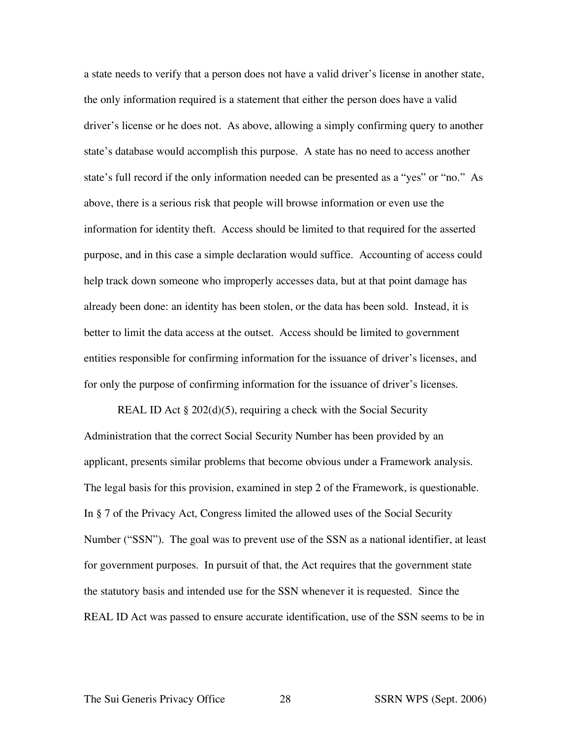a state needs to verify that a person does not have a valid driver's license in another state, the only information required is a statement that either the person does have a valid driver's license or he does not. As above, allowing a simply confirming query to another state's database would accomplish this purpose. A state has no need to access another state's full record if the only information needed can be presented as a "yes" or "no." As above, there is a serious risk that people will browse information or even use the information for identity theft. Access should be limited to that required for the asserted purpose, and in this case a simple declaration would suffice. Accounting of access could help track down someone who improperly accesses data, but at that point damage has already been done: an identity has been stolen, or the data has been sold. Instead, it is better to limit the data access at the outset. Access should be limited to government entities responsible for confirming information for the issuance of driver's licenses, and for only the purpose of confirming information for the issuance of driver's licenses.

REAL ID Act § 202(d)(5), requiring a check with the Social Security Administration that the correct Social Security Number has been provided by an applicant, presents similar problems that become obvious under a Framework analysis. The legal basis for this provision, examined in step 2 of the Framework, is questionable. In § 7 of the Privacy Act, Congress limited the allowed uses of the Social Security Number ("SSN"). The goal was to prevent use of the SSN as a national identifier, at least for government purposes. In pursuit of that, the Act requires that the government state the statutory basis and intended use for the SSN whenever it is requested. Since the REAL ID Act was passed to ensure accurate identification, use of the SSN seems to be in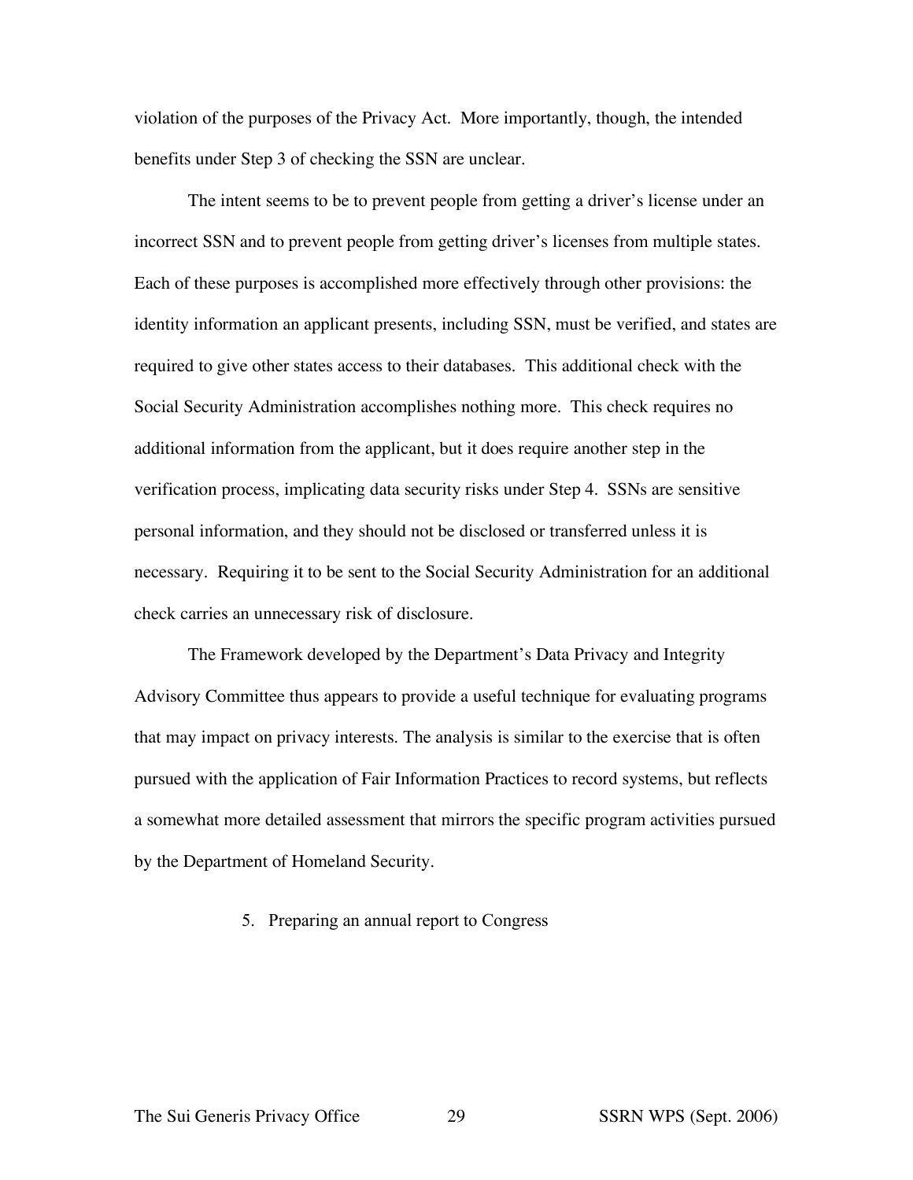violation of the purposes of the Privacy Act. More importantly, though, the intended benefits under Step 3 of checking the SSN are unclear.

The intent seems to be to prevent people from getting a driver's license under an incorrect SSN and to prevent people from getting driver's licenses from multiple states. Each of these purposes is accomplished more effectively through other provisions: the identity information an applicant presents, including SSN, must be verified, and states are required to give other states access to their databases. This additional check with the Social Security Administration accomplishes nothing more. This check requires no additional information from the applicant, but it does require another step in the verification process, implicating data security risks under Step 4. SSNs are sensitive personal information, and they should not be disclosed or transferred unless it is necessary. Requiring it to be sent to the Social Security Administration for an additional check carries an unnecessary risk of disclosure.

The Framework developed by the Department's Data Privacy and Integrity Advisory Committee thus appears to provide a useful technique for evaluating programs that may impact on privacy interests. The analysis is similar to the exercise that is often pursued with the application of Fair Information Practices to record systems, but reflects a somewhat more detailed assessment that mirrors the specific program activities pursued by the Department of Homeland Security.

5. Preparing an annual report to Congress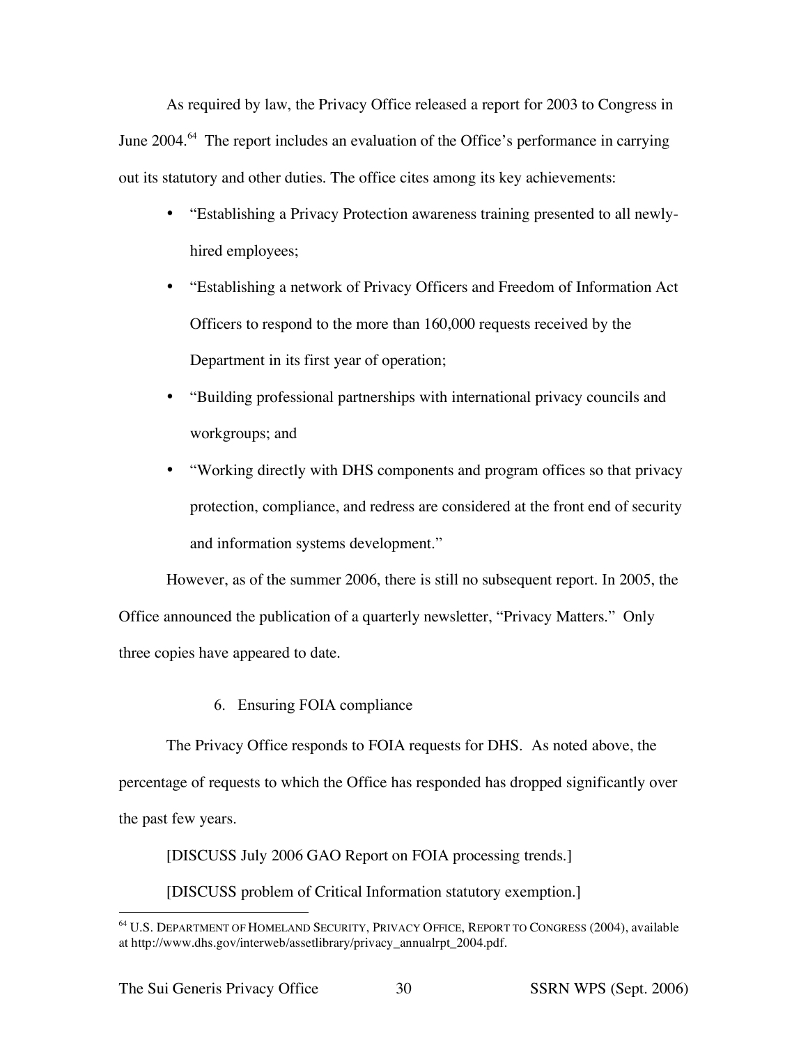As required by law, the Privacy Office released a report for 2003 to Congress in June 2004.[64] The report includes an evaluation of the Office's performance in carrying out its statutory and other duties. The office cites among its key achievements:

- "Establishing a Privacy Protection awareness training presented to all newly-hired employees;
- "Establishing a network of Privacy Officers and Freedom of Information Act Officers to respond to the more than 160,000 requests received by the Department in its first year of operation;
- "Building professional partnerships with international privacy councils and workgroups; and
- "Working directly with DHS components and program offices so that privacy protection, compliance, and redress are considered at the front end of security and information systems development."

However, as of the summer 2006, there is still no subsequent report. In 2005, the Office announced the publication of a quarterly newsletter, "Privacy Matters." Only three copies have appeared to date.

6. Ensuring FOIA compliance

The Privacy Office responds to FOIA requests for DHS. As noted above, the percentage of requests to which the Office has responded has dropped significantly over the past few years.

[DISCUSS July 2006 GAO Report on FOIA processing trends.]

[DISCUSS problem of Critical Information statutory exemption.]

---

[64] U.S. DEPARTMENT OF HOMELAND SECURITY, PRIVACY OFFICE, REPORT TO CONGRESS (2004), available at http://www.dhs.gov/interweb/assetlibrary/privacy_annualrpt_2004.pdf.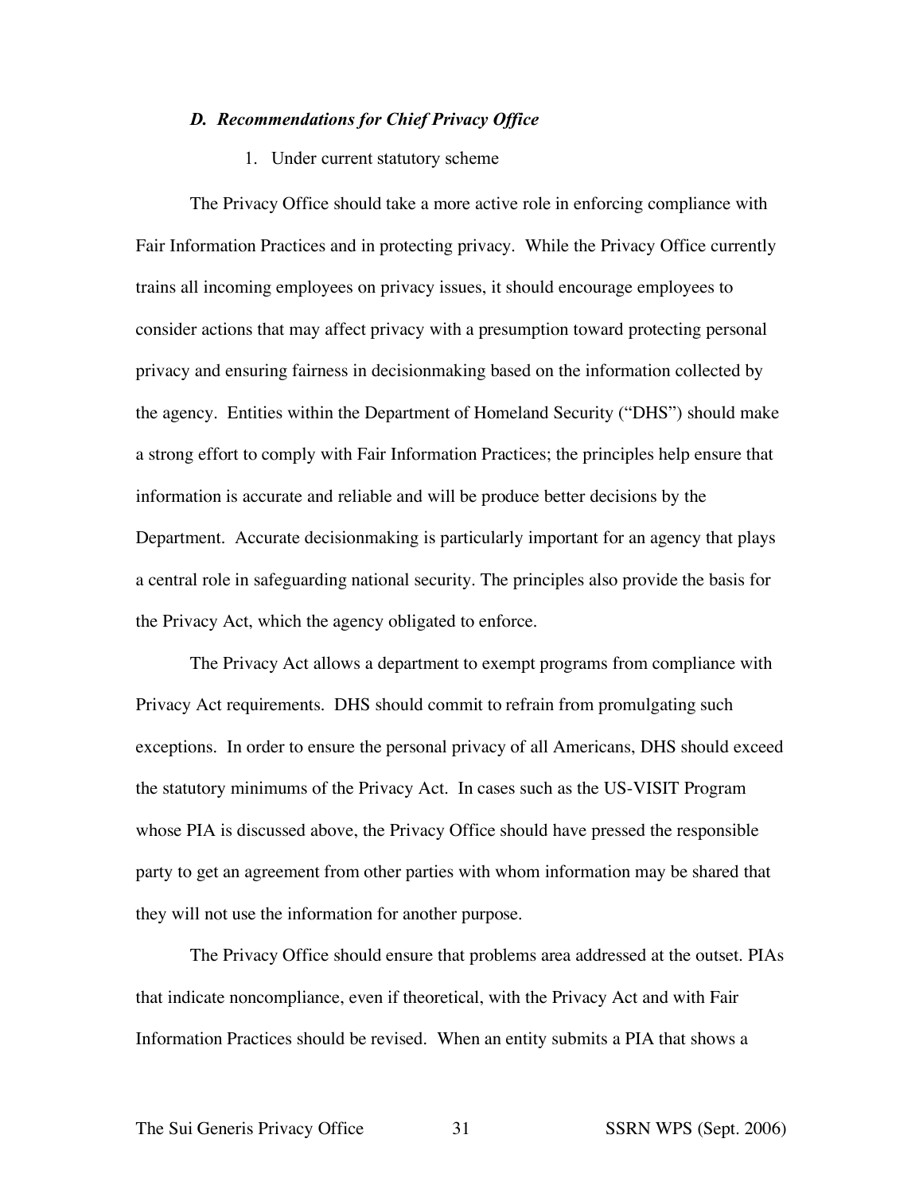### *D. Recommendations for Chief Privacy Office*

1. Under current statutory scheme

The Privacy Office should take a more active role in enforcing compliance with Fair Information Practices and in protecting privacy. While the Privacy Office currently trains all incoming employees on privacy issues, it should encourage employees to consider actions that may affect privacy with a presumption toward protecting personal privacy and ensuring fairness in decisionmaking based on the information collected by the agency. Entities within the Department of Homeland Security ("DHS") should make a strong effort to comply with Fair Information Practices; the principles help ensure that information is accurate and reliable and will be produce better decisions by the Department. Accurate decisionmaking is particularly important for an agency that plays a central role in safeguarding national security. The principles also provide the basis for the Privacy Act, which the agency obligated to enforce.

The Privacy Act allows a department to exempt programs from compliance with Privacy Act requirements. DHS should commit to refrain from promulgating such exceptions. In order to ensure the personal privacy of all Americans, DHS should exceed the statutory minimums of the Privacy Act. In cases such as the US-VISIT Program whose PIA is discussed above, the Privacy Office should have pressed the responsible party to get an agreement from other parties with whom information may be shared that they will not use the information for another purpose.

The Privacy Office should ensure that problems area addressed at the outset. PIAs that indicate noncompliance, even if theoretical, with the Privacy Act and with Fair Information Practices should be revised. When an entity submits a PIA that shows a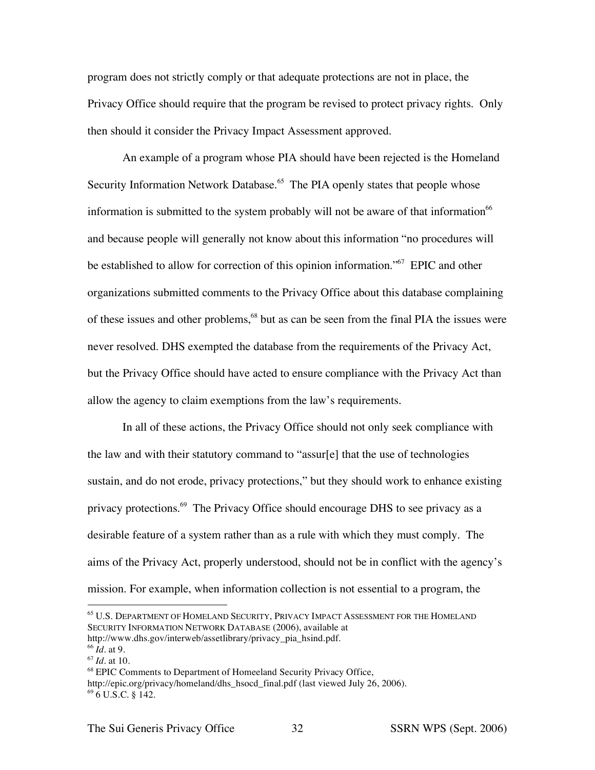program does not strictly comply or that adequate protections are not in place, the Privacy Office should require that the program be revised to protect privacy rights. Only then should it consider the Privacy Impact Assessment approved.

An example of a program whose PIA should have been rejected is the Homeland Security Information Network Database.[65] The PIA openly states that people whose information is submitted to the system probably will not be aware of that information[66] and because people will generally not know about this information "no procedures will be established to allow for correction of this opinion information."[67] EPIC and other organizations submitted comments to the Privacy Office about this database complaining of these issues and other problems,[68] but as can be seen from the final PIA the issues were never resolved. DHS exempted the database from the requirements of the Privacy Act, but the Privacy Office should have acted to ensure compliance with the Privacy Act than allow the agency to claim exemptions from the law's requirements.

In all of these actions, the Privacy Office should not only seek compliance with the law and with their statutory command to "assur[e] that the use of technologies sustain, and do not erode, privacy protections," but they should work to enhance existing privacy protections.[69] The Privacy Office should encourage DHS to see privacy as a desirable feature of a system rather than as a rule with which they must comply. The aims of the Privacy Act, properly understood, should not be in conflict with the agency's mission. For example, when information collection is not essential to a program, the

---

[65] U.S. DEPARTMENT OF HOMELAND SECURITY, PRIVACY IMPACT ASSESSMENT FOR THE HOMELAND SECURITY INFORMATION NETWORK DATABASE (2006), available at http://www.dhs.gov/interweb/assetlibrary/privacy_pia_hsind.pdf.

[66] *Id*. at 9.

[67] *Id*. at 10.

[68] EPIC Comments to Department of Homeeland Security Privacy Office, http://epic.org/privacy/homeland/dhs_hsocd_final.pdf (last viewed July 26, 2006).

[69] 6 U.S.C. § 142.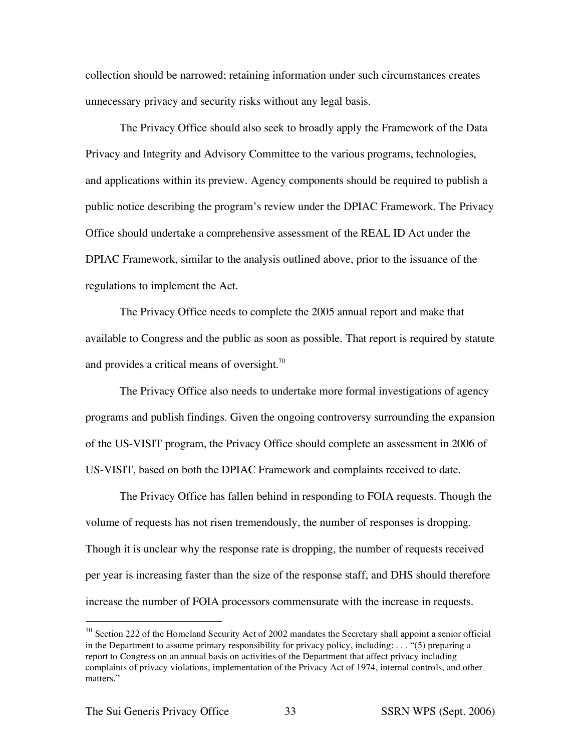collection should be narrowed; retaining information under such circumstances creates unnecessary privacy and security risks without any legal basis.

The Privacy Office should also seek to broadly apply the Framework of the Data Privacy and Integrity and Advisory Committee to the various programs, technologies, and applications within its preview. Agency components should be required to publish a public notice describing the program's review under the DPIAC Framework. The Privacy Office should undertake a comprehensive assessment of the REAL ID Act under the DPIAC Framework, similar to the analysis outlined above, prior to the issuance of the regulations to implement the Act.

The Privacy Office needs to complete the 2005 annual report and make that available to Congress and the public as soon as possible. That report is required by statute and provides a critical means of oversight.[70]

The Privacy Office also needs to undertake more formal investigations of agency programs and publish findings. Given the ongoing controversy surrounding the expansion of the US-VISIT program, the Privacy Office should complete an assessment in 2006 of US-VISIT, based on both the DPIAC Framework and complaints received to date.

The Privacy Office has fallen behind in responding to FOIA requests. Though the volume of requests has not risen tremendously, the number of responses is dropping. Though it is unclear why the response rate is dropping, the number of requests received per year is increasing faster than the size of the response staff, and DHS should therefore increase the number of FOIA processors commensurate with the increase in requests.

---

[70] Section 222 of the Homeland Security Act of 2002 mandates the Secretary shall appoint a senior official in the Department to assume primary responsibility for privacy policy, including: . . . "(5) preparing a report to Congress on an annual basis on activities of the Department that affect privacy including complaints of privacy violations, implementation of the Privacy Act of 1974, internal controls, and other matters."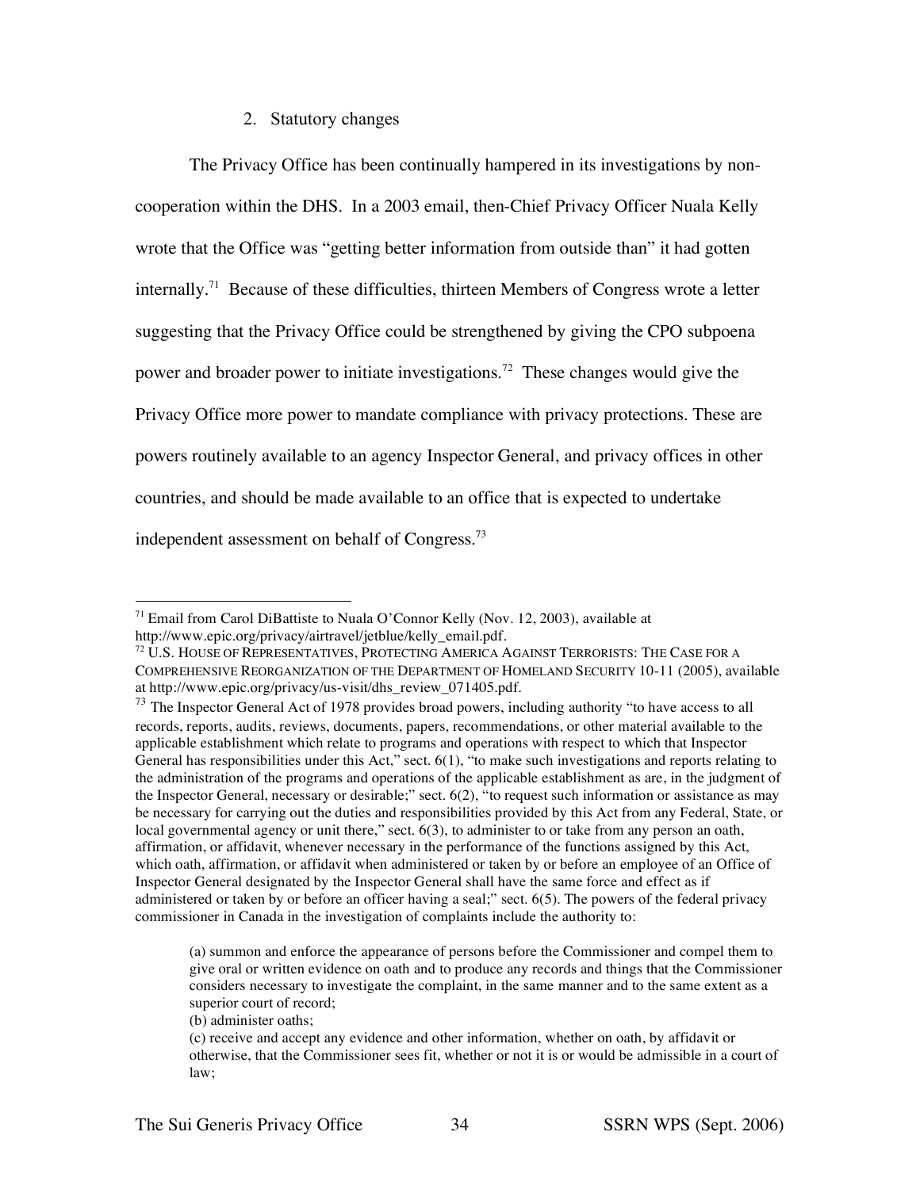2. Statutory changes

The Privacy Office has been continually hampered in its investigations by non-cooperation within the DHS. In a 2003 email, then-Chief Privacy Officer Nuala Kelly wrote that the Office was "getting better information from outside than" it had gotten internally.[71] Because of these difficulties, thirteen Members of Congress wrote a letter suggesting that the Privacy Office could be strengthened by giving the CPO subpoena power and broader power to initiate investigations.[72] These changes would give the Privacy Office more power to mandate compliance with privacy protections. These are powers routinely available to an agency Inspector General, and privacy offices in other countries, and should be made available to an office that is expected to undertake independent assessment on behalf of Congress.[73]

---

[71] Email from Carol DiBattiste to Nuala O'Connor Kelly (Nov. 12, 2003), available at http://www.epic.org/privacy/airtravel/jetblue/kelly_email.pdf.

[72] U.S. HOUSE OF REPRESENTATIVES, PROTECTING AMERICA AGAINST TERRORISTS: THE CASE FOR A COMPREHENSIVE REORGANIZATION OF THE DEPARTMENT OF HOMELAND SECURITY 10-11 (2005), available at http://www.epic.org/privacy/us-visit/dhs_review_071405.pdf.

[73] The Inspector General Act of 1978 provides broad powers, including authority "to have access to all records, reports, audits, reviews, documents, papers, recommendations, or other material available to the applicable establishment which relate to programs and operations with respect to which that Inspector General has responsibilities under this Act," sect. 6(1), "to make such investigations and reports relating to the administration of the programs and operations of the applicable establishment as are, in the judgment of the Inspector General, necessary or desirable;" sect. 6(2), "to request such information or assistance as may be necessary for carrying out the duties and responsibilities provided by this Act from any Federal, State, or local governmental agency or unit there," sect. 6(3), to administer to or take from any person an oath, affirmation, or affidavit, whenever necessary in the performance of the functions assigned by this Act, which oath, affirmation, or affidavit when administered or taken by or before an employee of an Office of Inspector General designated by the Inspector General shall have the same force and effect as if administered or taken by or before an officer having a seal;" sect. 6(5). The powers of the federal privacy commissioner in Canada in the investigation of complaints include the authority to:

> (a) summon and enforce the appearance of persons before the Commissioner and compel them to give oral or written evidence on oath and to produce any records and things that the Commissioner considers necessary to investigate the complaint, in the same manner and to the same extent as a superior court of record;
> (b) administer oaths;
> (c) receive and accept any evidence and other information, whether on oath, by affidavit or otherwise, that the Commissioner sees fit, whether or not it is or would be admissible in a court of law;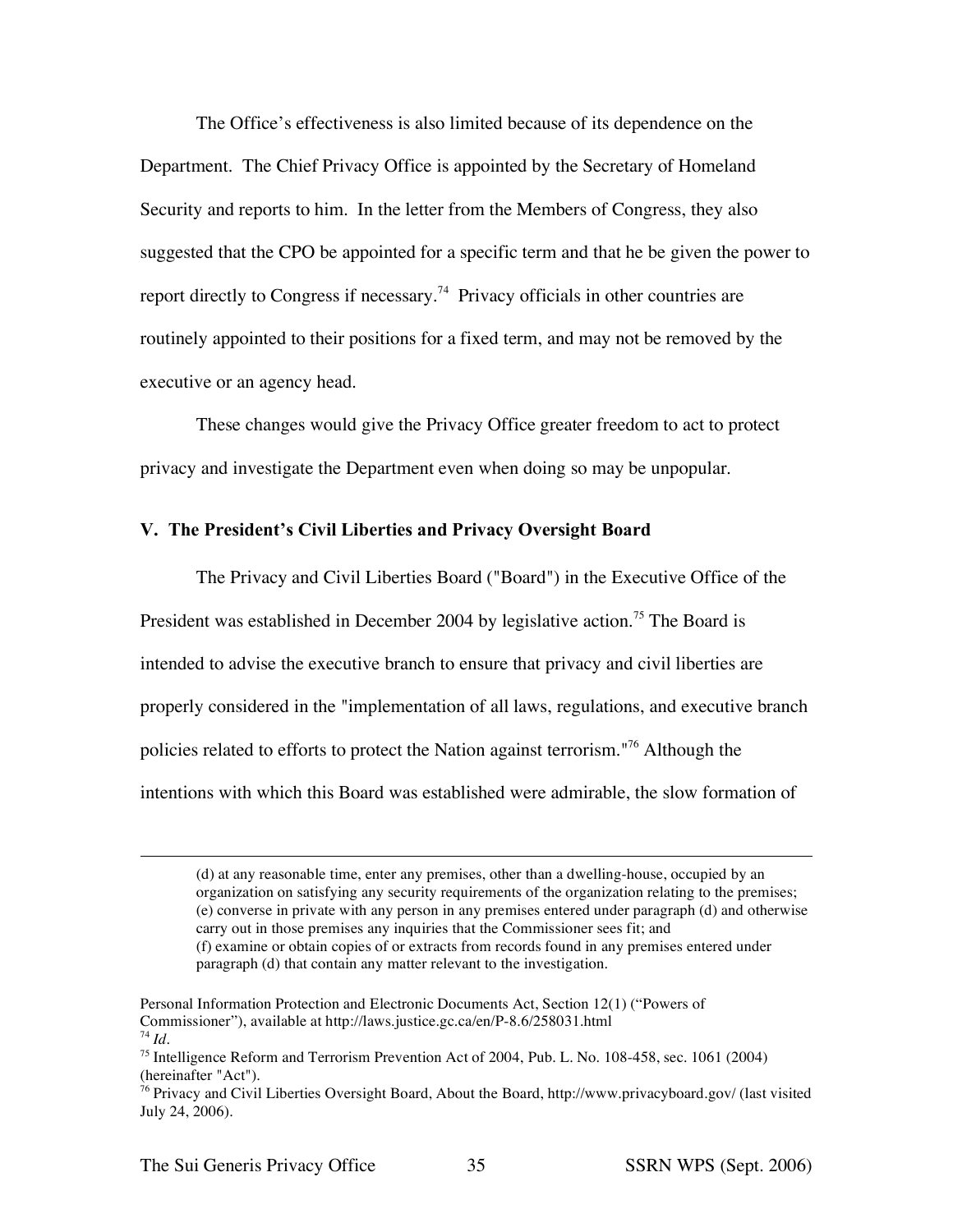The Office's effectiveness is also limited because of its dependence on the Department. The Chief Privacy Office is appointed by the Secretary of Homeland Security and reports to him. In the letter from the Members of Congress, they also suggested that the CPO be appointed for a specific term and that he be given the power to report directly to Congress if necessary.[74] Privacy officials in other countries are routinely appointed to their positions for a fixed term, and may not be removed by the executive or an agency head.

These changes would give the Privacy Office greater freedom to act to protect privacy and investigate the Department even when doing so may be unpopular.

### V. The President's Civil Liberties and Privacy Oversight Board

The Privacy and Civil Liberties Board ("Board") in the Executive Office of the President was established in December 2004 by legislative action.[75] The Board is intended to advise the executive branch to ensure that privacy and civil liberties are properly considered in the "implementation of all laws, regulations, and executive branch policies related to efforts to protect the Nation against terrorism."[76] Although the intentions with which this Board was established were admirable, the slow formation of

---

> (d) at any reasonable time, enter any premises, other than a dwelling-house, occupied by an organization on satisfying any security requirements of the organization relating to the premises;
> (e) converse in private with any person in any premises entered under paragraph (d) and otherwise carry out in those premises any inquiries that the Commissioner sees fit; and
> (f) examine or obtain copies of or extracts from records found in any premises entered under paragraph (d) that contain any matter relevant to the investigation.

Personal Information Protection and Electronic Documents Act, Section 12(1) ("Powers of Commissioner"), available at http://laws.justice.gc.ca/en/P-8.6/258031.html

[74] *Id*.

[75] Intelligence Reform and Terrorism Prevention Act of 2004, Pub. L. No. 108-458, sec. 1061 (2004) (hereinafter "Act").

[76] Privacy and Civil Liberties Oversight Board, About the Board, http://www.privacyboard.gov/ (last visited July 24, 2006).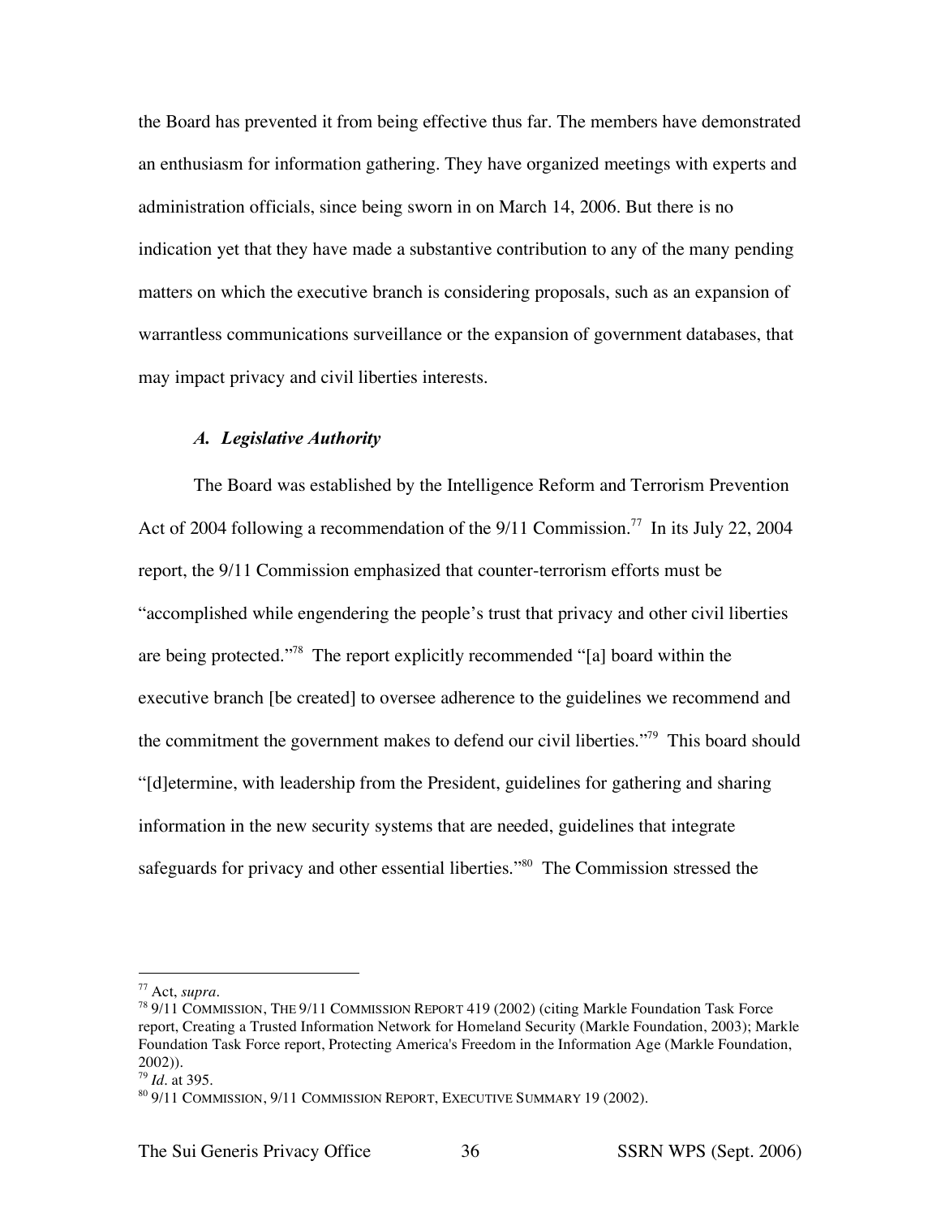the Board has prevented it from being effective thus far. The members have demonstrated an enthusiasm for information gathering. They have organized meetings with experts and administration officials, since being sworn in on March 14, 2006. But there is no indication yet that they have made a substantive contribution to any of the many pending matters on which the executive branch is considering proposals, such as an expansion of warrantless communications surveillance or the expansion of government databases, that may impact privacy and civil liberties interests.

### *A. Legislative Authority*

The Board was established by the Intelligence Reform and Terrorism Prevention Act of 2004 following a recommendation of the 9/11 Commission.[77] In its July 22, 2004 report, the 9/11 Commission emphasized that counter-terrorism efforts must be "accomplished while engendering the people's trust that privacy and other civil liberties are being protected."[78] The report explicitly recommended "[a] board within the executive branch [be created] to oversee adherence to the guidelines we recommend and the commitment the government makes to defend our civil liberties."[79] This board should "[d]etermine, with leadership from the President, guidelines for gathering and sharing information in the new security systems that are needed, guidelines that integrate safeguards for privacy and other essential liberties."[80] The Commission stressed the

---

[77] Act, *supra*.

[78] 9/11 COMMISSION, THE 9/11 COMMISSION REPORT 419 (2002) (citing Markle Foundation Task Force report, Creating a Trusted Information Network for Homeland Security (Markle Foundation, 2003); Markle Foundation Task Force report, Protecting America's Freedom in the Information Age (Markle Foundation, 2002)).

[79] *Id*. at 395.

[80] 9/11 COMMISSION, 9/11 COMMISSION REPORT, EXECUTIVE SUMMARY 19 (2002).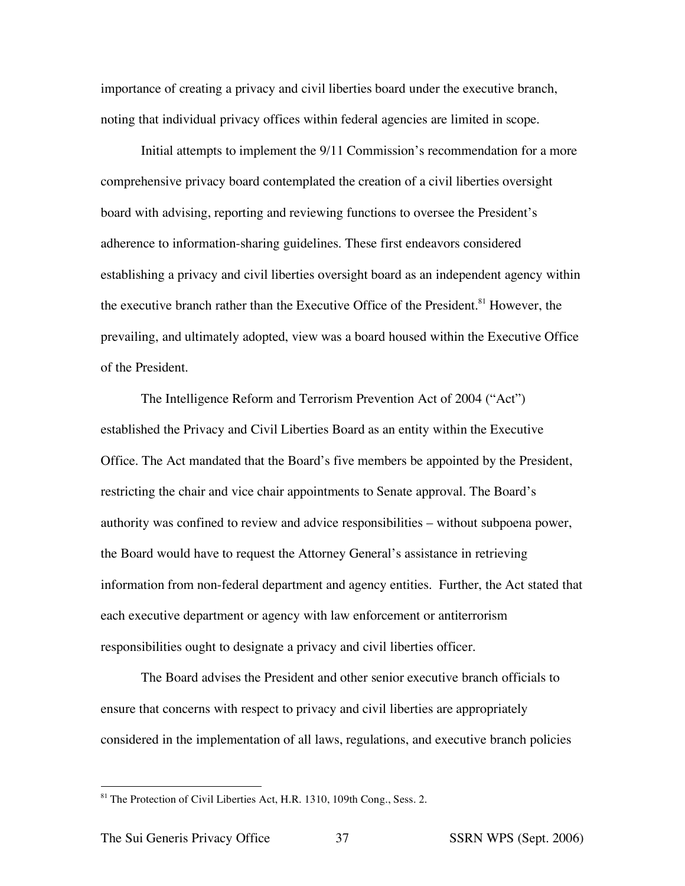importance of creating a privacy and civil liberties board under the executive branch, noting that individual privacy offices within federal agencies are limited in scope.

Initial attempts to implement the 9/11 Commission's recommendation for a more comprehensive privacy board contemplated the creation of a civil liberties oversight board with advising, reporting and reviewing functions to oversee the President's adherence to information-sharing guidelines. These first endeavors considered establishing a privacy and civil liberties oversight board as an independent agency within the executive branch rather than the Executive Office of the President.[81] However, the prevailing, and ultimately adopted, view was a board housed within the Executive Office of the President.

The Intelligence Reform and Terrorism Prevention Act of 2004 ("Act") established the Privacy and Civil Liberties Board as an entity within the Executive Office. The Act mandated that the Board's five members be appointed by the President, restricting the chair and vice chair appointments to Senate approval. The Board's authority was confined to review and advice responsibilities – without subpoena power, the Board would have to request the Attorney General's assistance in retrieving information from non-federal department and agency entities. Further, the Act stated that each executive department or agency with law enforcement or antiterrorism responsibilities ought to designate a privacy and civil liberties officer.

The Board advises the President and other senior executive branch officials to ensure that concerns with respect to privacy and civil liberties are appropriately considered in the implementation of all laws, regulations, and executive branch policies

[81] The Protection of Civil Liberties Act, H.R. 1310, 109th Cong., Sess. 2.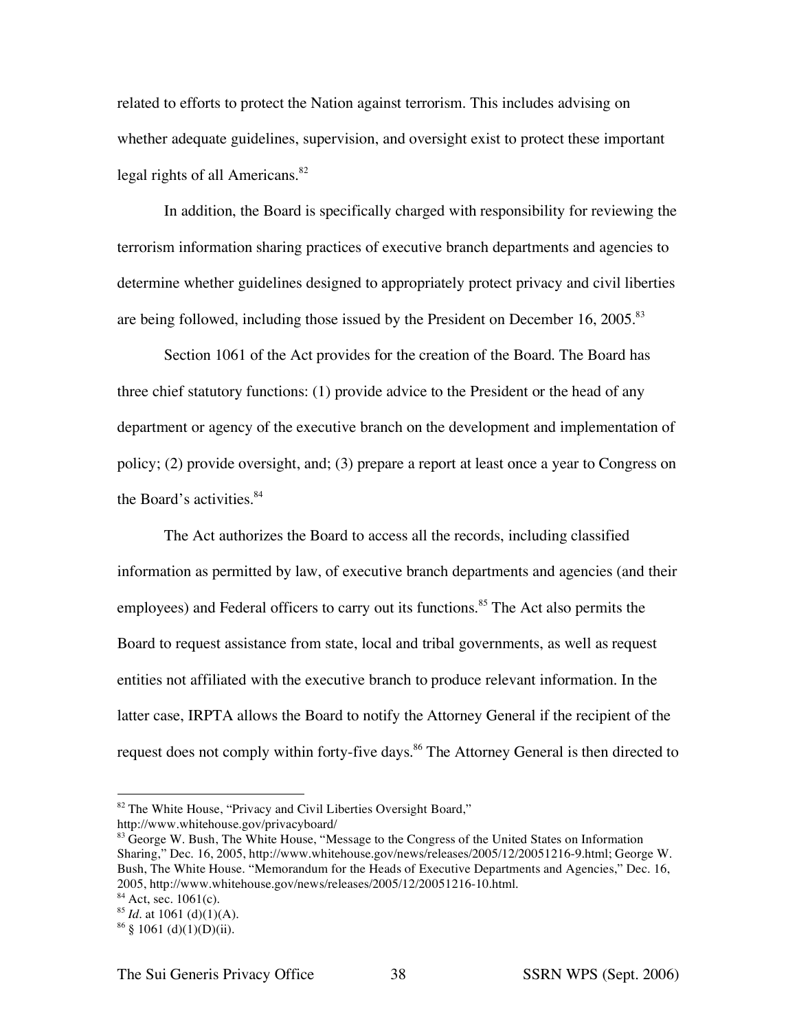related to efforts to protect the Nation against terrorism. This includes advising on whether adequate guidelines, supervision, and oversight exist to protect these important legal rights of all Americans.[82]

In addition, the Board is specifically charged with responsibility for reviewing the terrorism information sharing practices of executive branch departments and agencies to determine whether guidelines designed to appropriately protect privacy and civil liberties are being followed, including those issued by the President on December 16, 2005.[83]

Section 1061 of the Act provides for the creation of the Board. The Board has three chief statutory functions: (1) provide advice to the President or the head of any department or agency of the executive branch on the development and implementation of policy; (2) provide oversight, and; (3) prepare a report at least once a year to Congress on the Board's activities.[84]

The Act authorizes the Board to access all the records, including classified information as permitted by law, of executive branch departments and agencies (and their employees) and Federal officers to carry out its functions.[85] The Act also permits the Board to request assistance from state, local and tribal governments, as well as request entities not affiliated with the executive branch to produce relevant information. In the latter case, IRPTA allows the Board to notify the Attorney General if the recipient of the request does not comply within forty-five days.[86] The Attorney General is then directed to

---

[82] The White House, "Privacy and Civil Liberties Oversight Board," http://www.whitehouse.gov/privacyboard/

[83] George W. Bush, The White House, "Message to the Congress of the United States on Information Sharing," Dec. 16, 2005, http://www.whitehouse.gov/news/releases/2005/12/20051216-9.html; George W. Bush, The White House. "Memorandum for the Heads of Executive Departments and Agencies," Dec. 16, 2005, http://www.whitehouse.gov/news/releases/2005/12/20051216-10.html.

[84] Act, sec. 1061(c).

[85] *Id*. at 1061 (d)(1)(A).

[86] § 1061 (d)(1)(D)(ii).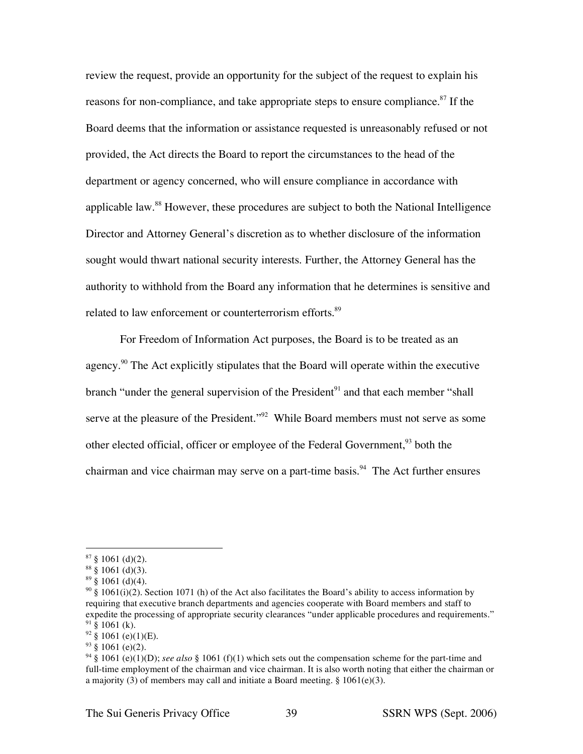review the request, provide an opportunity for the subject of the request to explain his reasons for non-compliance, and take appropriate steps to ensure compliance.[87] If the Board deems that the information or assistance requested is unreasonably refused or not provided, the Act directs the Board to report the circumstances to the head of the department or agency concerned, who will ensure compliance in accordance with applicable law.[88] However, these procedures are subject to both the National Intelligence Director and Attorney General's discretion as to whether disclosure of the information sought would thwart national security interests. Further, the Attorney General has the authority to withhold from the Board any information that he determines is sensitive and related to law enforcement or counterterrorism efforts.[89]

For Freedom of Information Act purposes, the Board is to be treated as an agency.[90] The Act explicitly stipulates that the Board will operate within the executive branch "under the general supervision of the President[91] and that each member "shall serve at the pleasure of the President."[92] While Board members must not serve as some other elected official, officer or employee of the Federal Government,[93] both the chairman and vice chairman may serve on a part-time basis.[94] The Act further ensures

---

[87] § 1061 (d)(2).

[88] § 1061 (d)(3).

[89] § 1061 (d)(4).

[90] § 1061(i)(2). Section 1071 (h) of the Act also facilitates the Board's ability to access information by requiring that executive branch departments and agencies cooperate with Board members and staff to expedite the processing of appropriate security clearances "under applicable procedures and requirements."

[91] § 1061 (k).

[92] § 1061 (e)(1)(E).

[93] § 1061 (e)(2).

[94] § 1061 (e)(1)(D); *see also* § 1061 (f)(1) which sets out the compensation scheme for the part-time and full-time employment of the chairman and vice chairman. It is also worth noting that either the chairman or a majority (3) of members may call and initiate a Board meeting. § 1061(e)(3).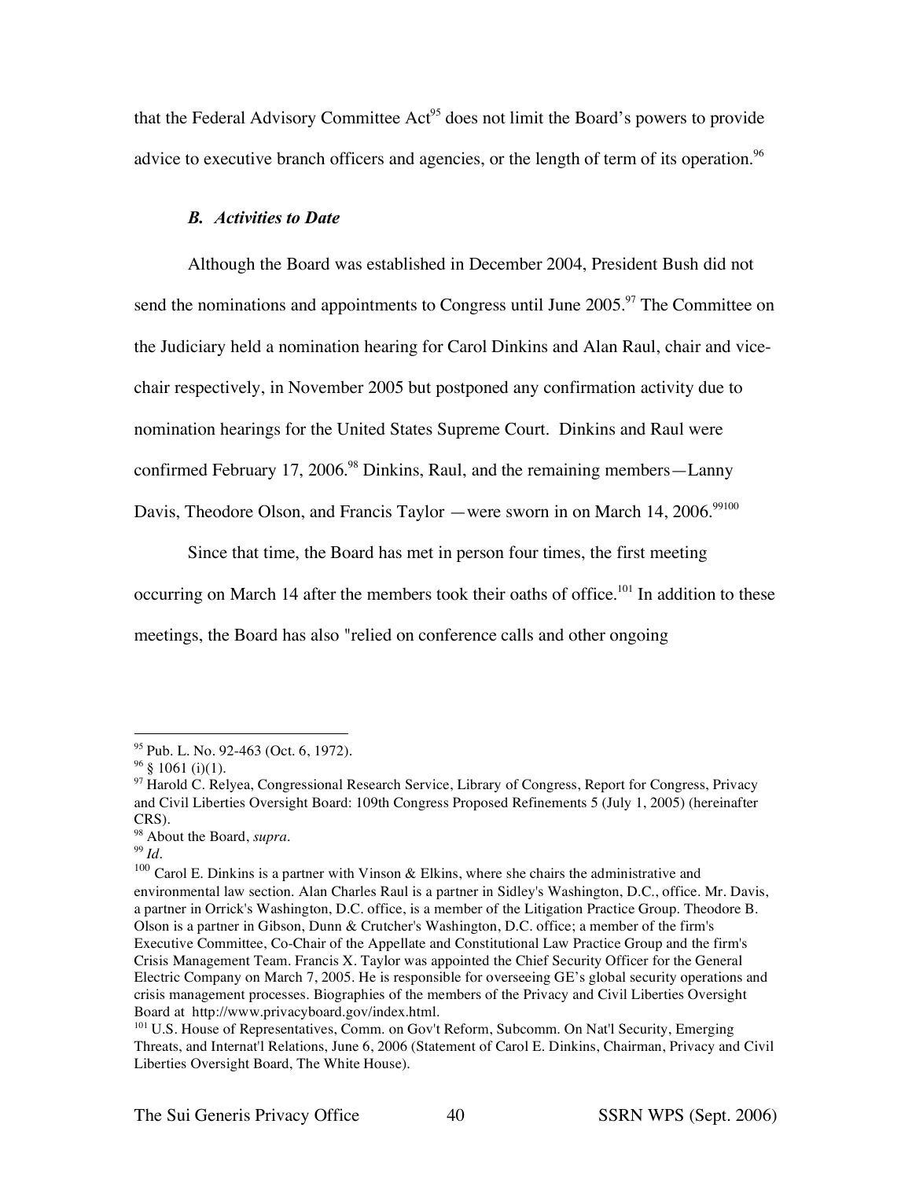that the Federal Advisory Committee Act[95] does not limit the Board's powers to provide advice to executive branch officers and agencies, or the length of term of its operation.[96]

### *B. Activities to Date*

Although the Board was established in December 2004, President Bush did not send the nominations and appointments to Congress until June 2005.[97] The Committee on the Judiciary held a nomination hearing for Carol Dinkins and Alan Raul, chair and vice-chair respectively, in November 2005 but postponed any confirmation activity due to nomination hearings for the United States Supreme Court. Dinkins and Raul were confirmed February 17, 2006.[98] Dinkins, Raul, and the remaining members—Lanny Davis, Theodore Olson, and Francis Taylor —were sworn in on March 14, 2006.[99][100]

Since that time, the Board has met in person four times, the first meeting occurring on March 14 after the members took their oaths of office.[101] In addition to these meetings, the Board has also "relied on conference calls and other ongoing

---

[95] Pub. L. No. 92-463 (Oct. 6, 1972).

[96] § 1061 (i)(1).

[97] Harold C. Relyea, Congressional Research Service, Library of Congress, Report for Congress, Privacy and Civil Liberties Oversight Board: 109th Congress Proposed Refinements 5 (July 1, 2005) (hereinafter CRS).

[98] About the Board, *supra*.

[99] *Id*.

[100] Carol E. Dinkins is a partner with Vinson & Elkins, where she chairs the administrative and environmental law section. Alan Charles Raul is a partner in Sidley's Washington, D.C., office. Mr. Davis, a partner in Orrick's Washington, D.C. office, is a member of the Litigation Practice Group. Theodore B. Olson is a partner in Gibson, Dunn & Crutcher's Washington, D.C. office; a member of the firm's Executive Committee, Co-Chair of the Appellate and Constitutional Law Practice Group and the firm's Crisis Management Team. Francis X. Taylor was appointed the Chief Security Officer for the General Electric Company on March 7, 2005. He is responsible for overseeing GE's global security operations and crisis management processes. Biographies of the members of the Privacy and Civil Liberties Oversight Board at http://www.privacyboard.gov/index.html.

[101] U.S. House of Representatives, Comm. on Gov't Reform, Subcomm. On Nat'l Security, Emerging Threats, and Internat'l Relations, June 6, 2006 (Statement of Carol E. Dinkins, Chairman, Privacy and Civil Liberties Oversight Board, The White House).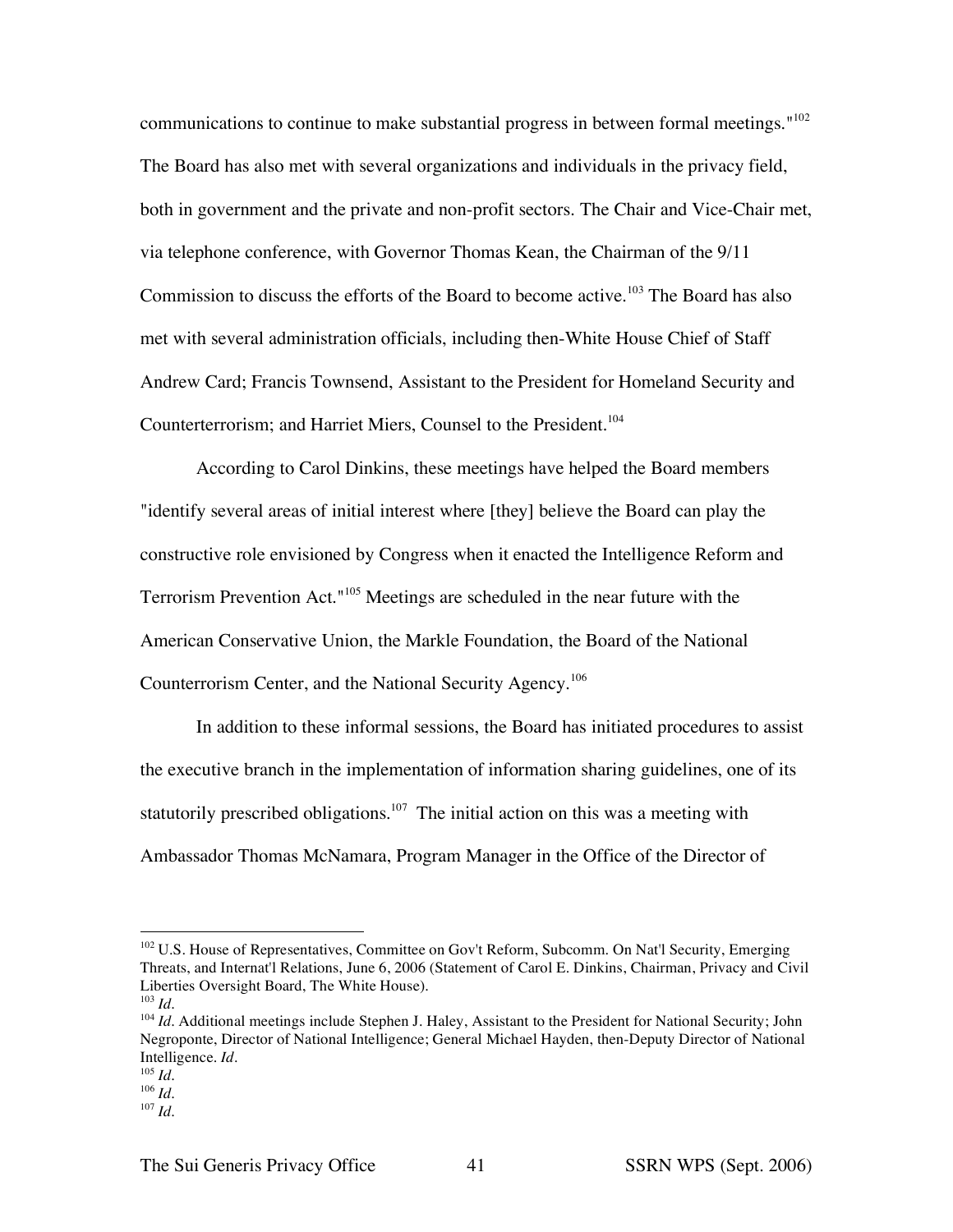communications to continue to make substantial progress in between formal meetings."[102] The Board has also met with several organizations and individuals in the privacy field, both in government and the private and non-profit sectors. The Chair and Vice-Chair met, via telephone conference, with Governor Thomas Kean, the Chairman of the 9/11 Commission to discuss the efforts of the Board to become active.[103] The Board has also met with several administration officials, including then-White House Chief of Staff Andrew Card; Francis Townsend, Assistant to the President for Homeland Security and Counterterrorism; and Harriet Miers, Counsel to the President.[104]

According to Carol Dinkins, these meetings have helped the Board members "identify several areas of initial interest where [they] believe the Board can play the constructive role envisioned by Congress when it enacted the Intelligence Reform and Terrorism Prevention Act."[105] Meetings are scheduled in the near future with the American Conservative Union, the Markle Foundation, the Board of the National Counterrorism Center, and the National Security Agency.[106]

In addition to these informal sessions, the Board has initiated procedures to assist the executive branch in the implementation of information sharing guidelines, one of its statutorily prescribed obligations.[107] The initial action on this was a meeting with Ambassador Thomas McNamara, Program Manager in the Office of the Director of

---

[102] U.S. House of Representatives, Committee on Gov't Reform, Subcomm. On Nat'l Security, Emerging Threats, and Internat'l Relations, June 6, 2006 (Statement of Carol E. Dinkins, Chairman, Privacy and Civil Liberties Oversight Board, The White House).

[103] *Id.*

[104] *Id.* Additional meetings include Stephen J. Haley, Assistant to the President for National Security; John Negroponte, Director of National Intelligence; General Michael Hayden, then-Deputy Director of National Intelligence. *Id.*

[105] *Id.*

[106] *Id.*

[107] *Id.*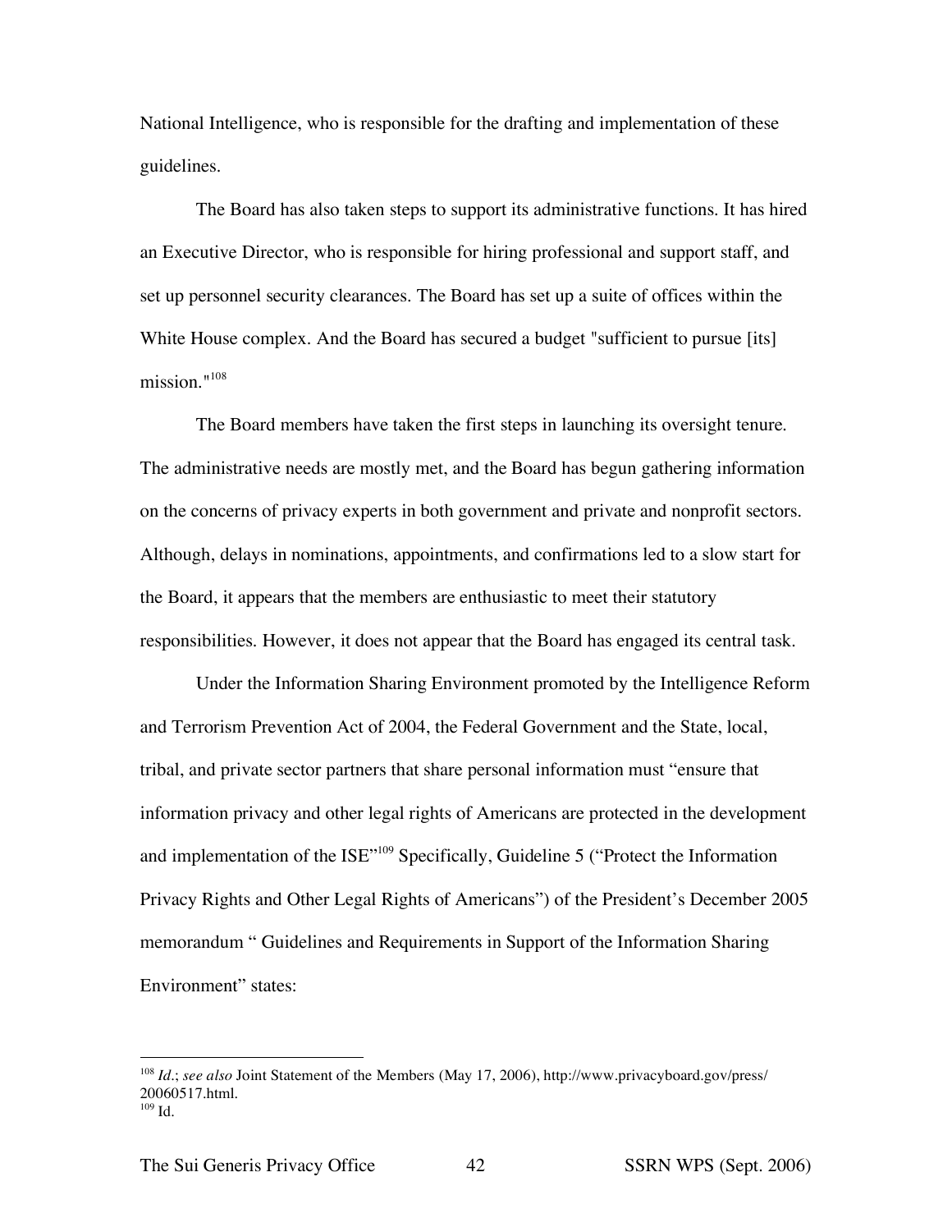National Intelligence, who is responsible for the drafting and implementation of these guidelines.

The Board has also taken steps to support its administrative functions. It has hired an Executive Director, who is responsible for hiring professional and support staff, and set up personnel security clearances. The Board has set up a suite of offices within the White House complex. And the Board has secured a budget "sufficient to pursue [its] mission."[108]

The Board members have taken the first steps in launching its oversight tenure. The administrative needs are mostly met, and the Board has begun gathering information on the concerns of privacy experts in both government and private and nonprofit sectors. Although, delays in nominations, appointments, and confirmations led to a slow start for the Board, it appears that the members are enthusiastic to meet their statutory responsibilities. However, it does not appear that the Board has engaged its central task.

Under the Information Sharing Environment promoted by the Intelligence Reform and Terrorism Prevention Act of 2004, the Federal Government and the State, local, tribal, and private sector partners that share personal information must "ensure that information privacy and other legal rights of Americans are protected in the development and implementation of the ISE"[109] Specifically, Guideline 5 ("Protect the Information Privacy Rights and Other Legal Rights of Americans") of the President's December 2005 memorandum " Guidelines and Requirements in Support of the Information Sharing Environment" states:

---

[108] *Id.*; *see also* Joint Statement of the Members (May 17, 2006), http://www.privacyboard.gov/press/20060517.html.

[109] Id.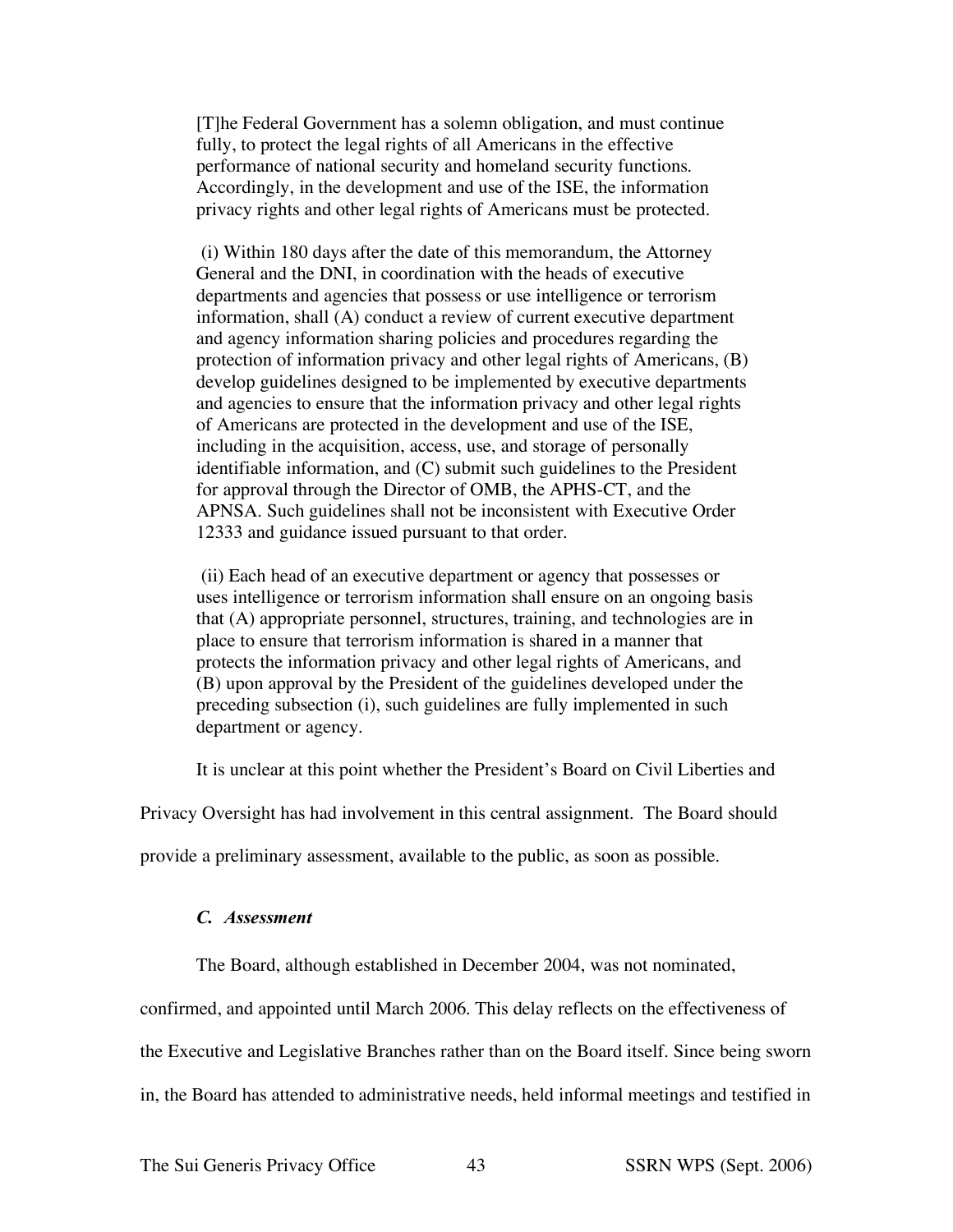> [T]he Federal Government has a solemn obligation, and must continue fully, to protect the legal rights of all Americans in the effective performance of national security and homeland security functions. Accordingly, in the development and use of the ISE, the information privacy rights and other legal rights of Americans must be protected.
>
> (i) Within 180 days after the date of this memorandum, the Attorney General and the DNI, in coordination with the heads of executive departments and agencies that possess or use intelligence or terrorism information, shall (A) conduct a review of current executive department and agency information sharing policies and procedures regarding the protection of information privacy and other legal rights of Americans, (B) develop guidelines designed to be implemented by executive departments and agencies to ensure that the information privacy and other legal rights of Americans are protected in the development and use of the ISE, including in the acquisition, access, use, and storage of personally identifiable information, and (C) submit such guidelines to the President for approval through the Director of OMB, the APHS-CT, and the APNSA. Such guidelines shall not be inconsistent with Executive Order 12333 and guidance issued pursuant to that order.
>
> (ii) Each head of an executive department or agency that possesses or uses intelligence or terrorism information shall ensure on an ongoing basis that (A) appropriate personnel, structures, training, and technologies are in place to ensure that terrorism information is shared in a manner that protects the information privacy and other legal rights of Americans, and (B) upon approval by the President of the guidelines developed under the preceding subsection (i), such guidelines are fully implemented in such department or agency.

It is unclear at this point whether the President's Board on Civil Liberties and Privacy Oversight has had involvement in this central assignment. The Board should provide a preliminary assessment, available to the public, as soon as possible.

### *C. Assessment*

The Board, although established in December 2004, was not nominated, confirmed, and appointed until March 2006. This delay reflects on the effectiveness of the Executive and Legislative Branches rather than on the Board itself. Since being sworn in, the Board has attended to administrative needs, held informal meetings and testified in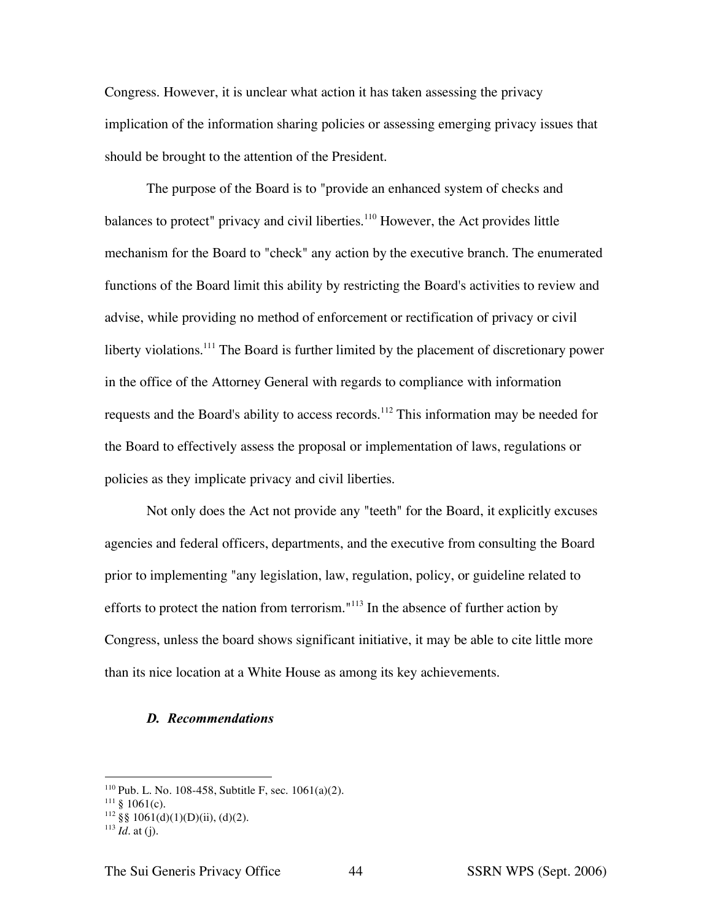Congress. However, it is unclear what action it has taken assessing the privacy implication of the information sharing policies or assessing emerging privacy issues that should be brought to the attention of the President.

The purpose of the Board is to "provide an enhanced system of checks and balances to protect" privacy and civil liberties.[110] However, the Act provides little mechanism for the Board to "check" any action by the executive branch. The enumerated functions of the Board limit this ability by restricting the Board's activities to review and advise, while providing no method of enforcement or rectification of privacy or civil liberty violations.[111] The Board is further limited by the placement of discretionary power in the office of the Attorney General with regards to compliance with information requests and the Board's ability to access records.[112] This information may be needed for the Board to effectively assess the proposal or implementation of laws, regulations or policies as they implicate privacy and civil liberties.

Not only does the Act not provide any "teeth" for the Board, it explicitly excuses agencies and federal officers, departments, and the executive from consulting the Board prior to implementing "any legislation, law, regulation, policy, or guideline related to efforts to protect the nation from terrorism."[113] In the absence of further action by Congress, unless the board shows significant initiative, it may be able to cite little more than its nice location at a White House as among its key achievements.

### *D. Recommendations*

---

[110] Pub. L. No. 108-458, Subtitle F, sec. 1061(a)(2).

[111] § 1061(c).

[112] §§ 1061(d)(1)(D)(ii), (d)(2).

[113] *Id*. at (j).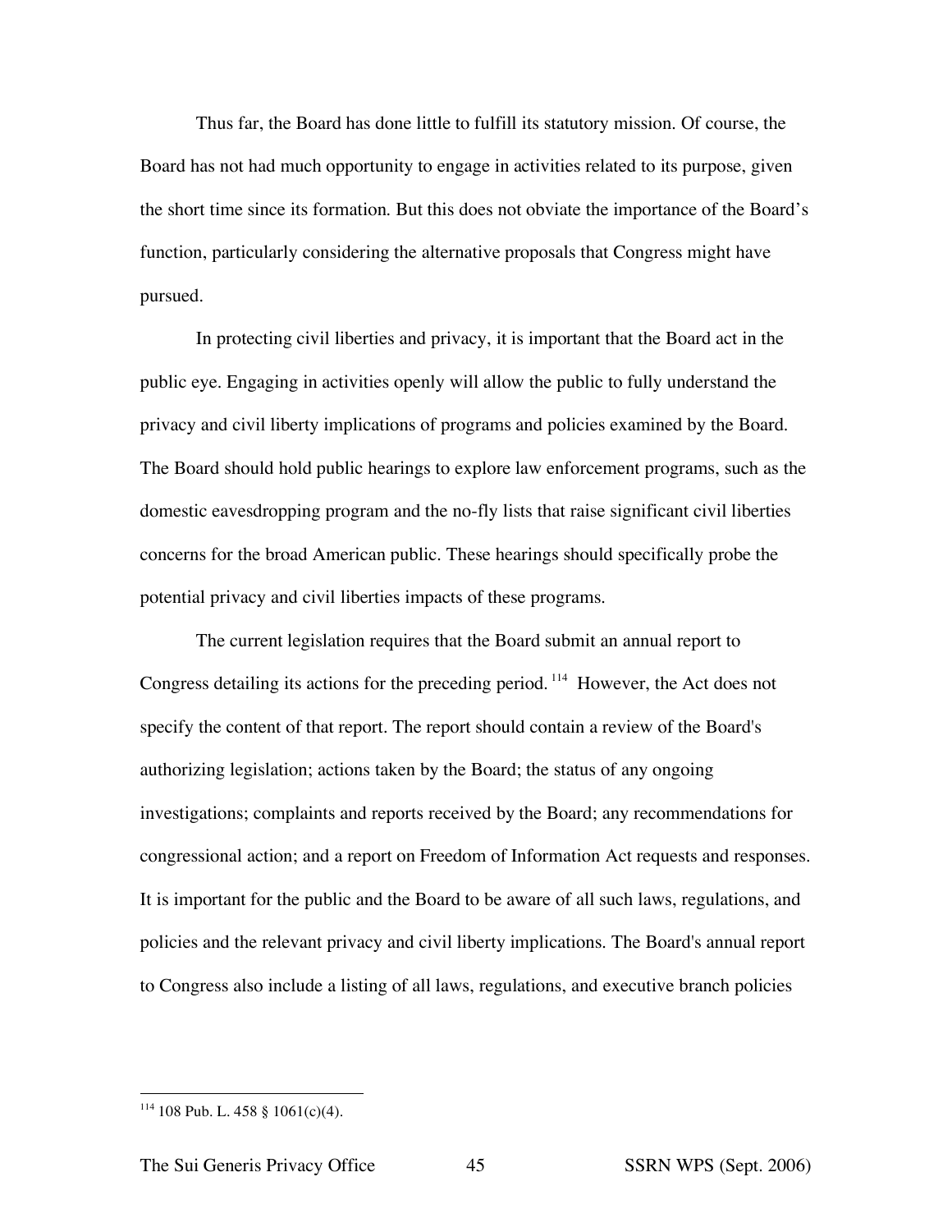Thus far, the Board has done little to fulfill its statutory mission. Of course, the Board has not had much opportunity to engage in activities related to its purpose, given the short time since its formation. But this does not obviate the importance of the Board's function, particularly considering the alternative proposals that Congress might have pursued.

In protecting civil liberties and privacy, it is important that the Board act in the public eye. Engaging in activities openly will allow the public to fully understand the privacy and civil liberty implications of programs and policies examined by the Board. The Board should hold public hearings to explore law enforcement programs, such as the domestic eavesdropping program and the no-fly lists that raise significant civil liberties concerns for the broad American public. These hearings should specifically probe the potential privacy and civil liberties impacts of these programs.

The current legislation requires that the Board submit an annual report to Congress detailing its actions for the preceding period.[114] However, the Act does not specify the content of that report. The report should contain a review of the Board's authorizing legislation; actions taken by the Board; the status of any ongoing investigations; complaints and reports received by the Board; any recommendations for congressional action; and a report on Freedom of Information Act requests and responses. It is important for the public and the Board to be aware of all such laws, regulations, and policies and the relevant privacy and civil liberty implications. The Board's annual report to Congress also include a listing of all laws, regulations, and executive branch policies

---

[114] 108 Pub. L. 458 § 1061(c)(4).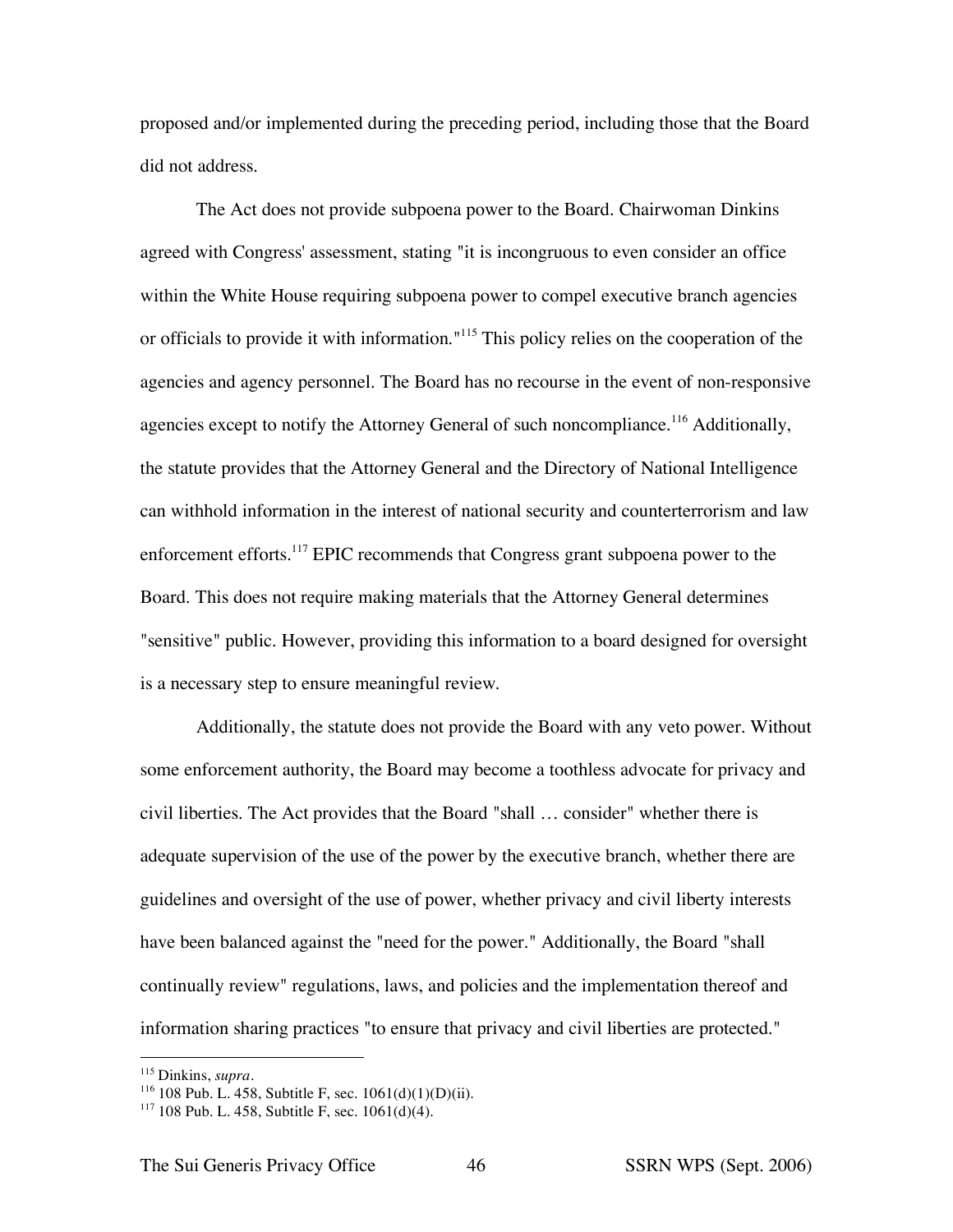proposed and/or implemented during the preceding period, including those that the Board did not address.

The Act does not provide subpoena power to the Board. Chairwoman Dinkins agreed with Congress' assessment, stating "it is incongruous to even consider an office within the White House requiring subpoena power to compel executive branch agencies or officials to provide it with information."[115] This policy relies on the cooperation of the agencies and agency personnel. The Board has no recourse in the event of non-responsive agencies except to notify the Attorney General of such noncompliance.[116] Additionally, the statute provides that the Attorney General and the Directory of National Intelligence can withhold information in the interest of national security and counterterrorism and law enforcement efforts.[117] EPIC recommends that Congress grant subpoena power to the Board. This does not require making materials that the Attorney General determines "sensitive" public. However, providing this information to a board designed for oversight is a necessary step to ensure meaningful review.

Additionally, the statute does not provide the Board with any veto power. Without some enforcement authority, the Board may become a toothless advocate for privacy and civil liberties. The Act provides that the Board "shall … consider" whether there is adequate supervision of the use of the power by the executive branch, whether there are guidelines and oversight of the use of power, whether privacy and civil liberty interests have been balanced against the "need for the power." Additionally, the Board "shall continually review" regulations, laws, and policies and the implementation thereof and information sharing practices "to ensure that privacy and civil liberties are protected."

---

[115] Dinkins, *supra*.

[116] 108 Pub. L. 458, Subtitle F, sec. 1061(d)(1)(D)(ii).

[117] 108 Pub. L. 458, Subtitle F, sec. 1061(d)(4).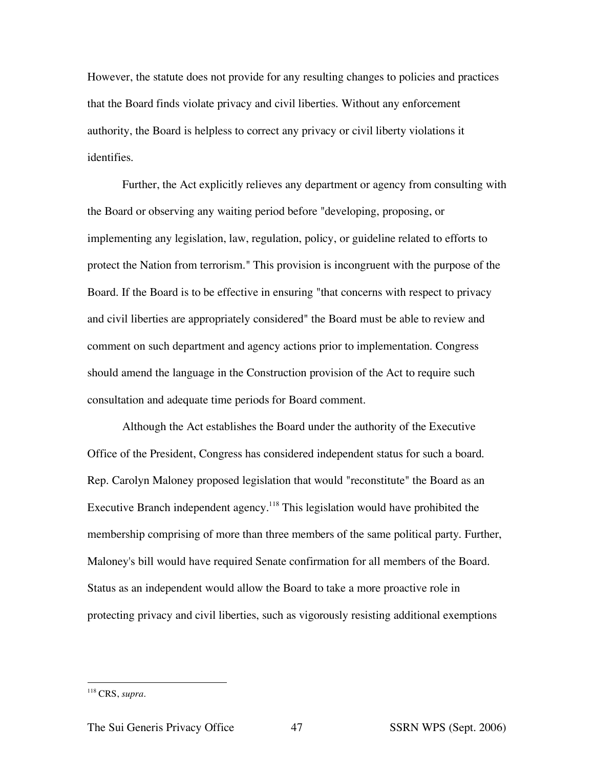However, the statute does not provide for any resulting changes to policies and practices that the Board finds violate privacy and civil liberties. Without any enforcement authority, the Board is helpless to correct any privacy or civil liberty violations it identifies.

Further, the Act explicitly relieves any department or agency from consulting with the Board or observing any waiting period before "developing, proposing, or implementing any legislation, law, regulation, policy, or guideline related to efforts to protect the Nation from terrorism." This provision is incongruent with the purpose of the Board. If the Board is to be effective in ensuring "that concerns with respect to privacy and civil liberties are appropriately considered" the Board must be able to review and comment on such department and agency actions prior to implementation. Congress should amend the language in the Construction provision of the Act to require such consultation and adequate time periods for Board comment.

Although the Act establishes the Board under the authority of the Executive Office of the President, Congress has considered independent status for such a board. Rep. Carolyn Maloney proposed legislation that would "reconstitute" the Board as an Executive Branch independent agency.[118] This legislation would have prohibited the membership comprising of more than three members of the same political party. Further, Maloney's bill would have required Senate confirmation for all members of the Board. Status as an independent would allow the Board to take a more proactive role in protecting privacy and civil liberties, such as vigorously resisting additional exemptions

[118] CRS, *supra*.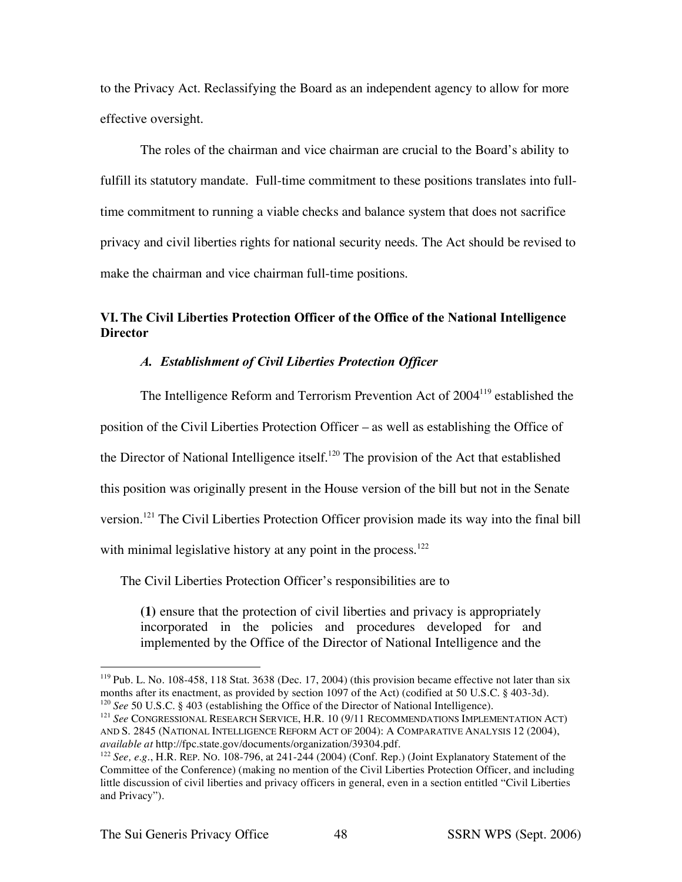to the Privacy Act. Reclassifying the Board as an independent agency to allow for more effective oversight.

The roles of the chairman and vice chairman are crucial to the Board's ability to fulfill its statutory mandate. Full-time commitment to these positions translates into full-time commitment to running a viable checks and balance system that does not sacrifice privacy and civil liberties rights for national security needs. The Act should be revised to make the chairman and vice chairman full-time positions.

## VI. The Civil Liberties Protection Officer of the Office of the National Intelligence Director

### *A. Establishment of Civil Liberties Protection Officer*

The Intelligence Reform and Terrorism Prevention Act of 2004[119] established the position of the Civil Liberties Protection Officer – as well as establishing the Office of the Director of National Intelligence itself.[120] The provision of the Act that established this position was originally present in the House version of the bill but not in the Senate version.[121] The Civil Liberties Protection Officer provision made its way into the final bill with minimal legislative history at any point in the process.[122]

The Civil Liberties Protection Officer's responsibilities are to

> **(1)** ensure that the protection of civil liberties and privacy is appropriately incorporated in the policies and procedures developed for and implemented by the Office of the Director of National Intelligence and the

---

[119] Pub. L. No. 108-458, 118 Stat. 3638 (Dec. 17, 2004) (this provision became effective not later than six months after its enactment, as provided by section 1097 of the Act) (codified at 50 U.S.C. § 403-3d).

[120] *See* 50 U.S.C. § 403 (establishing the Office of the Director of National Intelligence).

[121] *See* CONGRESSIONAL RESEARCH SERVICE, H.R. 10 (9/11 RECOMMENDATIONS IMPLEMENTATION ACT) AND S. 2845 (NATIONAL INTELLIGENCE REFORM ACT OF 2004): A COMPARATIVE ANALYSIS 12 (2004), *available at* http://fpc.state.gov/documents/organization/39304.pdf.

[122] *See, e.g.*, H.R. REP. NO. 108-796, at 241-244 (2004) (Conf. Rep.) (Joint Explanatory Statement of the Committee of the Conference) (making no mention of the Civil Liberties Protection Officer, and including little discussion of civil liberties and privacy officers in general, even in a section entitled "Civil Liberties and Privacy").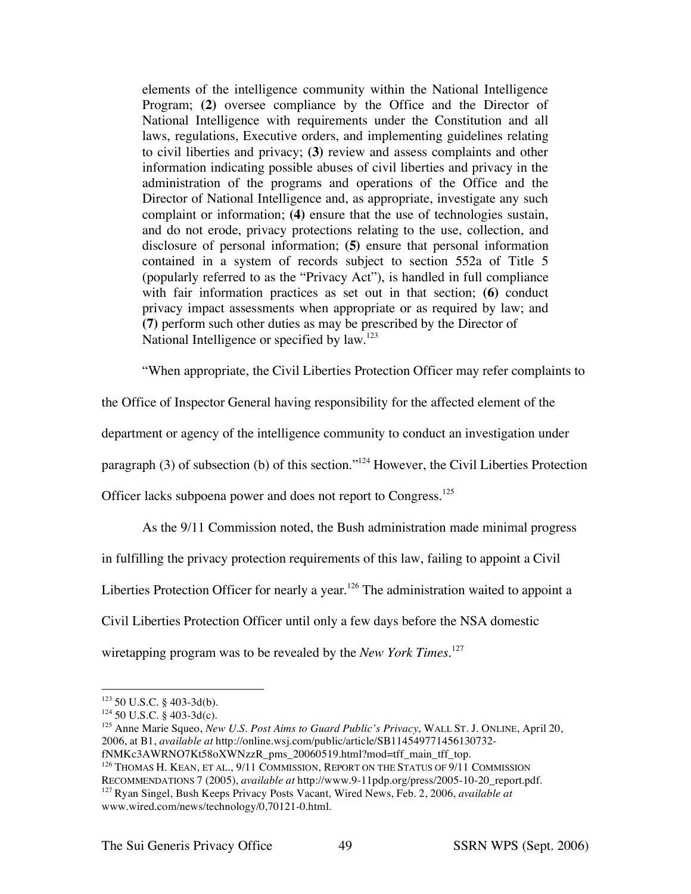> elements of the intelligence community within the National Intelligence Program; **(2)** oversee compliance by the Office and the Director of National Intelligence with requirements under the Constitution and all laws, regulations, Executive orders, and implementing guidelines relating to civil liberties and privacy; **(3)** review and assess complaints and other information indicating possible abuses of civil liberties and privacy in the administration of the programs and operations of the Office and the Director of National Intelligence and, as appropriate, investigate any such complaint or information; **(4)** ensure that the use of technologies sustain, and do not erode, privacy protections relating to the use, collection, and disclosure of personal information; **(5)** ensure that personal information contained in a system of records subject to section 552a of Title 5 (popularly referred to as the "Privacy Act"), is handled in full compliance with fair information practices as set out in that section; **(6)** conduct privacy impact assessments when appropriate or as required by law; and **(7)** perform such other duties as may be prescribed by the Director of National Intelligence or specified by law.[123]

"When appropriate, the Civil Liberties Protection Officer may refer complaints to the Office of Inspector General having responsibility for the affected element of the department or agency of the intelligence community to conduct an investigation under paragraph (3) of subsection (b) of this section."[124] However, the Civil Liberties Protection Officer lacks subpoena power and does not report to Congress.[125]

As the 9/11 Commission noted, the Bush administration made minimal progress in fulfilling the privacy protection requirements of this law, failing to appoint a Civil Liberties Protection Officer for nearly a year.[126] The administration waited to appoint a Civil Liberties Protection Officer until only a few days before the NSA domestic wiretapping program was to be revealed by the *New York Times*.[127]

---

[123] 50 U.S.C. § 403-3d(b).

[124] 50 U.S.C. § 403-3d(c).

[125] Anne Marie Squeo, *New U.S. Post Aims to Guard Public's Privacy*, WALL ST. J. ONLINE, April 20, 2006, at B1, *available at* http://online.wsj.com/public/article/SB114549771456130732-fNMKc3AWRNO7Kt58oXWNzzR_pms_20060519.html?mod=tff_main_tff_top.

[126] THOMAS H. KEAN, ET AL., 9/11 COMMISSION, REPORT ON THE STATUS OF 9/11 COMMISSION RECOMMENDATIONS 7 (2005), *available at* http://www.9-11pdp.org/press/2005-10-20_report.pdf.

[127] Ryan Singel, Bush Keeps Privacy Posts Vacant, Wired News, Feb. 2, 2006, *available at* www.wired.com/news/technology/0,70121-0.html.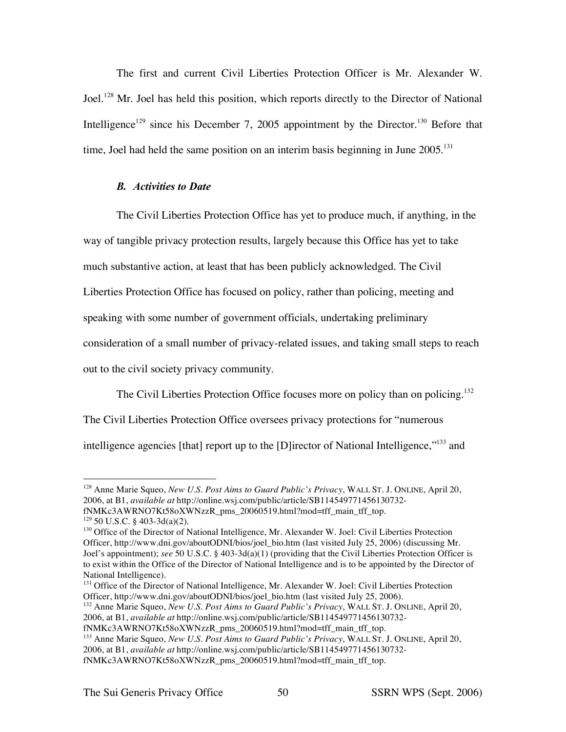The first and current Civil Liberties Protection Officer is Mr. Alexander W. Joel.[128] Mr. Joel has held this position, which reports directly to the Director of National Intelligence[129] since his December 7, 2005 appointment by the Director.[130] Before that time, Joel had held the same position on an interim basis beginning in June 2005.[131]

### *B. Activities to Date*

The Civil Liberties Protection Office has yet to produce much, if anything, in the way of tangible privacy protection results, largely because this Office has yet to take much substantive action, at least that has been publicly acknowledged. The Civil Liberties Protection Office has focused on policy, rather than policing, meeting and speaking with some number of government officials, undertaking preliminary consideration of a small number of privacy-related issues, and taking small steps to reach out to the civil society privacy community.

The Civil Liberties Protection Office focuses more on policy than on policing.[132] The Civil Liberties Protection Office oversees privacy protections for "numerous intelligence agencies [that] report up to the [D]irector of National Intelligence,"[133] and

---

[128] Anne Marie Squeo, *New U.S. Post Aims to Guard Public's Privacy*, WALL ST. J. ONLINE, April 20, 2006, at B1, *available at* http://online.wsj.com/public/article/SB114549771456130732-fNMKc3AWRNO7Kt58oXWNzzR_pms_20060519.html?mod=tff_main_tff_top.

[129] 50 U.S.C. § 403-3d(a)(2).

[130] Office of the Director of National Intelligence, Mr. Alexander W. Joel: Civil Liberties Protection Officer, http://www.dni.gov/aboutODNI/bios/joel_bio.htm (last visited July 25, 2006) (discussing Mr. Joel's appointment); *see* 50 U.S.C. § 403-3d(a)(1) (providing that the Civil Liberties Protection Officer is to exist within the Office of the Director of National Intelligence and is to be appointed by the Director of National Intelligence).

[131] Office of the Director of National Intelligence, Mr. Alexander W. Joel: Civil Liberties Protection Officer, http://www.dni.gov/aboutODNI/bios/joel_bio.htm (last visited July 25, 2006).

[132] Anne Marie Squeo, *New U.S. Post Aims to Guard Public's Privacy*, WALL ST. J. ONLINE, April 20, 2006, at B1, *available at* http://online.wsj.com/public/article/SB114549771456130732-fNMKc3AWRNO7Kt58oXWNzzR_pms_20060519.html?mod=tff_main_tff_top.

[133] Anne Marie Squeo, *New U.S. Post Aims to Guard Public's Privacy*, WALL ST. J. ONLINE, April 20, 2006, at B1, *available at* http://online.wsj.com/public/article/SB114549771456130732-fNMKc3AWRNO7Kt58oXWNzzR_pms_20060519.html?mod=tff_main_tff_top.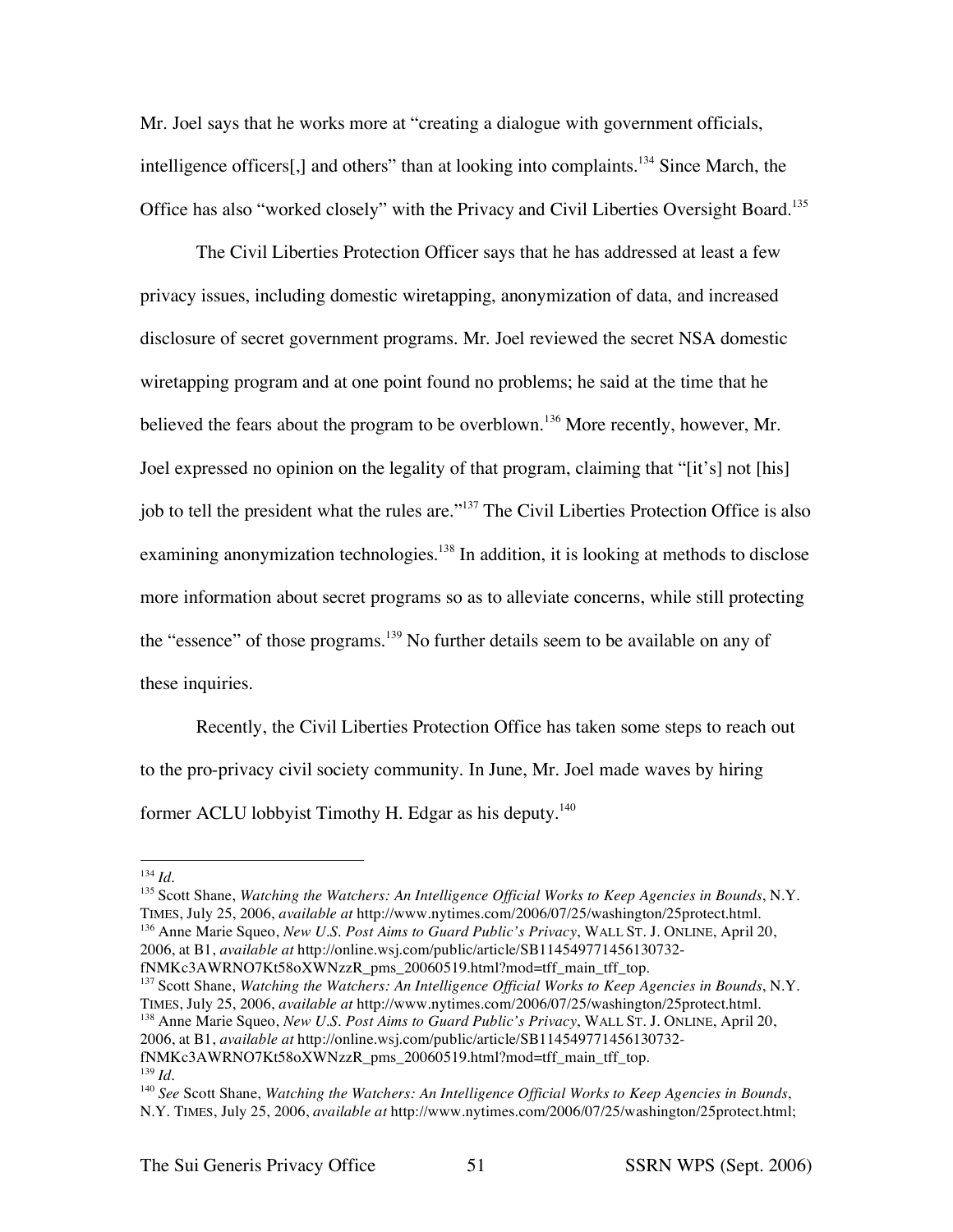Mr. Joel says that he works more at "creating a dialogue with government officials, intelligence officers[,] and others" than at looking into complaints.[134] Since March, the Office has also "worked closely" with the Privacy and Civil Liberties Oversight Board.[135]

The Civil Liberties Protection Officer says that he has addressed at least a few privacy issues, including domestic wiretapping, anonymization of data, and increased disclosure of secret government programs. Mr. Joel reviewed the secret NSA domestic wiretapping program and at one point found no problems; he said at the time that he believed the fears about the program to be overblown.[136] More recently, however, Mr. Joel expressed no opinion on the legality of that program, claiming that "[it's] not [his] job to tell the president what the rules are."[137] The Civil Liberties Protection Office is also examining anonymization technologies.[138] In addition, it is looking at methods to disclose more information about secret programs so as to alleviate concerns, while still protecting the "essence" of those programs.[139] No further details seem to be available on any of these inquiries.

Recently, the Civil Liberties Protection Office has taken some steps to reach out to the pro-privacy civil society community. In June, Mr. Joel made waves by hiring former ACLU lobbyist Timothy H. Edgar as his deputy.[140]

---

[134] *Id.*

[135] Scott Shane, *Watching the Watchers: An Intelligence Official Works to Keep Agencies in Bounds*, N.Y. TIMES, July 25, 2006, *available at* http://www.nytimes.com/2006/07/25/washington/25protect.html.

[136] Anne Marie Squeo, *New U.S. Post Aims to Guard Public's Privacy*, WALL ST. J. ONLINE, April 20, 2006, at B1, *available at* http://online.wsj.com/public/article/SB114549771456130732-fNMKc3AWRNO7Kt58oXWNzzR_pms_20060519.html?mod=tff_main_tff_top.

[137] Scott Shane, *Watching the Watchers: An Intelligence Official Works to Keep Agencies in Bounds*, N.Y. TIMES, July 25, 2006, *available at* http://www.nytimes.com/2006/07/25/washington/25protect.html.

[138] Anne Marie Squeo, *New U.S. Post Aims to Guard Public's Privacy*, WALL ST. J. ONLINE, April 20, 2006, at B1, *available at* http://online.wsj.com/public/article/SB114549771456130732-fNMKc3AWRNO7Kt58oXWNzzR_pms_20060519.html?mod=tff_main_tff_top.

[139] *Id.*

[140] *See* Scott Shane, *Watching the Watchers: An Intelligence Official Works to Keep Agencies in Bounds*, N.Y. TIMES, July 25, 2006, *available at* http://www.nytimes.com/2006/07/25/washington/25protect.html;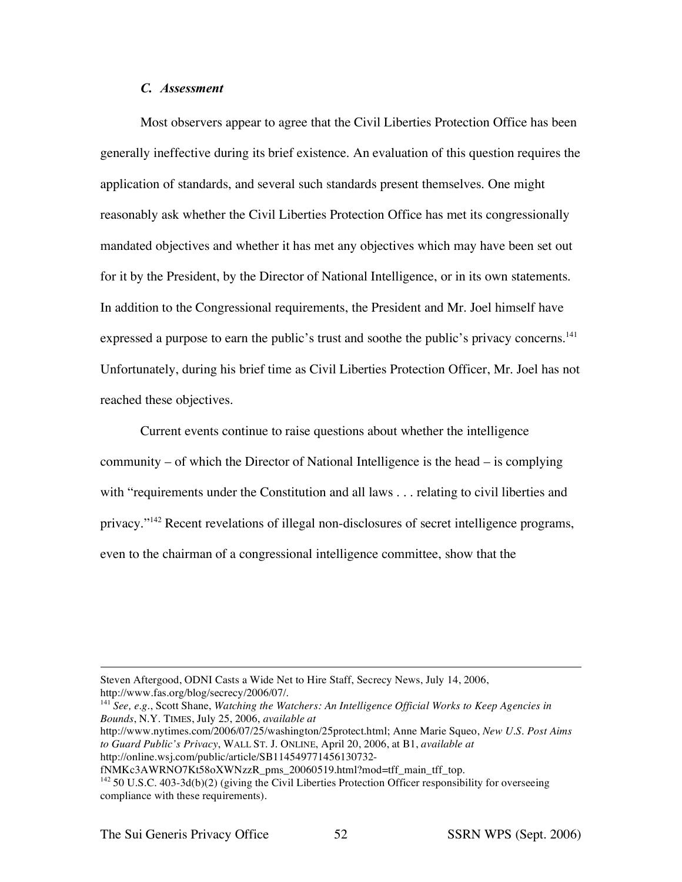### *C. Assessment*

Most observers appear to agree that the Civil Liberties Protection Office has been generally ineffective during its brief existence. An evaluation of this question requires the application of standards, and several such standards present themselves. One might reasonably ask whether the Civil Liberties Protection Office has met its congressionally mandated objectives and whether it has met any objectives which may have been set out for it by the President, by the Director of National Intelligence, or in its own statements. In addition to the Congressional requirements, the President and Mr. Joel himself have expressed a purpose to earn the public's trust and soothe the public's privacy concerns.[141] Unfortunately, during his brief time as Civil Liberties Protection Officer, Mr. Joel has not reached these objectives.

Current events continue to raise questions about whether the intelligence community – of which the Director of National Intelligence is the head – is complying with "requirements under the Constitution and all laws . . . relating to civil liberties and privacy."[142] Recent revelations of illegal non-disclosures of secret intelligence programs, even to the chairman of a congressional intelligence committee, show that the

---

Steven Aftergood, ODNI Casts a Wide Net to Hire Staff, Secrecy News, July 14, 2006, http://www.fas.org/blog/secrecy/2006/07/.

[141] *See, e.g.*, Scott Shane, *Watching the Watchers: An Intelligence Official Works to Keep Agencies in Bounds*, N.Y. TIMES, July 25, 2006, *available at* http://www.nytimes.com/2006/07/25/washington/25protect.html; Anne Marie Squeo, *New U.S. Post Aims to Guard Public's Privacy*, WALL ST. J. ONLINE, April 20, 2006, at B1, *available at* http://online.wsj.com/public/article/SB114549771456130732-fNMKc3AWRNO7Kt58oXWNzzR_pms_20060519.html?mod=tff_main_tff_top.

[142] 50 U.S.C. 403-3d(b)(2) (giving the Civil Liberties Protection Officer responsibility for overseeing compliance with these requirements).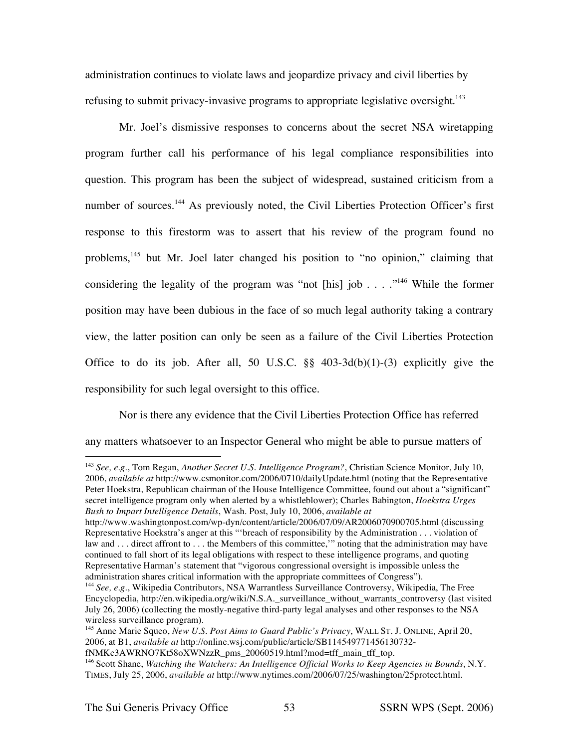administration continues to violate laws and jeopardize privacy and civil liberties by refusing to submit privacy-invasive programs to appropriate legislative oversight.[143]

Mr. Joel's dismissive responses to concerns about the secret NSA wiretapping program further call his performance of his legal compliance responsibilities into question. This program has been the subject of widespread, sustained criticism from a number of sources.[144] As previously noted, the Civil Liberties Protection Officer's first response to this firestorm was to assert that his review of the program found no problems,[145] but Mr. Joel later changed his position to "no opinion," claiming that considering the legality of the program was "not [his] job . . . ."[146] While the former position may have been dubious in the face of so much legal authority taking a contrary view, the latter position can only be seen as a failure of the Civil Liberties Protection Office to do its job. After all, 50 U.S.C. §§ 403-3d(b)(1)-(3) explicitly give the responsibility for such legal oversight to this office.

Nor is there any evidence that the Civil Liberties Protection Office has referred any matters whatsoever to an Inspector General who might be able to pursue matters of

---

[143] *See, e.g.*, Tom Regan, *Another Secret U.S. Intelligence Program?*, Christian Science Monitor, July 10, 2006, *available at* http://www.csmonitor.com/2006/0710/dailyUpdate.html (noting that the Representative Peter Hoekstra, Republican chairman of the House Intelligence Committee, found out about a "significant" secret intelligence program only when alerted by a whistleblower); Charles Babington, *Hoekstra Urges Bush to Impart Intelligence Details*, Wash. Post, July 10, 2006, *available at* http://www.washingtonpost.com/wp-dyn/content/article/2006/07/09/AR2006070900705.html (discussing Representative Hoekstra's anger at this "'breach of responsibility by the Administration . . . violation of law and . . . direct affront to . . . the Members of this committee,'" noting that the administration may have continued to fall short of its legal obligations with respect to these intelligence programs, and quoting Representative Harman's statement that "vigorous congressional oversight is impossible unless the administration shares critical information with the appropriate committees of Congress").

[144] *See, e.g.*, Wikipedia Contributors, NSA Warrantless Surveillance Controversy, Wikipedia, The Free Encyclopedia, http://en.wikipedia.org/wiki/N.S.A._surveillance_without_warrants_controversy (last visited July 26, 2006) (collecting the mostly-negative third-party legal analyses and other responses to the NSA wireless surveillance program).

[145] Anne Marie Squeo, *New U.S. Post Aims to Guard Public's Privacy*, WALL ST. J. ONLINE, April 20, 2006, at B1, *available at* http://online.wsj.com/public/article/SB114549771456130732-fNMKc3AWRNO7Kt58oXWNzzR_pms_20060519.html?mod=tff_main_tff_top.

[146] Scott Shane, *Watching the Watchers: An Intelligence Official Works to Keep Agencies in Bounds*, N.Y. TIMES, July 25, 2006, *available at* http://www.nytimes.com/2006/07/25/washington/25protect.html.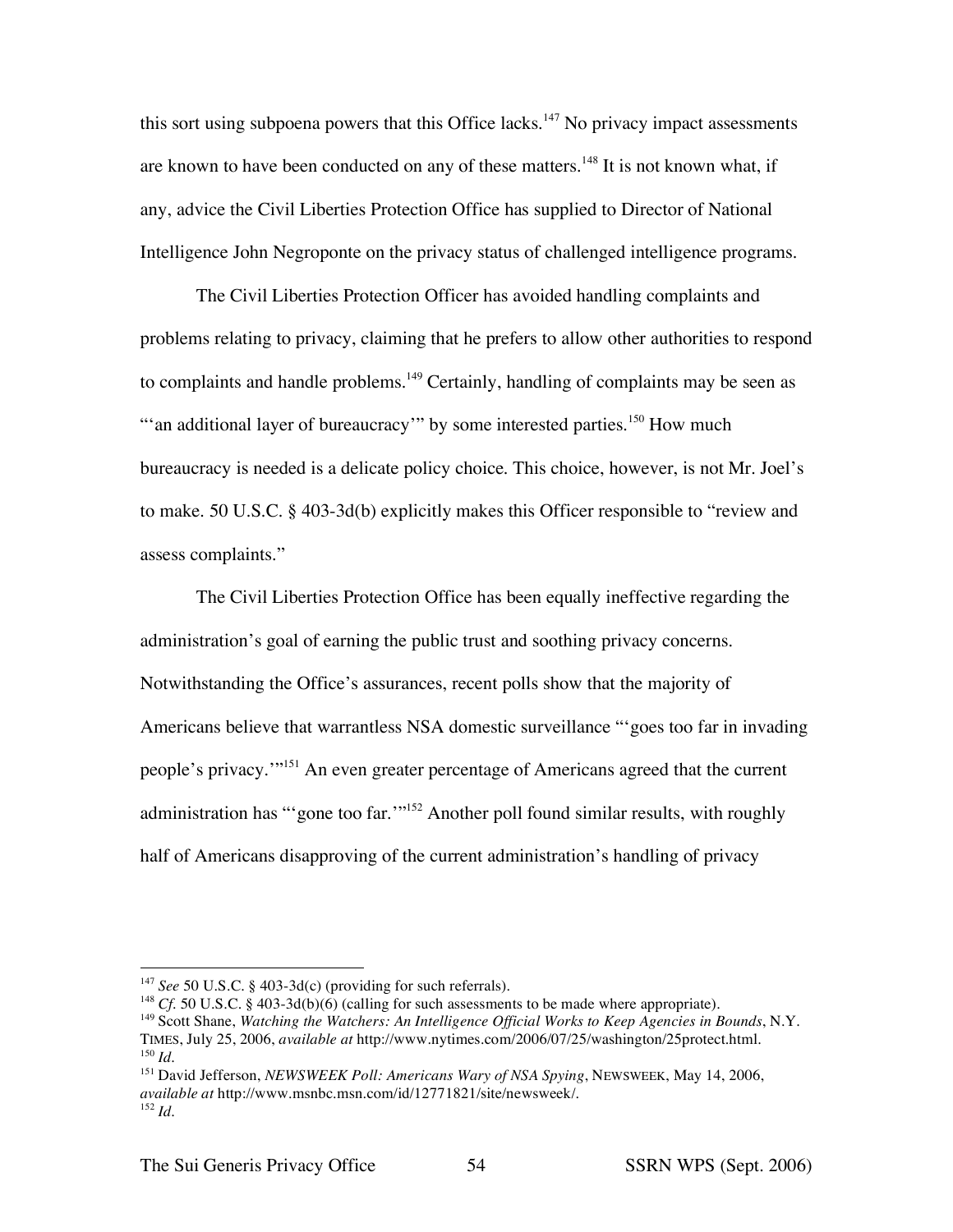this sort using subpoena powers that this Office lacks.[147] No privacy impact assessments are known to have been conducted on any of these matters.[148] It is not known what, if any, advice the Civil Liberties Protection Office has supplied to Director of National Intelligence John Negroponte on the privacy status of challenged intelligence programs.

The Civil Liberties Protection Officer has avoided handling complaints and problems relating to privacy, claiming that he prefers to allow other authorities to respond to complaints and handle problems.[149] Certainly, handling of complaints may be seen as "'an additional layer of bureaucracy'" by some interested parties.[150] How much bureaucracy is needed is a delicate policy choice. This choice, however, is not Mr. Joel's to make. 50 U.S.C. § 403-3d(b) explicitly makes this Officer responsible to "review and assess complaints."

The Civil Liberties Protection Office has been equally ineffective regarding the administration's goal of earning the public trust and soothing privacy concerns. Notwithstanding the Office's assurances, recent polls show that the majority of Americans believe that warrantless NSA domestic surveillance "'goes too far in invading people's privacy.'"[151] An even greater percentage of Americans agreed that the current administration has "'gone too far.'"[152] Another poll found similar results, with roughly half of Americans disapproving of the current administration's handling of privacy

---

[147] *See* 50 U.S.C. § 403-3d(c) (providing for such referrals).

[148] *Cf.* 50 U.S.C. § 403-3d(b)(6) (calling for such assessments to be made where appropriate).

[149] Scott Shane, *Watching the Watchers: An Intelligence Official Works to Keep Agencies in Bounds*, N.Y. TIMES, July 25, 2006, *available at* http://www.nytimes.com/2006/07/25/washington/25protect.html.

[150] *Id.*

[151] David Jefferson, *NEWSWEEK Poll: Americans Wary of NSA Spying*, NEWSWEEK, May 14, 2006, *available at* http://www.msnbc.msn.com/id/12771821/site/newsweek/.

[152] *Id.*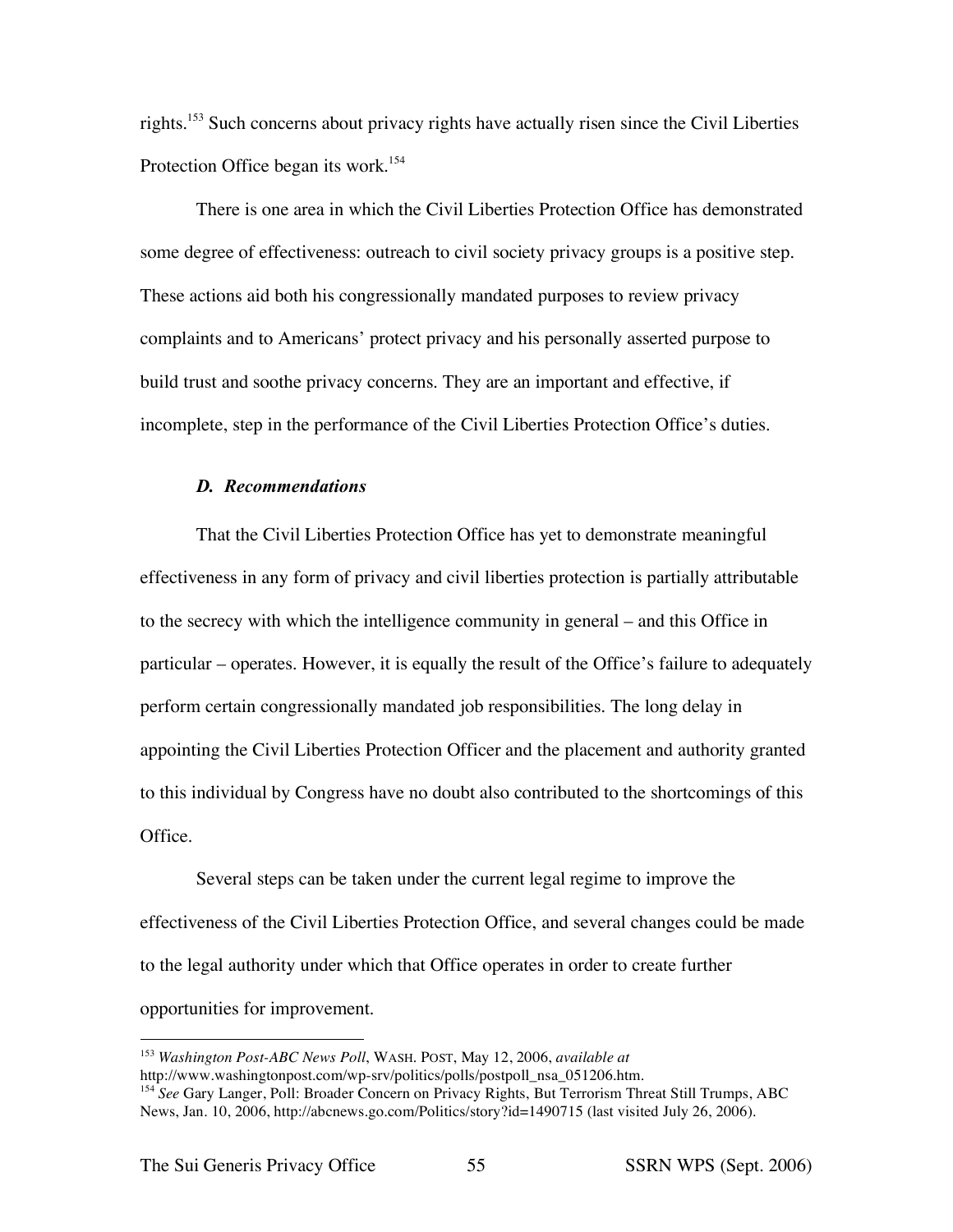rights.[153] Such concerns about privacy rights have actually risen since the Civil Liberties Protection Office began its work.[154]

There is one area in which the Civil Liberties Protection Office has demonstrated some degree of effectiveness: outreach to civil society privacy groups is a positive step. These actions aid both his congressionally mandated purposes to review privacy complaints and to Americans' protect privacy and his personally asserted purpose to build trust and soothe privacy concerns. They are an important and effective, if incomplete, step in the performance of the Civil Liberties Protection Office's duties.

### *D. Recommendations*

That the Civil Liberties Protection Office has yet to demonstrate meaningful effectiveness in any form of privacy and civil liberties protection is partially attributable to the secrecy with which the intelligence community in general – and this Office in particular – operates. However, it is equally the result of the Office's failure to adequately perform certain congressionally mandated job responsibilities. The long delay in appointing the Civil Liberties Protection Officer and the placement and authority granted to this individual by Congress have no doubt also contributed to the shortcomings of this Office.

Several steps can be taken under the current legal regime to improve the effectiveness of the Civil Liberties Protection Office, and several changes could be made to the legal authority under which that Office operates in order to create further opportunities for improvement.

---

[153] *Washington Post-ABC News Poll*, WASH. POST, May 12, 2006, *available at* http://www.washingtonpost.com/wp-srv/politics/polls/postpoll_nsa_051206.htm.

[154] *See* Gary Langer, Poll: Broader Concern on Privacy Rights, But Terrorism Threat Still Trumps, ABC News, Jan. 10, 2006, http://abcnews.go.com/Politics/story?id=1490715 (last visited July 26, 2006).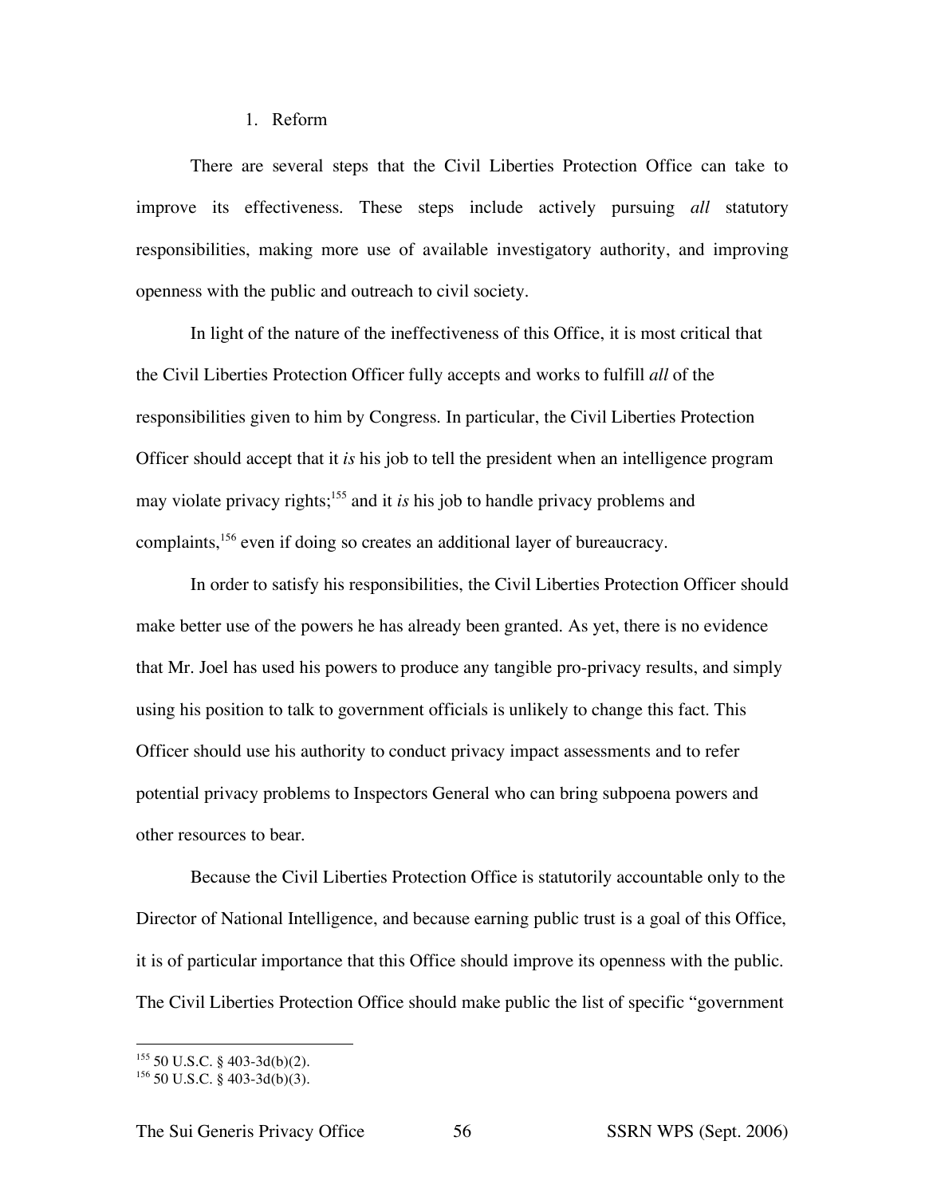1. Reform

There are several steps that the Civil Liberties Protection Office can take to improve its effectiveness. These steps include actively pursuing *all* statutory responsibilities, making more use of available investigatory authority, and improving openness with the public and outreach to civil society.

In light of the nature of the ineffectiveness of this Office, it is most critical that the Civil Liberties Protection Officer fully accepts and works to fulfill *all* of the responsibilities given to him by Congress. In particular, the Civil Liberties Protection Officer should accept that it *is* his job to tell the president when an intelligence program may violate privacy rights;[155] and it *is* his job to handle privacy problems and complaints,[156] even if doing so creates an additional layer of bureaucracy.

In order to satisfy his responsibilities, the Civil Liberties Protection Officer should make better use of the powers he has already been granted. As yet, there is no evidence that Mr. Joel has used his powers to produce any tangible pro-privacy results, and simply using his position to talk to government officials is unlikely to change this fact. This Officer should use his authority to conduct privacy impact assessments and to refer potential privacy problems to Inspectors General who can bring subpoena powers and other resources to bear.

Because the Civil Liberties Protection Office is statutorily accountable only to the Director of National Intelligence, and because earning public trust is a goal of this Office, it is of particular importance that this Office should improve its openness with the public. The Civil Liberties Protection Office should make public the list of specific "government

---

[155] 50 U.S.C. § 403-3d(b)(2).

[156] 50 U.S.C. § 403-3d(b)(3).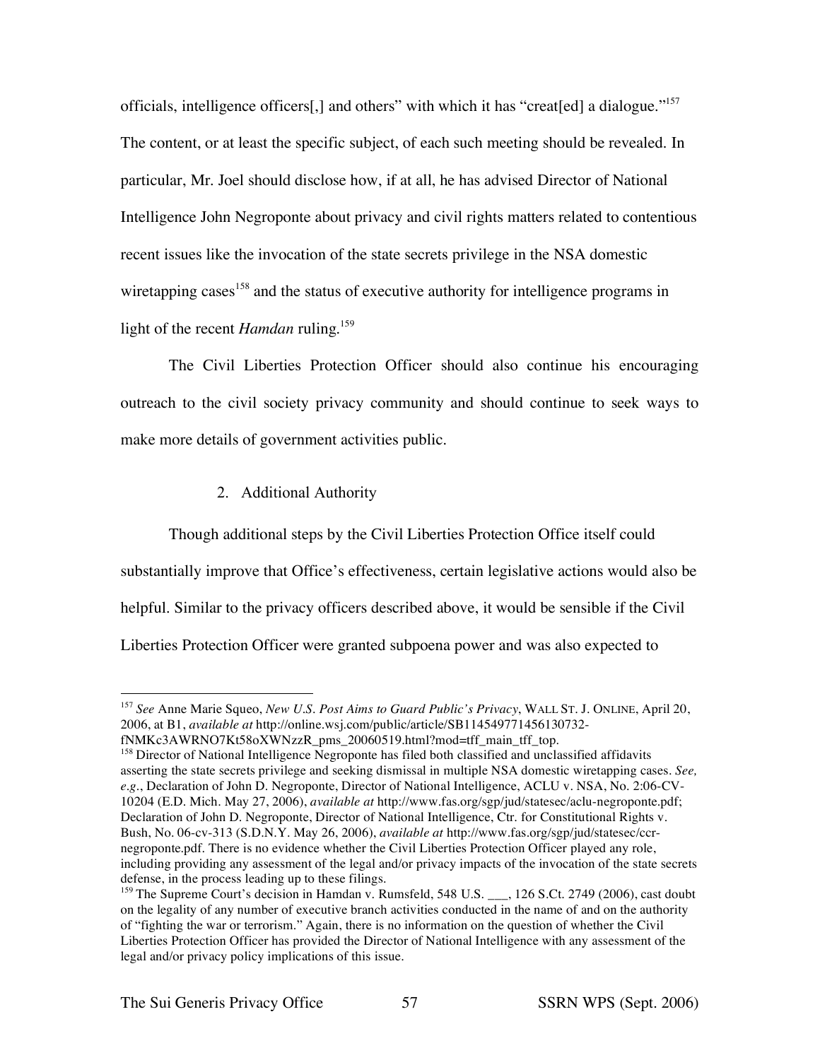officials, intelligence officers[,] and others" with which it has "creat[ed] a dialogue."[157] The content, or at least the specific subject, of each such meeting should be revealed. In particular, Mr. Joel should disclose how, if at all, he has advised Director of National Intelligence John Negroponte about privacy and civil rights matters related to contentious recent issues like the invocation of the state secrets privilege in the NSA domestic wiretapping cases[158] and the status of executive authority for intelligence programs in light of the recent *Hamdan* ruling.[159]

The Civil Liberties Protection Officer should also continue his encouraging outreach to the civil society privacy community and should continue to seek ways to make more details of government activities public.

2. Additional Authority

Though additional steps by the Civil Liberties Protection Office itself could substantially improve that Office's effectiveness, certain legislative actions would also be helpful. Similar to the privacy officers described above, it would be sensible if the Civil Liberties Protection Officer were granted subpoena power and was also expected to

---

[157] *See* Anne Marie Squeo, *New U.S. Post Aims to Guard Public's Privacy*, WALL ST. J. ONLINE, April 20, 2006, at B1, *available at* http://online.wsj.com/public/article/SB114549771456130732-fNMKc3AWRNO7Kt58oXWNzzR_pms_20060519.html?mod=tff_main_tff_top.

[158] Director of National Intelligence Negroponte has filed both classified and unclassified affidavits asserting the state secrets privilege and seeking dismissal in multiple NSA domestic wiretapping cases. *See, e.g.*, Declaration of John D. Negroponte, Director of National Intelligence, ACLU v. NSA, No. 2:06-CV-10204 (E.D. Mich. May 27, 2006), *available at* http://www.fas.org/sgp/jud/statesec/aclu-negroponte.pdf; Declaration of John D. Negroponte, Director of National Intelligence, Ctr. for Constitutional Rights v. Bush, No. 06-cv-313 (S.D.N.Y. May 26, 2006), *available at* http://www.fas.org/sgp/jud/statesec/ccr-negroponte.pdf. There is no evidence whether the Civil Liberties Protection Officer played any role, including providing any assessment of the legal and/or privacy impacts of the invocation of the state secrets defense, in the process leading up to these filings.

[159] The Supreme Court's decision in Hamdan v. Rumsfeld, 548 U.S. ___, 126 S.Ct. 2749 (2006), cast doubt on the legality of any number of executive branch activities conducted in the name of and on the authority of "fighting the war or terrorism." Again, there is no information on the question of whether the Civil Liberties Protection Officer has provided the Director of National Intelligence with any assessment of the legal and/or privacy policy implications of this issue.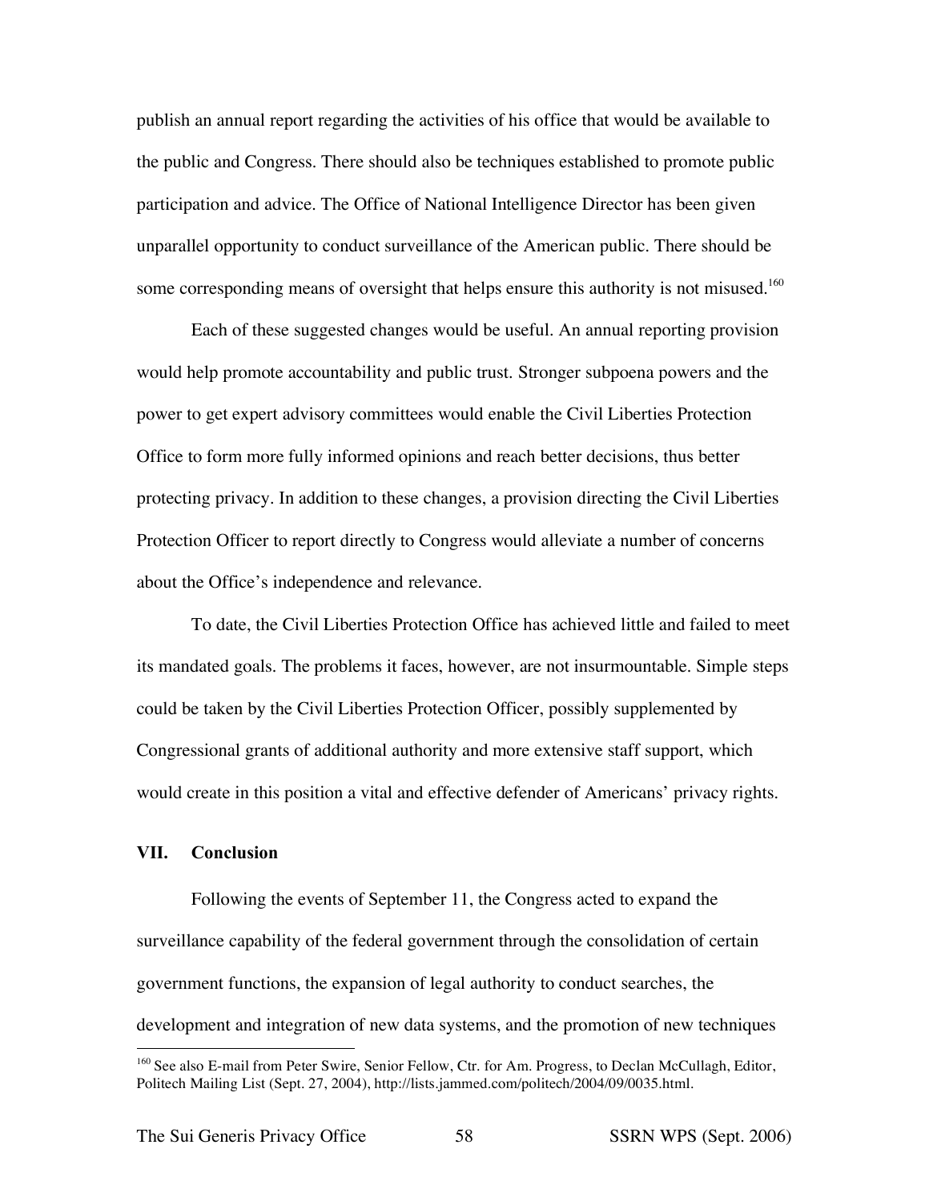publish an annual report regarding the activities of his office that would be available to the public and Congress. There should also be techniques established to promote public participation and advice. The Office of National Intelligence Director has been given unparallel opportunity to conduct surveillance of the American public. There should be some corresponding means of oversight that helps ensure this authority is not misused.[160]

Each of these suggested changes would be useful. An annual reporting provision would help promote accountability and public trust. Stronger subpoena powers and the power to get expert advisory committees would enable the Civil Liberties Protection Office to form more fully informed opinions and reach better decisions, thus better protecting privacy. In addition to these changes, a provision directing the Civil Liberties Protection Officer to report directly to Congress would alleviate a number of concerns about the Office's independence and relevance.

To date, the Civil Liberties Protection Office has achieved little and failed to meet its mandated goals. The problems it faces, however, are not insurmountable. Simple steps could be taken by the Civil Liberties Protection Officer, possibly supplemented by Congressional grants of additional authority and more extensive staff support, which would create in this position a vital and effective defender of Americans' privacy rights.

## VII. Conclusion

Following the events of September 11, the Congress acted to expand the surveillance capability of the federal government through the consolidation of certain government functions, the expansion of legal authority to conduct searches, the development and integration of new data systems, and the promotion of new techniques

---

[160] See also E-mail from Peter Swire, Senior Fellow, Ctr. for Am. Progress, to Declan McCullagh, Editor, Politech Mailing List (Sept. 27, 2004), http://lists.jammed.com/politech/2004/09/0035.html.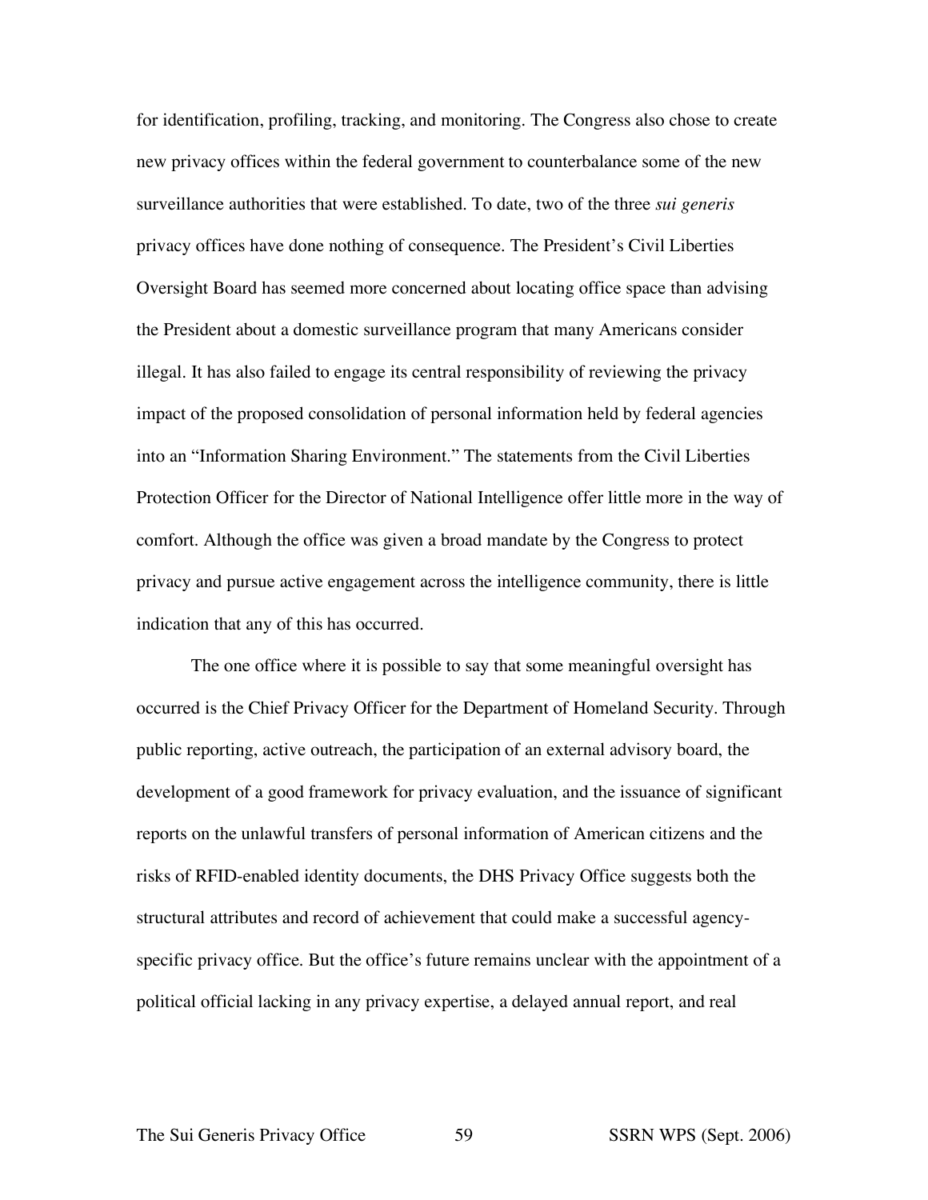for identification, profiling, tracking, and monitoring. The Congress also chose to create new privacy offices within the federal government to counterbalance some of the new surveillance authorities that were established. To date, two of the three *sui generis* privacy offices have done nothing of consequence. The President's Civil Liberties Oversight Board has seemed more concerned about locating office space than advising the President about a domestic surveillance program that many Americans consider illegal. It has also failed to engage its central responsibility of reviewing the privacy impact of the proposed consolidation of personal information held by federal agencies into an "Information Sharing Environment." The statements from the Civil Liberties Protection Officer for the Director of National Intelligence offer little more in the way of comfort. Although the office was given a broad mandate by the Congress to protect privacy and pursue active engagement across the intelligence community, there is little indication that any of this has occurred.

The one office where it is possible to say that some meaningful oversight has occurred is the Chief Privacy Officer for the Department of Homeland Security. Through public reporting, active outreach, the participation of an external advisory board, the development of a good framework for privacy evaluation, and the issuance of significant reports on the unlawful transfers of personal information of American citizens and the risks of RFID-enabled identity documents, the DHS Privacy Office suggests both the structural attributes and record of achievement that could make a successful agency-specific privacy office. But the office's future remains unclear with the appointment of a political official lacking in any privacy expertise, a delayed annual report, and real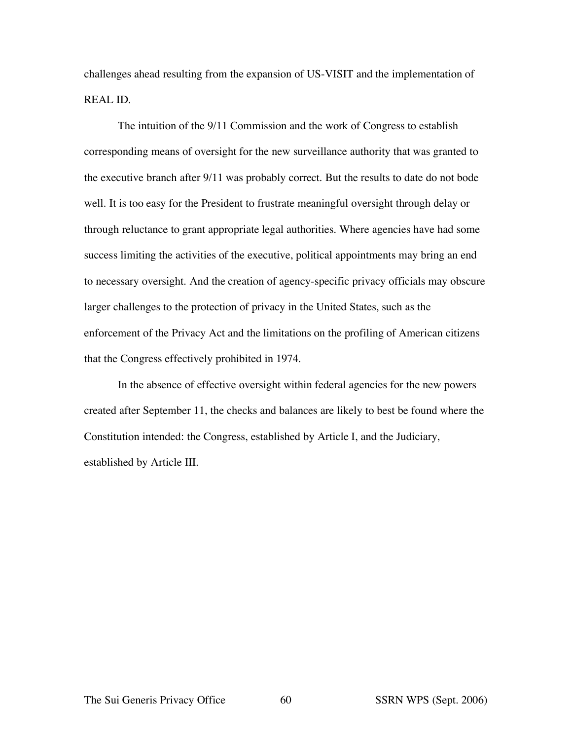challenges ahead resulting from the expansion of US-VISIT and the implementation of REAL ID.

The intuition of the 9/11 Commission and the work of Congress to establish corresponding means of oversight for the new surveillance authority that was granted to the executive branch after 9/11 was probably correct. But the results to date do not bode well. It is too easy for the President to frustrate meaningful oversight through delay or through reluctance to grant appropriate legal authorities. Where agencies have had some success limiting the activities of the executive, political appointments may bring an end to necessary oversight. And the creation of agency-specific privacy officials may obscure larger challenges to the protection of privacy in the United States, such as the enforcement of the Privacy Act and the limitations on the profiling of American citizens that the Congress effectively prohibited in 1974.

In the absence of effective oversight within federal agencies for the new powers created after September 11, the checks and balances are likely to best be found where the Constitution intended: the Congress, established by Article I, and the Judiciary, established by Article III.